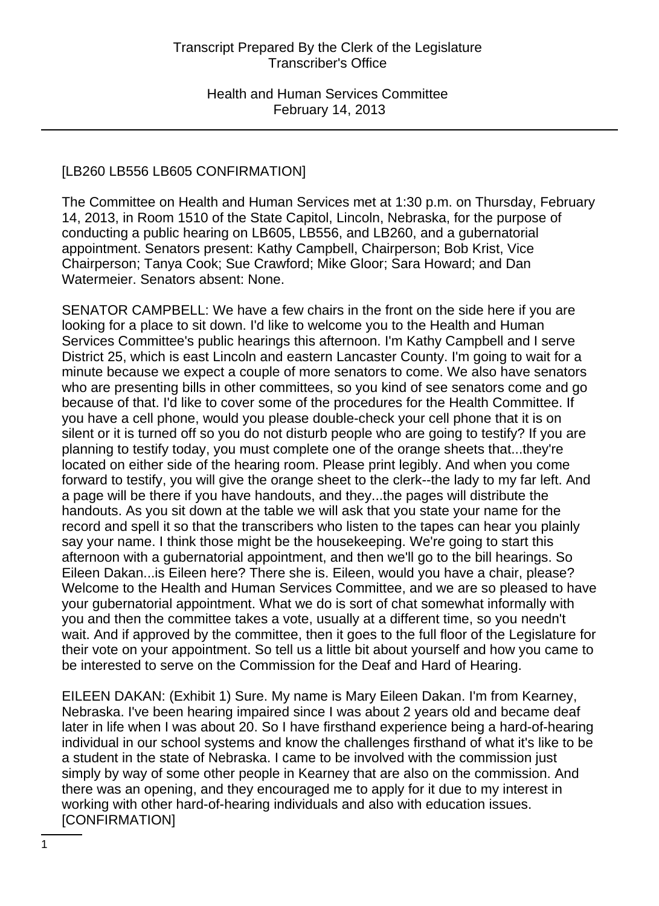[LB260 LB556 LB605 CONFIRMATION]

The Committee on Health and Human Services met at 1:30 p.m. on Thursday, February 14, 2013, in Room 1510 of the State Capitol, Lincoln, Nebraska, for the purpose of conducting a public hearing on LB605, LB556, and LB260, and a gubernatorial appointment. Senators present: Kathy Campbell, Chairperson; Bob Krist, Vice Chairperson; Tanya Cook; Sue Crawford; Mike Gloor; Sara Howard; and Dan Watermeier. Senators absent: None.

SENATOR CAMPBELL: We have a few chairs in the front on the side here if you are looking for a place to sit down. I'd like to welcome you to the Health and Human Services Committee's public hearings this afternoon. I'm Kathy Campbell and I serve District 25, which is east Lincoln and eastern Lancaster County. I'm going to wait for a minute because we expect a couple of more senators to come. We also have senators who are presenting bills in other committees, so you kind of see senators come and go because of that. I'd like to cover some of the procedures for the Health Committee. If you have a cell phone, would you please double-check your cell phone that it is on silent or it is turned off so you do not disturb people who are going to testify? If you are planning to testify today, you must complete one of the orange sheets that...they're located on either side of the hearing room. Please print legibly. And when you come forward to testify, you will give the orange sheet to the clerk--the lady to my far left. And a page will be there if you have handouts, and they...the pages will distribute the handouts. As you sit down at the table we will ask that you state your name for the record and spell it so that the transcribers who listen to the tapes can hear you plainly say your name. I think those might be the housekeeping. We're going to start this afternoon with a gubernatorial appointment, and then we'll go to the bill hearings. So Eileen Dakan...is Eileen here? There she is. Eileen, would you have a chair, please? Welcome to the Health and Human Services Committee, and we are so pleased to have your gubernatorial appointment. What we do is sort of chat somewhat informally with you and then the committee takes a vote, usually at a different time, so you needn't wait. And if approved by the committee, then it goes to the full floor of the Legislature for their vote on your appointment. So tell us a little bit about yourself and how you came to be interested to serve on the Commission for the Deaf and Hard of Hearing.

EILEEN DAKAN: (Exhibit 1) Sure. My name is Mary Eileen Dakan. I'm from Kearney, Nebraska. I've been hearing impaired since I was about 2 years old and became deaf later in life when I was about 20. So I have firsthand experience being a hard-of-hearing individual in our school systems and know the challenges firsthand of what it's like to be a student in the state of Nebraska. I came to be involved with the commission just simply by way of some other people in Kearney that are also on the commission. And there was an opening, and they encouraged me to apply for it due to my interest in working with other hard-of-hearing individuals and also with education issues. [CONFIRMATION]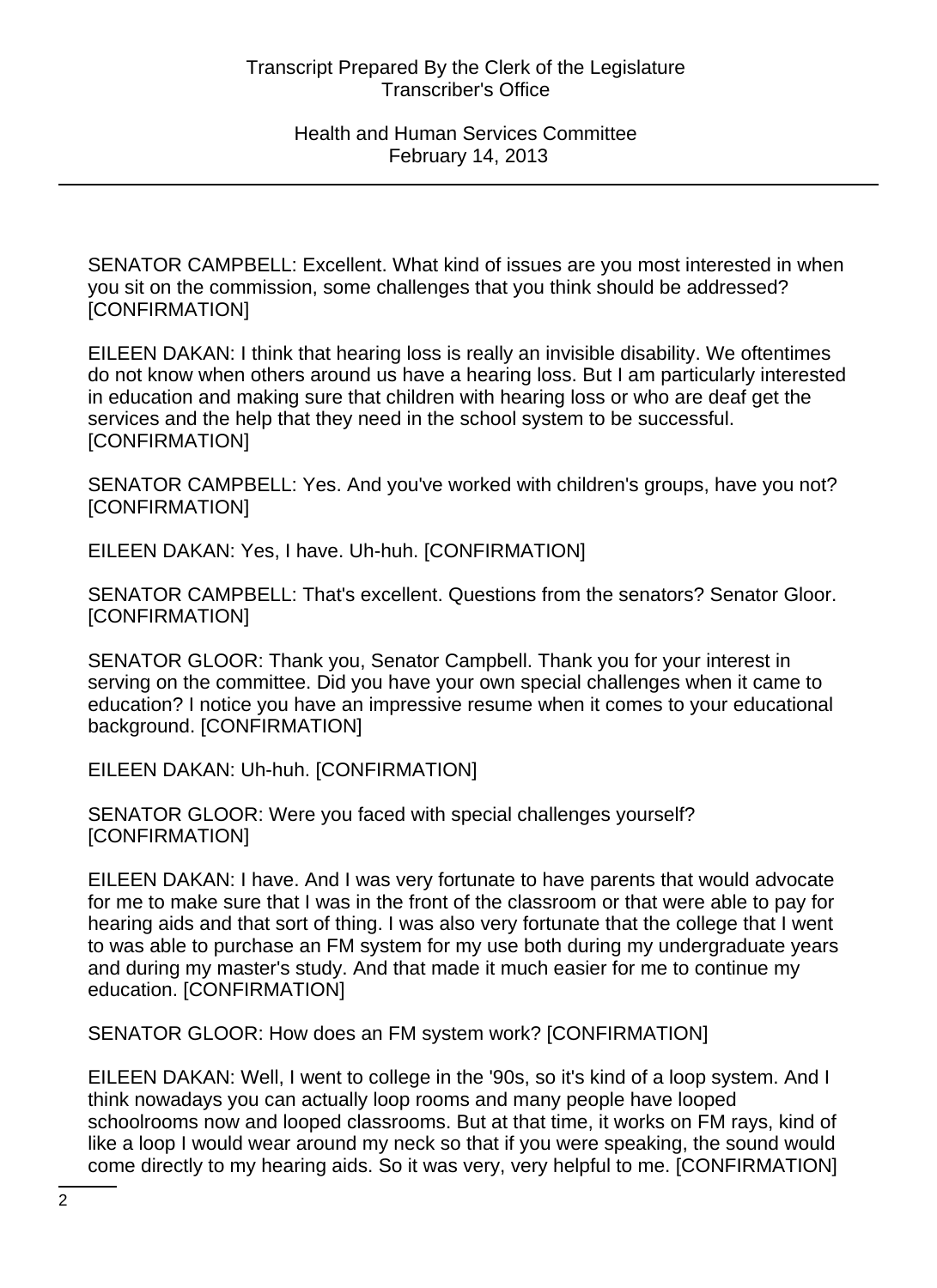SENATOR CAMPBELL: Excellent. What kind of issues are you most interested in when you sit on the commission, some challenges that you think should be addressed? [CONFIRMATION]

EILEEN DAKAN: I think that hearing loss is really an invisible disability. We oftentimes do not know when others around us have a hearing loss. But I am particularly interested in education and making sure that children with hearing loss or who are deaf get the services and the help that they need in the school system to be successful. [CONFIRMATION]

SENATOR CAMPBELL: Yes. And you've worked with children's groups, have you not? [CONFIRMATION]

EILEEN DAKAN: Yes, I have. Uh-huh. [CONFIRMATION]

SENATOR CAMPBELL: That's excellent. Questions from the senators? Senator Gloor. [CONFIRMATION]

SENATOR GLOOR: Thank you, Senator Campbell. Thank you for your interest in serving on the committee. Did you have your own special challenges when it came to education? I notice you have an impressive resume when it comes to your educational background. [CONFIRMATION]

EILEEN DAKAN: Uh-huh. [CONFIRMATION]

SENATOR GLOOR: Were you faced with special challenges yourself? [CONFIRMATION]

EILEEN DAKAN: I have. And I was very fortunate to have parents that would advocate for me to make sure that I was in the front of the classroom or that were able to pay for hearing aids and that sort of thing. I was also very fortunate that the college that I went to was able to purchase an FM system for my use both during my undergraduate years and during my master's study. And that made it much easier for me to continue my education. [CONFIRMATION]

SENATOR GLOOR: How does an FM system work? [CONFIRMATION]

EILEEN DAKAN: Well, I went to college in the '90s, so it's kind of a loop system. And I think nowadays you can actually loop rooms and many people have looped schoolrooms now and looped classrooms. But at that time, it works on FM rays, kind of like a loop I would wear around my neck so that if you were speaking, the sound would come directly to my hearing aids. So it was very, very helpful to me. [CONFIRMATION]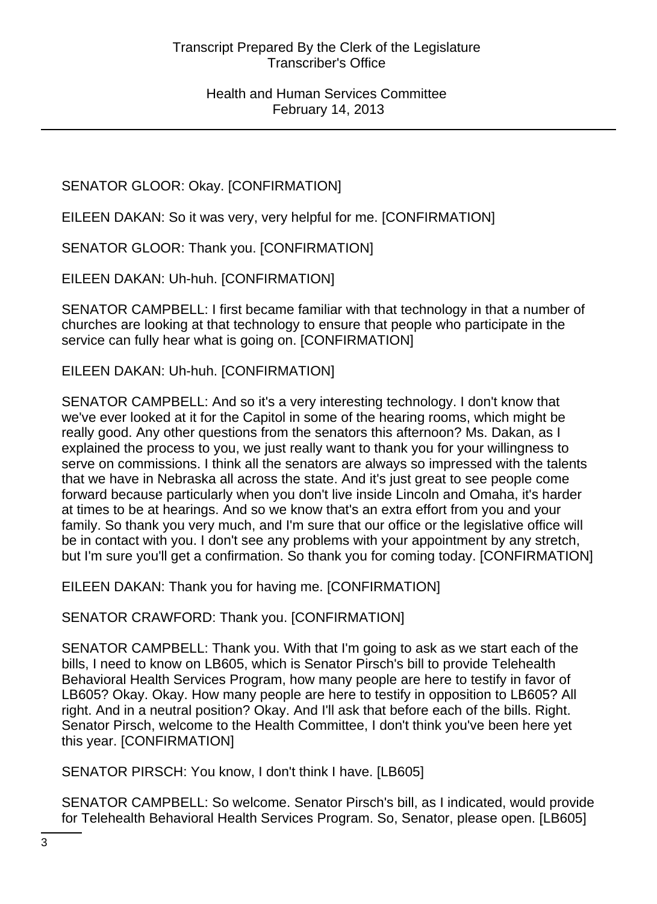SENATOR GLOOR: Okay. [CONFIRMATION]

EILEEN DAKAN: So it was very, very helpful for me. [CONFIRMATION]

SENATOR GLOOR: Thank you. [CONFIRMATION]

EILEEN DAKAN: Uh-huh. [CONFIRMATION]

SENATOR CAMPBELL: I first became familiar with that technology in that a number of churches are looking at that technology to ensure that people who participate in the service can fully hear what is going on. [CONFIRMATION]

EILEEN DAKAN: Uh-huh. [CONFIRMATION]

SENATOR CAMPBELL: And so it's a very interesting technology. I don't know that we've ever looked at it for the Capitol in some of the hearing rooms, which might be really good. Any other questions from the senators this afternoon? Ms. Dakan, as I explained the process to you, we just really want to thank you for your willingness to serve on commissions. I think all the senators are always so impressed with the talents that we have in Nebraska all across the state. And it's just great to see people come forward because particularly when you don't live inside Lincoln and Omaha, it's harder at times to be at hearings. And so we know that's an extra effort from you and your family. So thank you very much, and I'm sure that our office or the legislative office will be in contact with you. I don't see any problems with your appointment by any stretch, but I'm sure you'll get a confirmation. So thank you for coming today. [CONFIRMATION]

EILEEN DAKAN: Thank you for having me. [CONFIRMATION]

SENATOR CRAWFORD: Thank you. [CONFIRMATION]

SENATOR CAMPBELL: Thank you. With that I'm going to ask as we start each of the bills, I need to know on LB605, which is Senator Pirsch's bill to provide Telehealth Behavioral Health Services Program, how many people are here to testify in favor of LB605? Okay. Okay. How many people are here to testify in opposition to LB605? All right. And in a neutral position? Okay. And I'll ask that before each of the bills. Right. Senator Pirsch, welcome to the Health Committee, I don't think you've been here yet this year. [CONFIRMATION]

SENATOR PIRSCH: You know, I don't think I have. [LB605]

SENATOR CAMPBELL: So welcome. Senator Pirsch's bill, as I indicated, would provide for Telehealth Behavioral Health Services Program. So, Senator, please open. [LB605]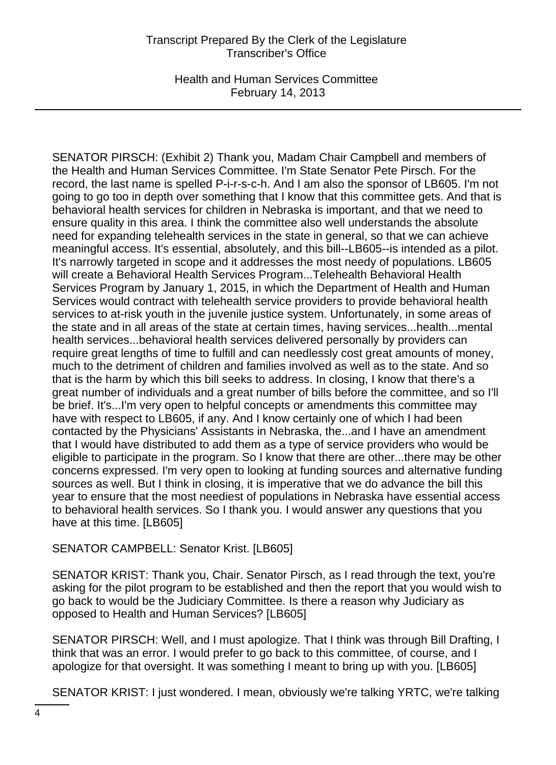SENATOR PIRSCH: (Exhibit 2) Thank you, Madam Chair Campbell and members of the Health and Human Services Committee. I'm State Senator Pete Pirsch. For the record, the last name is spelled P-i-r-s-c-h. And I am also the sponsor of LB605. I'm not going to go too in depth over something that I know that this committee gets. And that is behavioral health services for children in Nebraska is important, and that we need to ensure quality in this area. I think the committee also well understands the absolute need for expanding telehealth services in the state in general, so that we can achieve meaningful access. It's essential, absolutely, and this bill--LB605--is intended as a pilot. It's narrowly targeted in scope and it addresses the most needy of populations. LB605 will create a Behavioral Health Services Program...Telehealth Behavioral Health Services Program by January 1, 2015, in which the Department of Health and Human Services would contract with telehealth service providers to provide behavioral health services to at-risk youth in the juvenile justice system. Unfortunately, in some areas of the state and in all areas of the state at certain times, having services...health...mental health services...behavioral health services delivered personally by providers can require great lengths of time to fulfill and can needlessly cost great amounts of money, much to the detriment of children and families involved as well as to the state. And so that is the harm by which this bill seeks to address. In closing, I know that there's a great number of individuals and a great number of bills before the committee, and so I'll be brief. It's...I'm very open to helpful concepts or amendments this committee may have with respect to LB605, if any. And I know certainly one of which I had been contacted by the Physicians' Assistants in Nebraska, the...and I have an amendment that I would have distributed to add them as a type of service providers who would be eligible to participate in the program. So I know that there are other...there may be other concerns expressed. I'm very open to looking at funding sources and alternative funding sources as well. But I think in closing, it is imperative that we do advance the bill this year to ensure that the most neediest of populations in Nebraska have essential access to behavioral health services. So I thank you. I would answer any questions that you have at this time. [LB605]

SENATOR CAMPBELL: Senator Krist. [LB605]

SENATOR KRIST: Thank you, Chair. Senator Pirsch, as I read through the text, you're asking for the pilot program to be established and then the report that you would wish to go back to would be the Judiciary Committee. Is there a reason why Judiciary as opposed to Health and Human Services? [LB605]

SENATOR PIRSCH: Well, and I must apologize. That I think was through Bill Drafting, I think that was an error. I would prefer to go back to this committee, of course, and I apologize for that oversight. It was something I meant to bring up with you. [LB605]

SENATOR KRIST: I just wondered. I mean, obviously we're talking YRTC, we're talking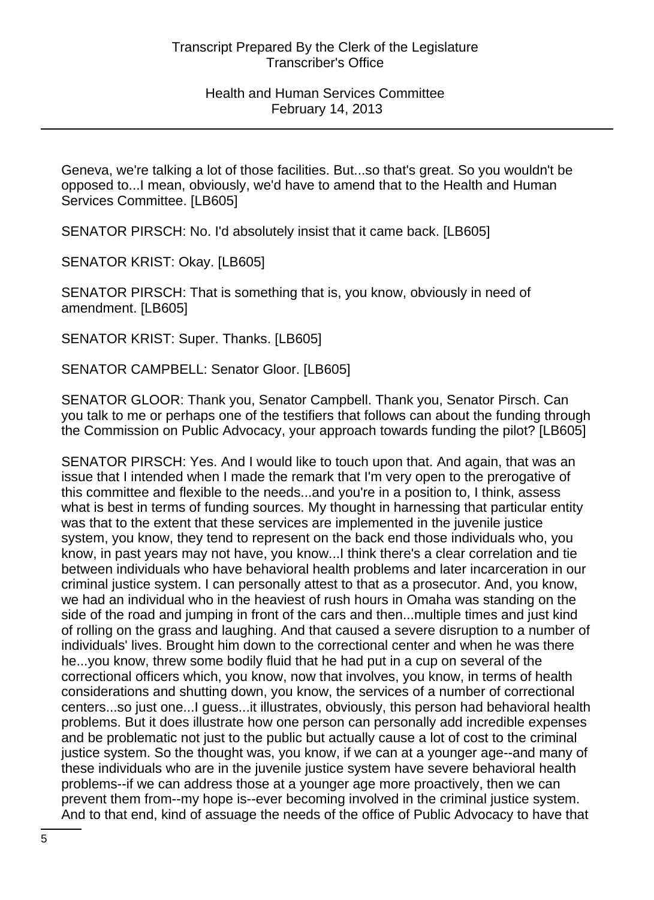Geneva, we're talking a lot of those facilities. But...so that's great. So you wouldn't be opposed to...I mean, obviously, we'd have to amend that to the Health and Human Services Committee. [LB605]

SENATOR PIRSCH: No. I'd absolutely insist that it came back. [LB605]

SENATOR KRIST: Okay. [LB605]

SENATOR PIRSCH: That is something that is, you know, obviously in need of amendment. [LB605]

SENATOR KRIST: Super. Thanks. [LB605]

SENATOR CAMPBELL: Senator Gloor. [LB605]

SENATOR GLOOR: Thank you, Senator Campbell. Thank you, Senator Pirsch. Can you talk to me or perhaps one of the testifiers that follows can about the funding through the Commission on Public Advocacy, your approach towards funding the pilot? [LB605]

SENATOR PIRSCH: Yes. And I would like to touch upon that. And again, that was an issue that I intended when I made the remark that I'm very open to the prerogative of this committee and flexible to the needs...and you're in a position to, I think, assess what is best in terms of funding sources. My thought in harnessing that particular entity was that to the extent that these services are implemented in the juvenile justice system, you know, they tend to represent on the back end those individuals who, you know, in past years may not have, you know...I think there's a clear correlation and tie between individuals who have behavioral health problems and later incarceration in our criminal justice system. I can personally attest to that as a prosecutor. And, you know, we had an individual who in the heaviest of rush hours in Omaha was standing on the side of the road and jumping in front of the cars and then...multiple times and just kind of rolling on the grass and laughing. And that caused a severe disruption to a number of individuals' lives. Brought him down to the correctional center and when he was there he...you know, threw some bodily fluid that he had put in a cup on several of the correctional officers which, you know, now that involves, you know, in terms of health considerations and shutting down, you know, the services of a number of correctional centers...so just one...I guess...it illustrates, obviously, this person had behavioral health problems. But it does illustrate how one person can personally add incredible expenses and be problematic not just to the public but actually cause a lot of cost to the criminal justice system. So the thought was, you know, if we can at a younger age--and many of these individuals who are in the juvenile justice system have severe behavioral health problems--if we can address those at a younger age more proactively, then we can prevent them from--my hope is--ever becoming involved in the criminal justice system. And to that end, kind of assuage the needs of the office of Public Advocacy to have that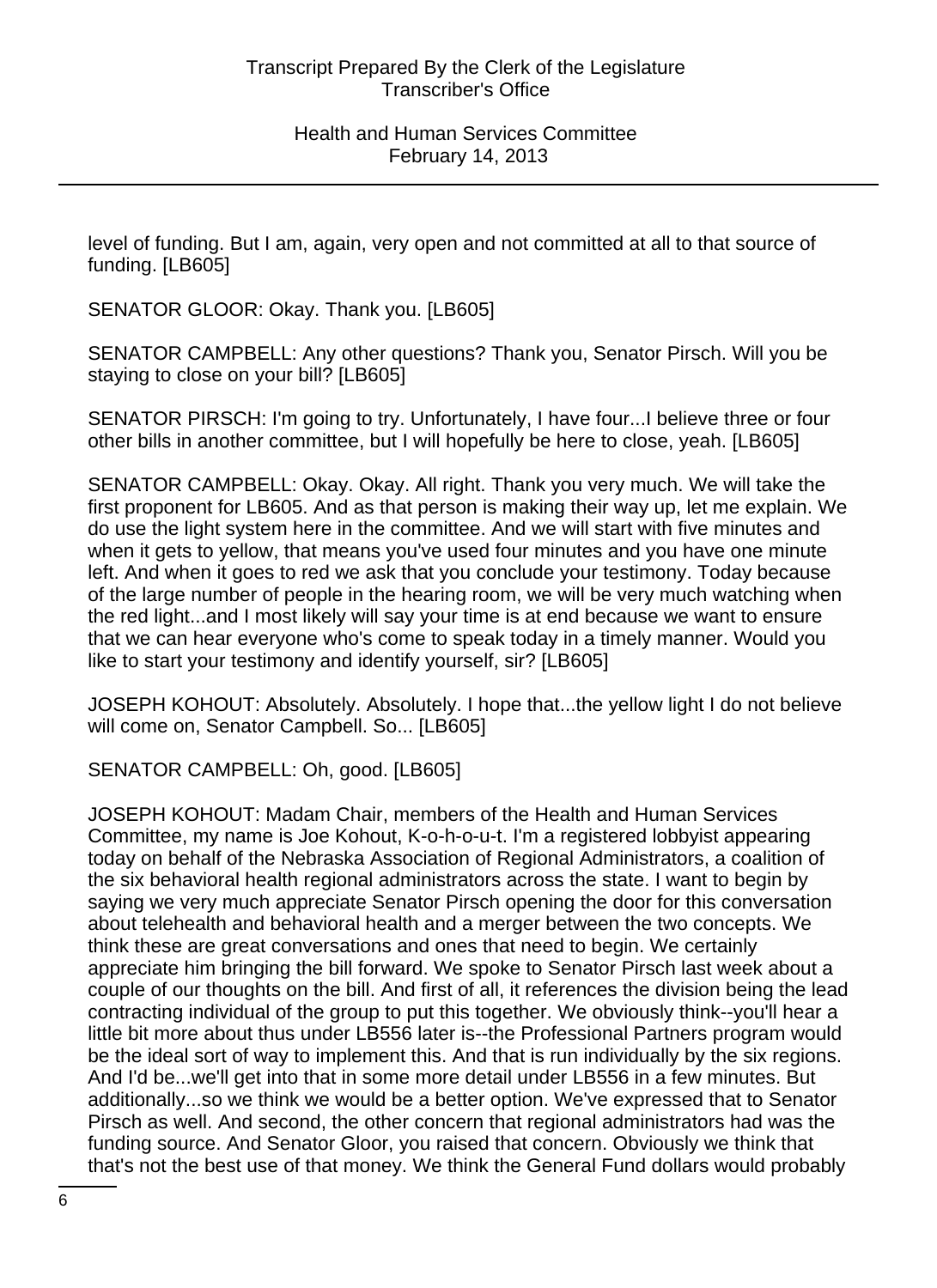level of funding. But I am, again, very open and not committed at all to that source of funding. [LB605]

SENATOR GLOOR: Okay. Thank you. [LB605]

SENATOR CAMPBELL: Any other questions? Thank you, Senator Pirsch. Will you be staying to close on your bill? [LB605]

SENATOR PIRSCH: I'm going to try. Unfortunately, I have four...I believe three or four other bills in another committee, but I will hopefully be here to close, yeah. [LB605]

SENATOR CAMPBELL: Okay. Okay. All right. Thank you very much. We will take the first proponent for LB605. And as that person is making their way up, let me explain. We do use the light system here in the committee. And we will start with five minutes and when it gets to yellow, that means you've used four minutes and you have one minute left. And when it goes to red we ask that you conclude your testimony. Today because of the large number of people in the hearing room, we will be very much watching when the red light...and I most likely will say your time is at end because we want to ensure that we can hear everyone who's come to speak today in a timely manner. Would you like to start your testimony and identify yourself, sir? [LB605]

JOSEPH KOHOUT: Absolutely. Absolutely. I hope that...the yellow light I do not believe will come on, Senator Campbell. So... [LB605]

SENATOR CAMPBELL: Oh, good. [LB605]

JOSEPH KOHOUT: Madam Chair, members of the Health and Human Services Committee, my name is Joe Kohout, K-o-h-o-u-t. I'm a registered lobbyist appearing today on behalf of the Nebraska Association of Regional Administrators, a coalition of the six behavioral health regional administrators across the state. I want to begin by saying we very much appreciate Senator Pirsch opening the door for this conversation about telehealth and behavioral health and a merger between the two concepts. We think these are great conversations and ones that need to begin. We certainly appreciate him bringing the bill forward. We spoke to Senator Pirsch last week about a couple of our thoughts on the bill. And first of all, it references the division being the lead contracting individual of the group to put this together. We obviously think--you'll hear a little bit more about thus under LB556 later is--the Professional Partners program would be the ideal sort of way to implement this. And that is run individually by the six regions. And I'd be...we'll get into that in some more detail under LB556 in a few minutes. But additionally...so we think we would be a better option. We've expressed that to Senator Pirsch as well. And second, the other concern that regional administrators had was the funding source. And Senator Gloor, you raised that concern. Obviously we think that that's not the best use of that money. We think the General Fund dollars would probably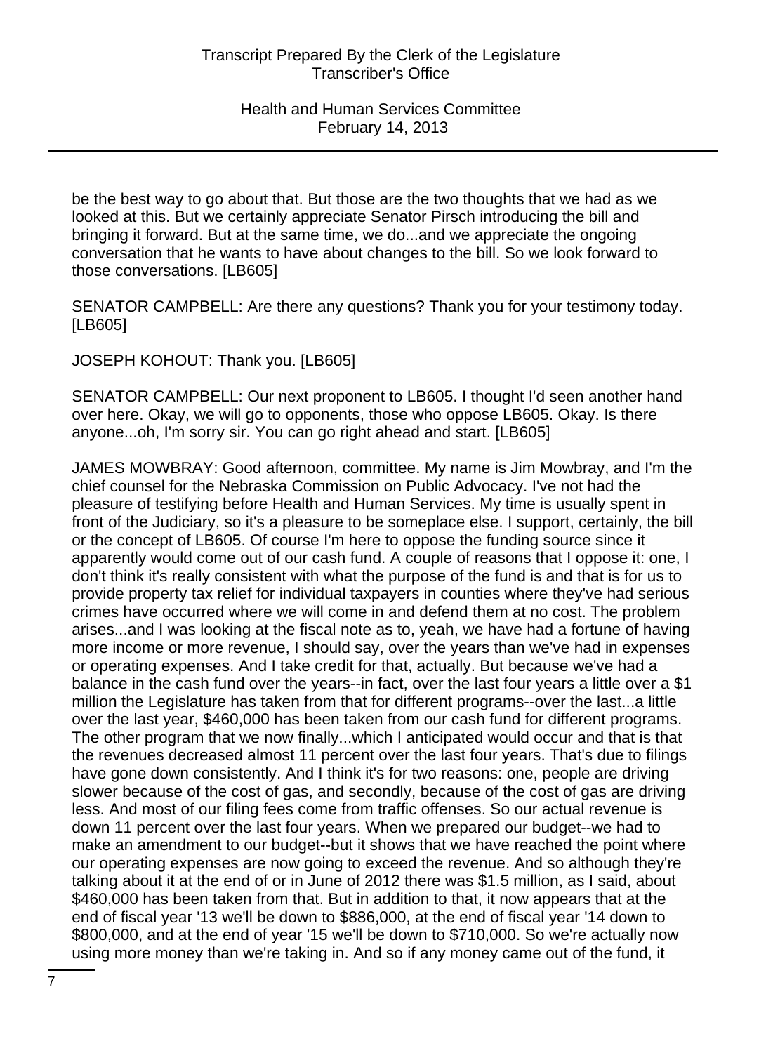be the best way to go about that. But those are the two thoughts that we had as we looked at this. But we certainly appreciate Senator Pirsch introducing the bill and bringing it forward. But at the same time, we do...and we appreciate the ongoing conversation that he wants to have about changes to the bill. So we look forward to those conversations. [LB605]

SENATOR CAMPBELL: Are there any questions? Thank you for your testimony today. [LB605]

JOSEPH KOHOUT: Thank you. [LB605]

SENATOR CAMPBELL: Our next proponent to LB605. I thought I'd seen another hand over here. Okay, we will go to opponents, those who oppose LB605. Okay. Is there anyone...oh, I'm sorry sir. You can go right ahead and start. [LB605]

JAMES MOWBRAY: Good afternoon, committee. My name is Jim Mowbray, and I'm the chief counsel for the Nebraska Commission on Public Advocacy. I've not had the pleasure of testifying before Health and Human Services. My time is usually spent in front of the Judiciary, so it's a pleasure to be someplace else. I support, certainly, the bill or the concept of LB605. Of course I'm here to oppose the funding source since it apparently would come out of our cash fund. A couple of reasons that I oppose it: one, I don't think it's really consistent with what the purpose of the fund is and that is for us to provide property tax relief for individual taxpayers in counties where they've had serious crimes have occurred where we will come in and defend them at no cost. The problem arises...and I was looking at the fiscal note as to, yeah, we have had a fortune of having more income or more revenue, I should say, over the years than we've had in expenses or operating expenses. And I take credit for that, actually. But because we've had a balance in the cash fund over the years--in fact, over the last four years a little over a $1 million the Legislature has taken from that for different programs--over the last...a little over the last year, $460,000 has been taken from our cash fund for different programs. The other program that we now finally...which I anticipated would occur and that is that the revenues decreased almost 11 percent over the last four years. That's due to filings have gone down consistently. And I think it's for two reasons: one, people are driving slower because of the cost of gas, and secondly, because of the cost of gas are driving less. And most of our filing fees come from traffic offenses. So our actual revenue is down 11 percent over the last four years. When we prepared our budget--we had to make an amendment to our budget--but it shows that we have reached the point where our operating expenses are now going to exceed the revenue. And so although they're talking about it at the end of or in June of 2012 there was $1.5 million, as I said, about $460,000 has been taken from that. But in addition to that, it now appears that at the end of fiscal year '13 we'll be down to $886,000, at the end of fiscal year '14 down to $800,000, and at the end of year '15 we'll be down to $710,000. So we're actually now using more money than we're taking in. And so if any money came out of the fund, it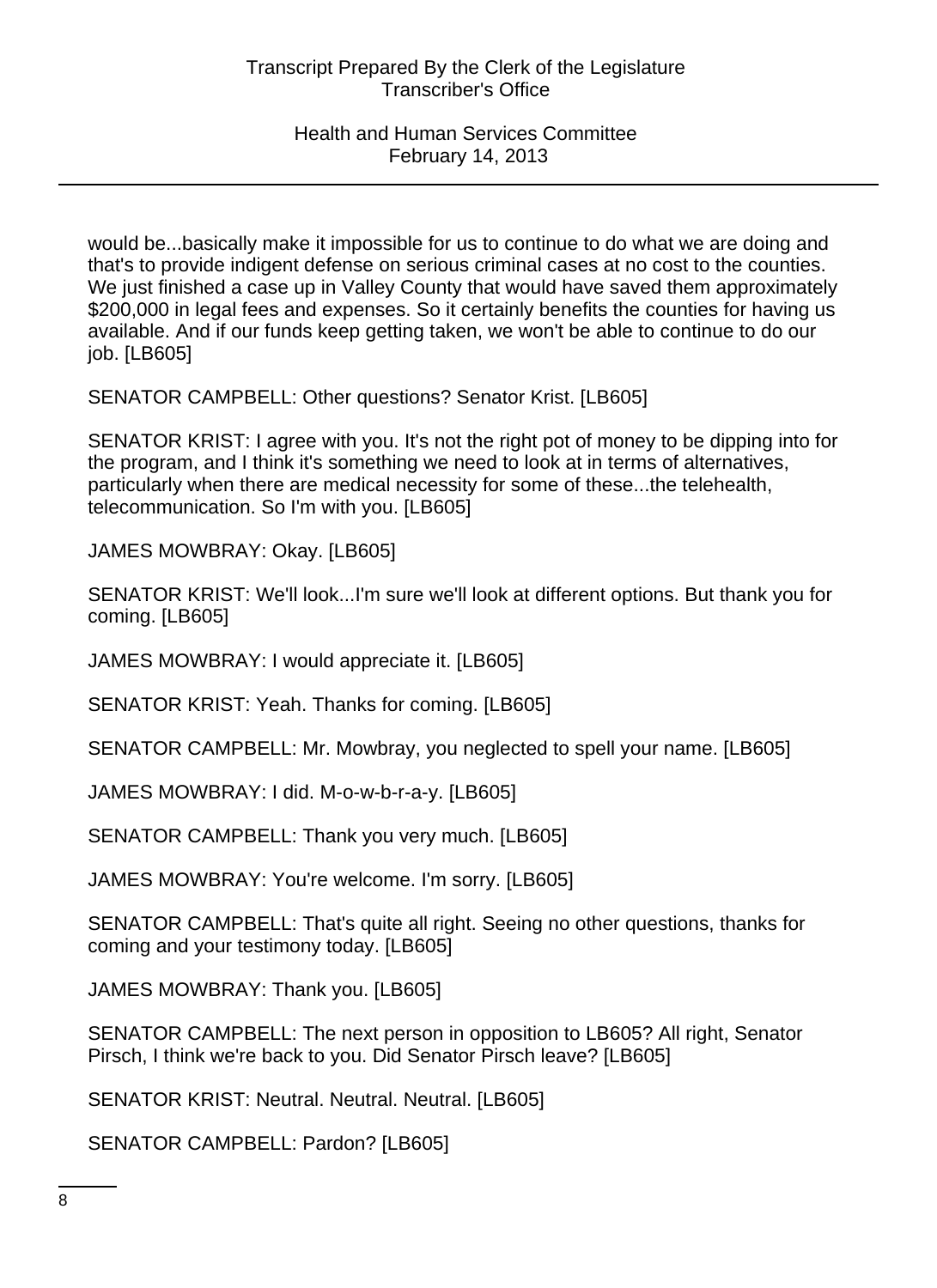would be...basically make it impossible for us to continue to do what we are doing and that's to provide indigent defense on serious criminal cases at no cost to the counties. We just finished a case up in Valley County that would have saved them approximately $200,000 in legal fees and expenses. So it certainly benefits the counties for having us available. And if our funds keep getting taken, we won't be able to continue to do our job. [LB605]

SENATOR CAMPBELL: Other questions? Senator Krist. [LB605]

SENATOR KRIST: I agree with you. It's not the right pot of money to be dipping into for the program, and I think it's something we need to look at in terms of alternatives, particularly when there are medical necessity for some of these...the telehealth, telecommunication. So I'm with you. [LB605]

JAMES MOWBRAY: Okay. [LB605]

SENATOR KRIST: We'll look...I'm sure we'll look at different options. But thank you for coming. [LB605]

JAMES MOWBRAY: I would appreciate it. [LB605]

SENATOR KRIST: Yeah. Thanks for coming. [LB605]

SENATOR CAMPBELL: Mr. Mowbray, you neglected to spell your name. [LB605]

JAMES MOWBRAY: I did. M-o-w-b-r-a-y. [LB605]

SENATOR CAMPBELL: Thank you very much. [LB605]

JAMES MOWBRAY: You're welcome. I'm sorry. [LB605]

SENATOR CAMPBELL: That's quite all right. Seeing no other questions, thanks for coming and your testimony today. [LB605]

JAMES MOWBRAY: Thank you. [LB605]

SENATOR CAMPBELL: The next person in opposition to LB605? All right, Senator Pirsch, I think we're back to you. Did Senator Pirsch leave? [LB605]

SENATOR KRIST: Neutral. Neutral. Neutral. [LB605]

SENATOR CAMPBELL: Pardon? [LB605]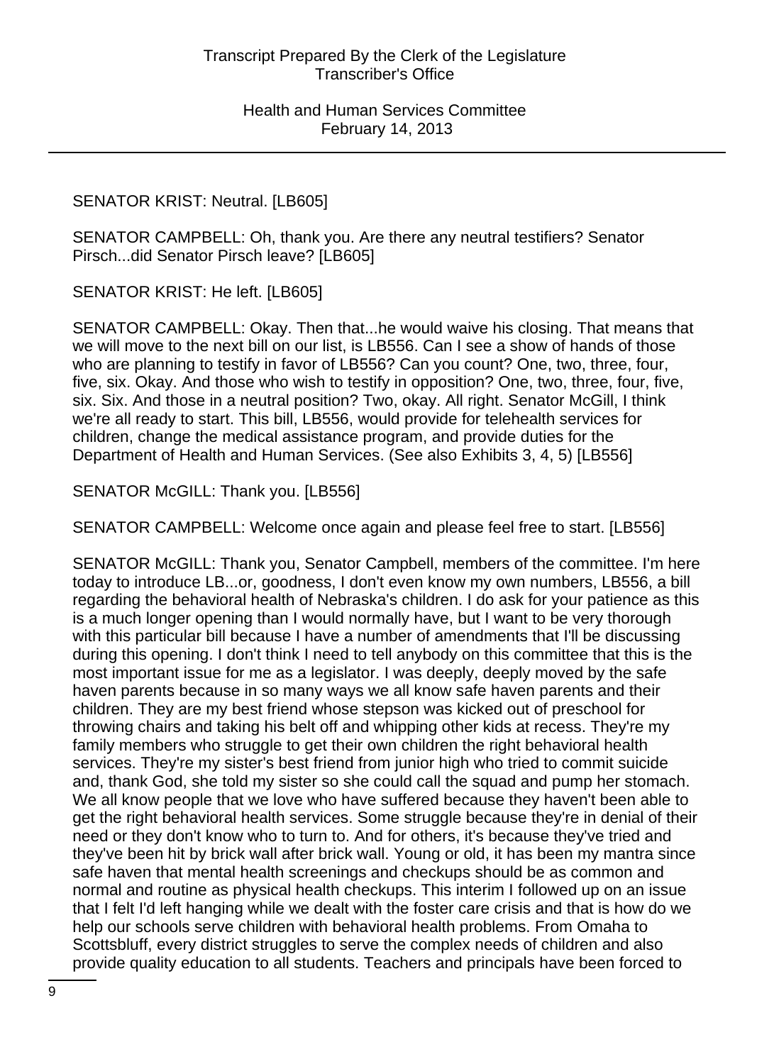SENATOR KRIST: Neutral. [LB605]

SENATOR CAMPBELL: Oh, thank you. Are there any neutral testifiers? Senator Pirsch...did Senator Pirsch leave? [LB605]

SENATOR KRIST: He left. [LB605]

SENATOR CAMPBELL: Okay. Then that...he would waive his closing. That means that we will move to the next bill on our list, is LB556. Can I see a show of hands of those who are planning to testify in favor of LB556? Can you count? One, two, three, four, five, six. Okay. And those who wish to testify in opposition? One, two, three, four, five, six. Six. And those in a neutral position? Two, okay. All right. Senator McGill, I think we're all ready to start. This bill, LB556, would provide for telehealth services for children, change the medical assistance program, and provide duties for the Department of Health and Human Services. (See also Exhibits 3, 4, 5) [LB556]

SENATOR McGILL: Thank you. [LB556]

SENATOR CAMPBELL: Welcome once again and please feel free to start. [LB556]

SENATOR McGILL: Thank you, Senator Campbell, members of the committee. I'm here today to introduce LB...or, goodness, I don't even know my own numbers, LB556, a bill regarding the behavioral health of Nebraska's children. I do ask for your patience as this is a much longer opening than I would normally have, but I want to be very thorough with this particular bill because I have a number of amendments that I'll be discussing during this opening. I don't think I need to tell anybody on this committee that this is the most important issue for me as a legislator. I was deeply, deeply moved by the safe haven parents because in so many ways we all know safe haven parents and their children. They are my best friend whose stepson was kicked out of preschool for throwing chairs and taking his belt off and whipping other kids at recess. They're my family members who struggle to get their own children the right behavioral health services. They're my sister's best friend from junior high who tried to commit suicide and, thank God, she told my sister so she could call the squad and pump her stomach. We all know people that we love who have suffered because they haven't been able to get the right behavioral health services. Some struggle because they're in denial of their need or they don't know who to turn to. And for others, it's because they've tried and they've been hit by brick wall after brick wall. Young or old, it has been my mantra since safe haven that mental health screenings and checkups should be as common and normal and routine as physical health checkups. This interim I followed up on an issue that I felt I'd left hanging while we dealt with the foster care crisis and that is how do we help our schools serve children with behavioral health problems. From Omaha to Scottsbluff, every district struggles to serve the complex needs of children and also provide quality education to all students. Teachers and principals have been forced to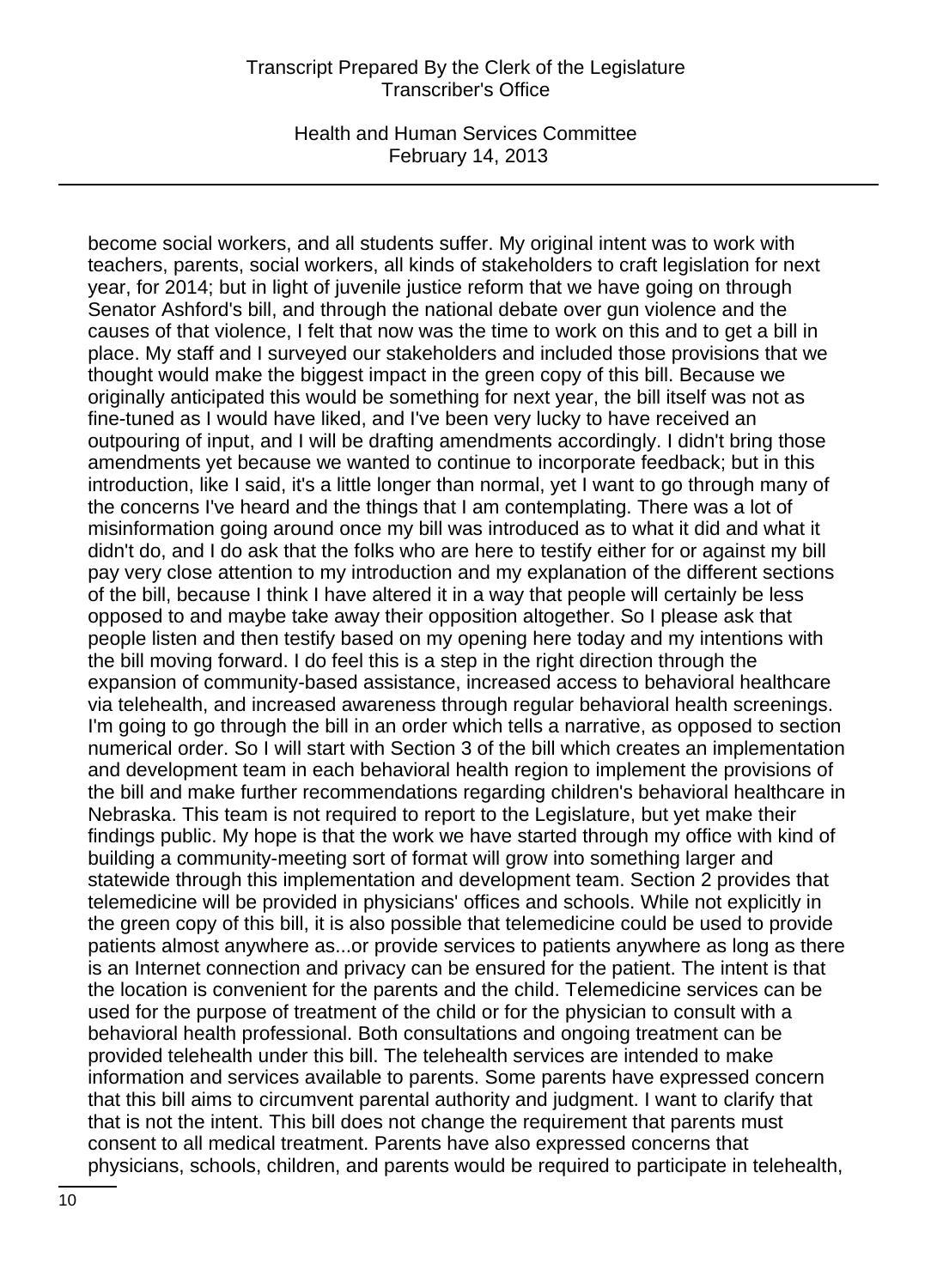become social workers, and all students suffer. My original intent was to work with teachers, parents, social workers, all kinds of stakeholders to craft legislation for next year, for 2014; but in light of juvenile justice reform that we have going on through Senator Ashford's bill, and through the national debate over gun violence and the causes of that violence, I felt that now was the time to work on this and to get a bill in place. My staff and I surveyed our stakeholders and included those provisions that we thought would make the biggest impact in the green copy of this bill. Because we originally anticipated this would be something for next year, the bill itself was not as fine-tuned as I would have liked, and I've been very lucky to have received an outpouring of input, and I will be drafting amendments accordingly. I didn't bring those amendments yet because we wanted to continue to incorporate feedback; but in this introduction, like I said, it's a little longer than normal, yet I want to go through many of the concerns I've heard and the things that I am contemplating. There was a lot of misinformation going around once my bill was introduced as to what it did and what it didn't do, and I do ask that the folks who are here to testify either for or against my bill pay very close attention to my introduction and my explanation of the different sections of the bill, because I think I have altered it in a way that people will certainly be less opposed to and maybe take away their opposition altogether. So I please ask that people listen and then testify based on my opening here today and my intentions with the bill moving forward. I do feel this is a step in the right direction through the expansion of community-based assistance, increased access to behavioral healthcare via telehealth, and increased awareness through regular behavioral health screenings. I'm going to go through the bill in an order which tells a narrative, as opposed to section numerical order. So I will start with Section 3 of the bill which creates an implementation and development team in each behavioral health region to implement the provisions of the bill and make further recommendations regarding children's behavioral healthcare in Nebraska. This team is not required to report to the Legislature, but yet make their findings public. My hope is that the work we have started through my office with kind of building a community-meeting sort of format will grow into something larger and statewide through this implementation and development team. Section 2 provides that telemedicine will be provided in physicians' offices and schools. While not explicitly in the green copy of this bill, it is also possible that telemedicine could be used to provide patients almost anywhere as...or provide services to patients anywhere as long as there is an Internet connection and privacy can be ensured for the patient. The intent is that the location is convenient for the parents and the child. Telemedicine services can be used for the purpose of treatment of the child or for the physician to consult with a behavioral health professional. Both consultations and ongoing treatment can be provided telehealth under this bill. The telehealth services are intended to make information and services available to parents. Some parents have expressed concern that this bill aims to circumvent parental authority and judgment. I want to clarify that that is not the intent. This bill does not change the requirement that parents must consent to all medical treatment. Parents have also expressed concerns that physicians, schools, children, and parents would be required to participate in telehealth,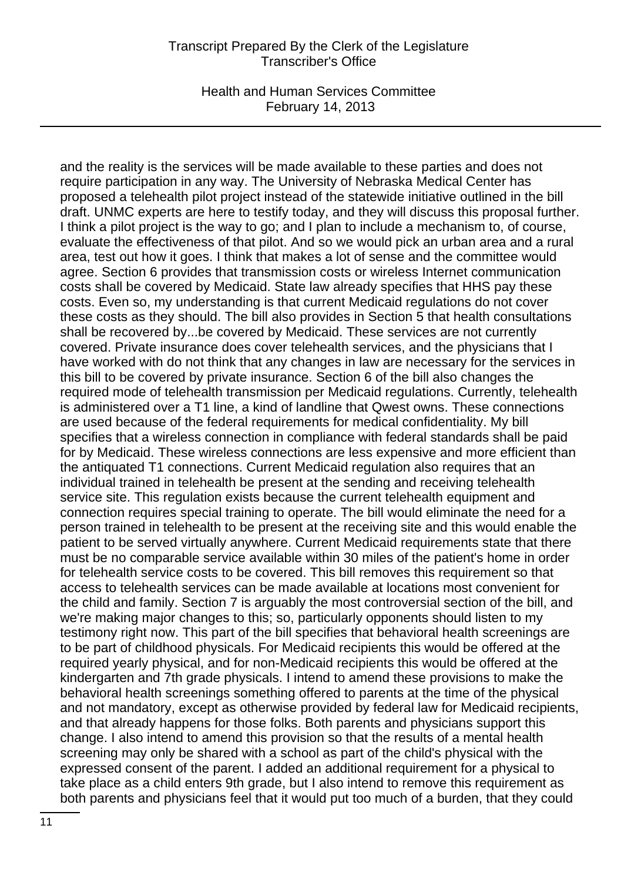and the reality is the services will be made available to these parties and does not require participation in any way. The University of Nebraska Medical Center has proposed a telehealth pilot project instead of the statewide initiative outlined in the bill draft. UNMC experts are here to testify today, and they will discuss this proposal further. I think a pilot project is the way to go; and I plan to include a mechanism to, of course, evaluate the effectiveness of that pilot. And so we would pick an urban area and a rural area, test out how it goes. I think that makes a lot of sense and the committee would agree. Section 6 provides that transmission costs or wireless Internet communication costs shall be covered by Medicaid. State law already specifies that HHS pay these costs. Even so, my understanding is that current Medicaid regulations do not cover these costs as they should. The bill also provides in Section 5 that health consultations shall be recovered by...be covered by Medicaid. These services are not currently covered. Private insurance does cover telehealth services, and the physicians that I have worked with do not think that any changes in law are necessary for the services in this bill to be covered by private insurance. Section 6 of the bill also changes the required mode of telehealth transmission per Medicaid regulations. Currently, telehealth is administered over a T1 line, a kind of landline that Qwest owns. These connections are used because of the federal requirements for medical confidentiality. My bill specifies that a wireless connection in compliance with federal standards shall be paid for by Medicaid. These wireless connections are less expensive and more efficient than the antiquated T1 connections. Current Medicaid regulation also requires that an individual trained in telehealth be present at the sending and receiving telehealth service site. This regulation exists because the current telehealth equipment and connection requires special training to operate. The bill would eliminate the need for a person trained in telehealth to be present at the receiving site and this would enable the patient to be served virtually anywhere. Current Medicaid requirements state that there must be no comparable service available within 30 miles of the patient's home in order for telehealth service costs to be covered. This bill removes this requirement so that access to telehealth services can be made available at locations most convenient for the child and family. Section 7 is arguably the most controversial section of the bill, and we're making major changes to this; so, particularly opponents should listen to my testimony right now. This part of the bill specifies that behavioral health screenings are to be part of childhood physicals. For Medicaid recipients this would be offered at the required yearly physical, and for non-Medicaid recipients this would be offered at the kindergarten and 7th grade physicals. I intend to amend these provisions to make the behavioral health screenings something offered to parents at the time of the physical and not mandatory, except as otherwise provided by federal law for Medicaid recipients, and that already happens for those folks. Both parents and physicians support this change. I also intend to amend this provision so that the results of a mental health screening may only be shared with a school as part of the child's physical with the expressed consent of the parent. I added an additional requirement for a physical to take place as a child enters 9th grade, but I also intend to remove this requirement as both parents and physicians feel that it would put too much of a burden, that they could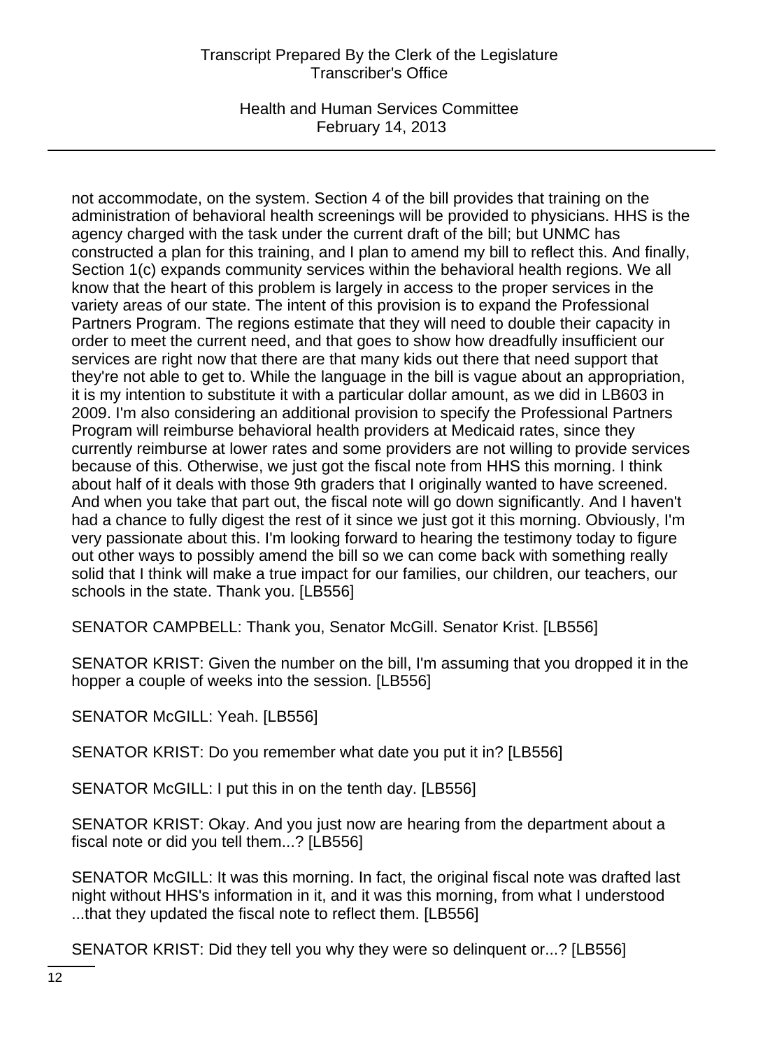not accommodate, on the system. Section 4 of the bill provides that training on the administration of behavioral health screenings will be provided to physicians. HHS is the agency charged with the task under the current draft of the bill; but UNMC has constructed a plan for this training, and I plan to amend my bill to reflect this. And finally, Section 1(c) expands community services within the behavioral health regions. We all know that the heart of this problem is largely in access to the proper services in the variety areas of our state. The intent of this provision is to expand the Professional Partners Program. The regions estimate that they will need to double their capacity in order to meet the current need, and that goes to show how dreadfully insufficient our services are right now that there are that many kids out there that need support that they're not able to get to. While the language in the bill is vague about an appropriation, it is my intention to substitute it with a particular dollar amount, as we did in LB603 in 2009. I'm also considering an additional provision to specify the Professional Partners Program will reimburse behavioral health providers at Medicaid rates, since they currently reimburse at lower rates and some providers are not willing to provide services because of this. Otherwise, we just got the fiscal note from HHS this morning. I think about half of it deals with those 9th graders that I originally wanted to have screened. And when you take that part out, the fiscal note will go down significantly. And I haven't had a chance to fully digest the rest of it since we just got it this morning. Obviously, I'm very passionate about this. I'm looking forward to hearing the testimony today to figure out other ways to possibly amend the bill so we can come back with something really solid that I think will make a true impact for our families, our children, our teachers, our schools in the state. Thank you. [LB556]

SENATOR CAMPBELL: Thank you, Senator McGill. Senator Krist. [LB556]

SENATOR KRIST: Given the number on the bill, I'm assuming that you dropped it in the hopper a couple of weeks into the session. [LB556]

SENATOR McGILL: Yeah. [LB556]

SENATOR KRIST: Do you remember what date you put it in? [LB556]

SENATOR McGILL: I put this in on the tenth day. [LB556]

SENATOR KRIST: Okay. And you just now are hearing from the department about a fiscal note or did you tell them...? [LB556]

SENATOR McGILL: It was this morning. In fact, the original fiscal note was drafted last night without HHS's information in it, and it was this morning, from what I understood ...that they updated the fiscal note to reflect them. [LB556]

SENATOR KRIST: Did they tell you why they were so delinquent or...? [LB556]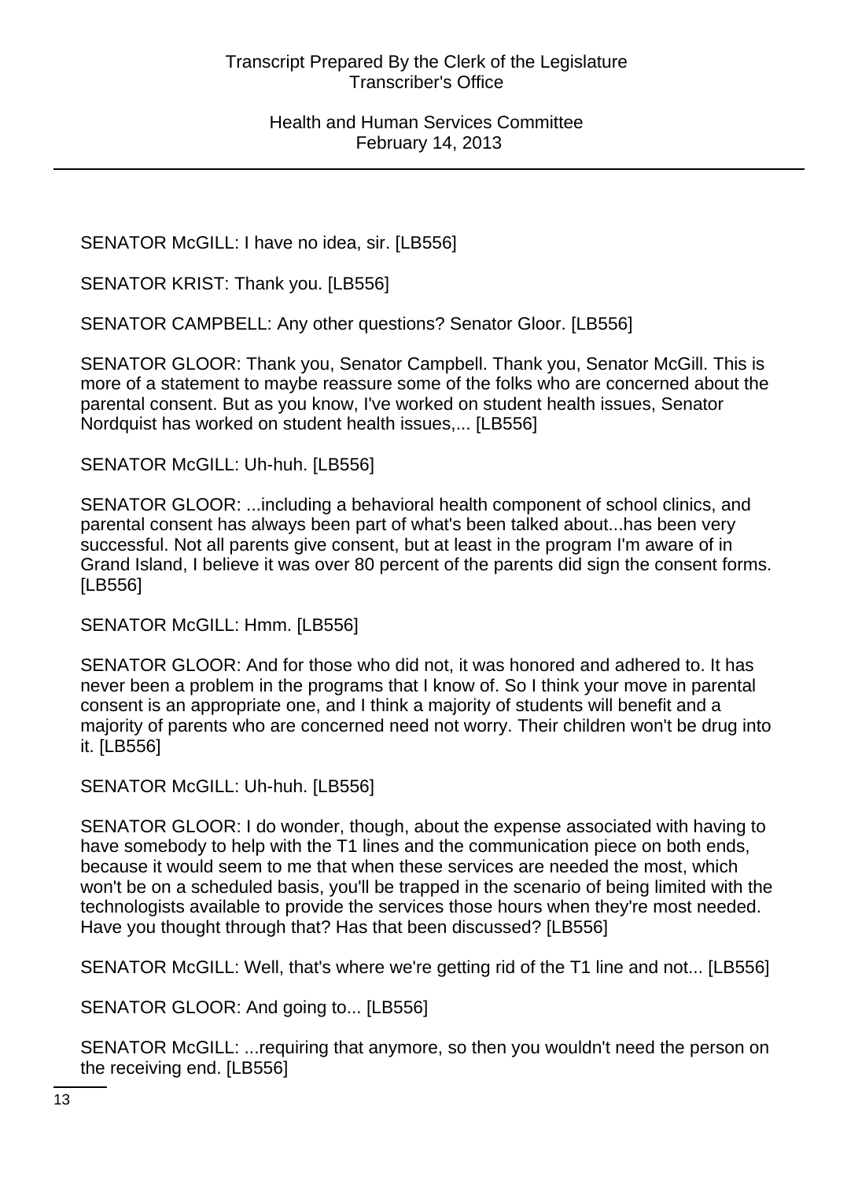SENATOR McGILL: I have no idea, sir. [LB556]

SENATOR KRIST: Thank you. [LB556]

SENATOR CAMPBELL: Any other questions? Senator Gloor. [LB556]

SENATOR GLOOR: Thank you, Senator Campbell. Thank you, Senator McGill. This is more of a statement to maybe reassure some of the folks who are concerned about the parental consent. But as you know, I've worked on student health issues, Senator Nordquist has worked on student health issues,... [LB556]

SENATOR McGILL: Uh-huh. [LB556]

SENATOR GLOOR: ...including a behavioral health component of school clinics, and parental consent has always been part of what's been talked about...has been very successful. Not all parents give consent, but at least in the program I'm aware of in Grand Island, I believe it was over 80 percent of the parents did sign the consent forms. [LB556]

SENATOR McGILL: Hmm. [LB556]

SENATOR GLOOR: And for those who did not, it was honored and adhered to. It has never been a problem in the programs that I know of. So I think your move in parental consent is an appropriate one, and I think a majority of students will benefit and a majority of parents who are concerned need not worry. Their children won't be drug into it. [LB556]

SENATOR McGILL: Uh-huh. [LB556]

SENATOR GLOOR: I do wonder, though, about the expense associated with having to have somebody to help with the T1 lines and the communication piece on both ends, because it would seem to me that when these services are needed the most, which won't be on a scheduled basis, you'll be trapped in the scenario of being limited with the technologists available to provide the services those hours when they're most needed. Have you thought through that? Has that been discussed? [LB556]

SENATOR McGILL: Well, that's where we're getting rid of the T1 line and not... [LB556]

SENATOR GLOOR: And going to... [LB556]

SENATOR McGILL: ...requiring that anymore, so then you wouldn't need the person on the receiving end. [LB556]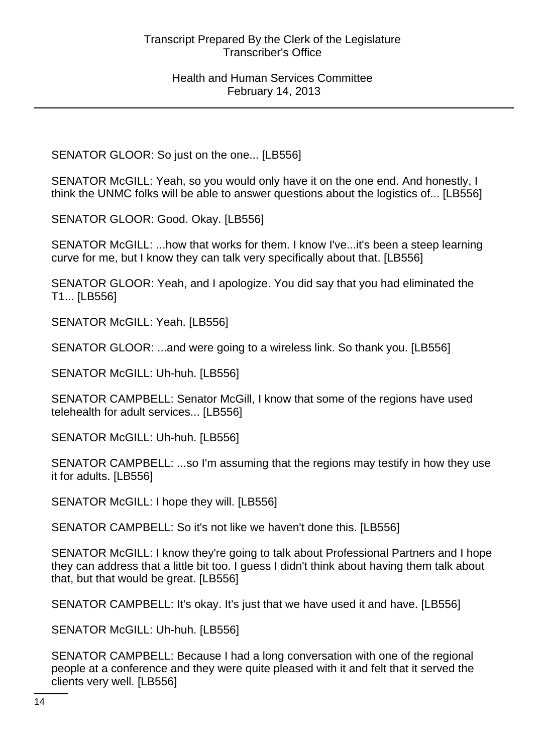SENATOR GLOOR: So just on the one... [LB556]

SENATOR McGILL: Yeah, so you would only have it on the one end. And honestly, I think the UNMC folks will be able to answer questions about the logistics of... [LB556]

SENATOR GLOOR: Good. Okay. [LB556]

SENATOR McGILL: ...how that works for them. I know I've...it's been a steep learning curve for me, but I know they can talk very specifically about that. [LB556]

SENATOR GLOOR: Yeah, and I apologize. You did say that you had eliminated the T1... [LB556]

SENATOR McGILL: Yeah. [LB556]

SENATOR GLOOR: ...and were going to a wireless link. So thank you. [LB556]

SENATOR McGILL: Uh-huh. [LB556]

SENATOR CAMPBELL: Senator McGill, I know that some of the regions have used telehealth for adult services... [LB556]

SENATOR McGILL: Uh-huh. [LB556]

SENATOR CAMPBELL: ...so I'm assuming that the regions may testify in how they use it for adults. [LB556]

SENATOR McGILL: I hope they will. [LB556]

SENATOR CAMPBELL: So it's not like we haven't done this. [LB556]

SENATOR McGILL: I know they're going to talk about Professional Partners and I hope they can address that a little bit too. I guess I didn't think about having them talk about that, but that would be great. [LB556]

SENATOR CAMPBELL: It's okay. It's just that we have used it and have. [LB556]

SENATOR McGILL: Uh-huh. [LB556]

SENATOR CAMPBELL: Because I had a long conversation with one of the regional people at a conference and they were quite pleased with it and felt that it served the clients very well. [LB556]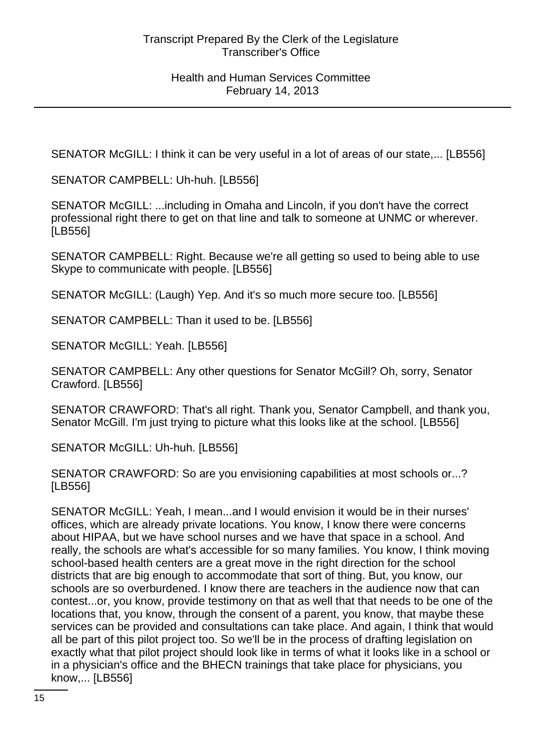SENATOR McGILL: I think it can be very useful in a lot of areas of our state,... [LB556]

SENATOR CAMPBELL: Uh-huh. [LB556]

SENATOR McGILL: ...including in Omaha and Lincoln, if you don't have the correct professional right there to get on that line and talk to someone at UNMC or wherever. [LB556]

SENATOR CAMPBELL: Right. Because we're all getting so used to being able to use Skype to communicate with people. [LB556]

SENATOR McGILL: (Laugh) Yep. And it's so much more secure too. [LB556]

SENATOR CAMPBELL: Than it used to be. [LB556]

SENATOR McGILL: Yeah. [LB556]

SENATOR CAMPBELL: Any other questions for Senator McGill? Oh, sorry, Senator Crawford. [LB556]

SENATOR CRAWFORD: That's all right. Thank you, Senator Campbell, and thank you, Senator McGill. I'm just trying to picture what this looks like at the school. [LB556]

SENATOR McGILL: Uh-huh. [LB556]

SENATOR CRAWFORD: So are you envisioning capabilities at most schools or...? [LB556]

SENATOR McGILL: Yeah, I mean...and I would envision it would be in their nurses' offices, which are already private locations. You know, I know there were concerns about HIPAA, but we have school nurses and we have that space in a school. And really, the schools are what's accessible for so many families. You know, I think moving school-based health centers are a great move in the right direction for the school districts that are big enough to accommodate that sort of thing. But, you know, our schools are so overburdened. I know there are teachers in the audience now that can contest...or, you know, provide testimony on that as well that that needs to be one of the locations that, you know, through the consent of a parent, you know, that maybe these services can be provided and consultations can take place. And again, I think that would all be part of this pilot project too. So we'll be in the process of drafting legislation on exactly what that pilot project should look like in terms of what it looks like in a school or in a physician's office and the BHECN trainings that take place for physicians, you know,... [LB556]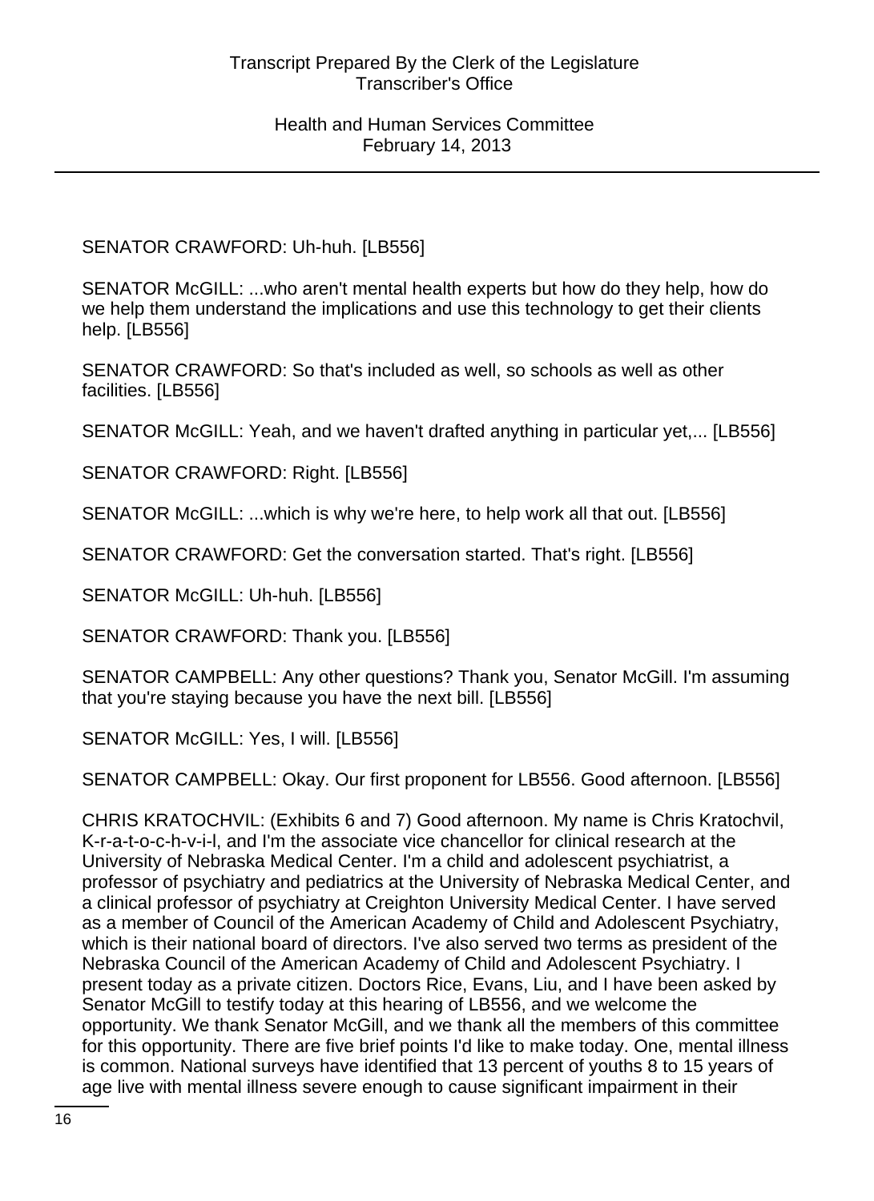SENATOR CRAWFORD: Uh-huh. [LB556]

SENATOR McGILL: ...who aren't mental health experts but how do they help, how do we help them understand the implications and use this technology to get their clients help. [LB556]

SENATOR CRAWFORD: So that's included as well, so schools as well as other facilities. [LB556]

SENATOR McGILL: Yeah, and we haven't drafted anything in particular yet,... [LB556]

SENATOR CRAWFORD: Right. [LB556]

SENATOR McGILL: ...which is why we're here, to help work all that out. [LB556]

SENATOR CRAWFORD: Get the conversation started. That's right. [LB556]

SENATOR McGILL: Uh-huh. [LB556]

SENATOR CRAWFORD: Thank you. [LB556]

SENATOR CAMPBELL: Any other questions? Thank you, Senator McGill. I'm assuming that you're staying because you have the next bill. [LB556]

SENATOR McGILL: Yes, I will. [LB556]

SENATOR CAMPBELL: Okay. Our first proponent for LB556. Good afternoon. [LB556]

CHRIS KRATOCHVIL: (Exhibits 6 and 7) Good afternoon. My name is Chris Kratochvil, K-r-a-t-o-c-h-v-i-l, and I'm the associate vice chancellor for clinical research at the University of Nebraska Medical Center. I'm a child and adolescent psychiatrist, a professor of psychiatry and pediatrics at the University of Nebraska Medical Center, and a clinical professor of psychiatry at Creighton University Medical Center. I have served as a member of Council of the American Academy of Child and Adolescent Psychiatry, which is their national board of directors. I've also served two terms as president of the Nebraska Council of the American Academy of Child and Adolescent Psychiatry. I present today as a private citizen. Doctors Rice, Evans, Liu, and I have been asked by Senator McGill to testify today at this hearing of LB556, and we welcome the opportunity. We thank Senator McGill, and we thank all the members of this committee for this opportunity. There are five brief points I'd like to make today. One, mental illness is common. National surveys have identified that 13 percent of youths 8 to 15 years of age live with mental illness severe enough to cause significant impairment in their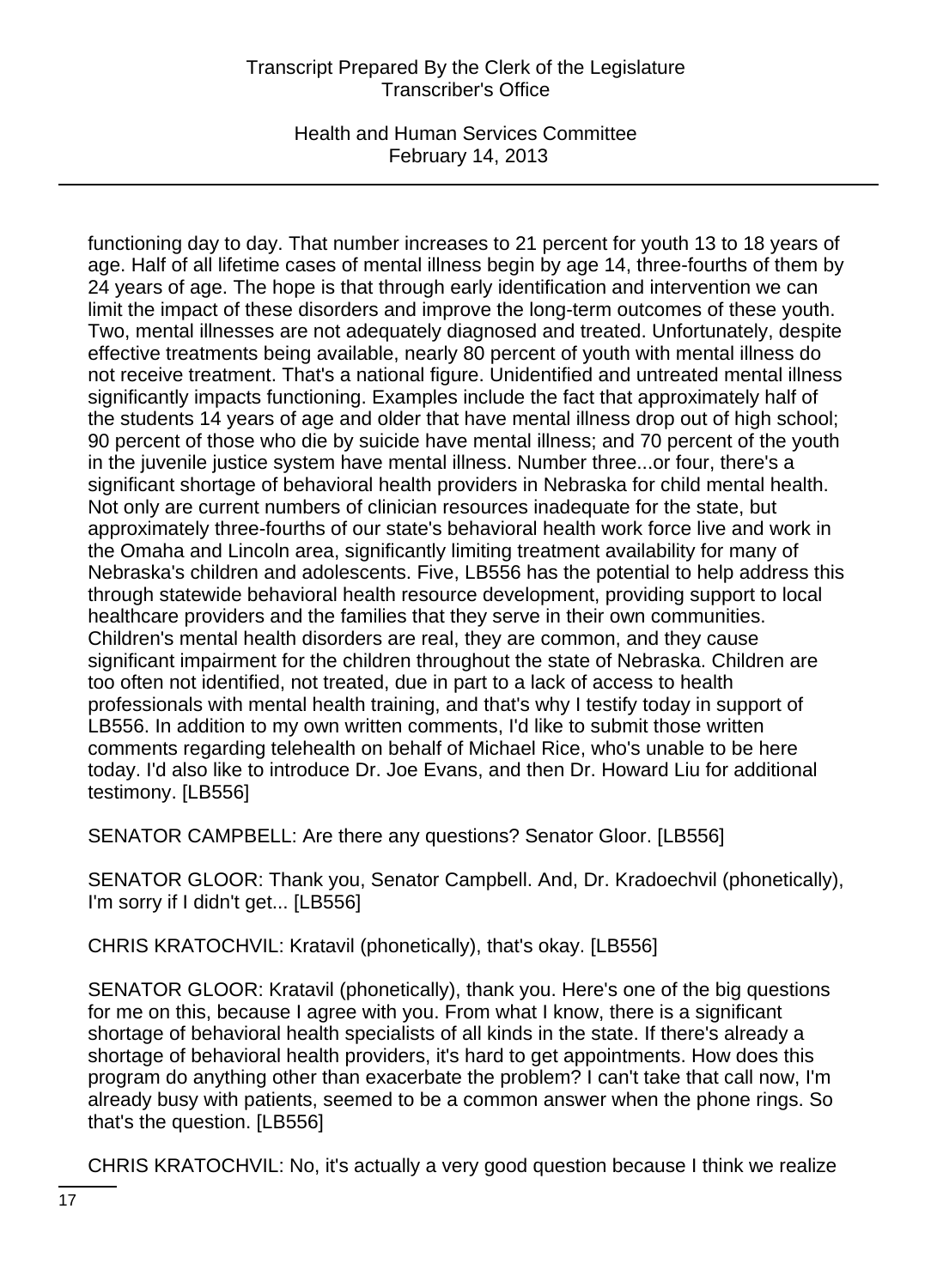functioning day to day. That number increases to 21 percent for youth 13 to 18 years of age. Half of all lifetime cases of mental illness begin by age 14, three-fourths of them by 24 years of age. The hope is that through early identification and intervention we can limit the impact of these disorders and improve the long-term outcomes of these youth. Two, mental illnesses are not adequately diagnosed and treated. Unfortunately, despite effective treatments being available, nearly 80 percent of youth with mental illness do not receive treatment. That's a national figure. Unidentified and untreated mental illness significantly impacts functioning. Examples include the fact that approximately half of the students 14 years of age and older that have mental illness drop out of high school; 90 percent of those who die by suicide have mental illness; and 70 percent of the youth in the juvenile justice system have mental illness. Number three...or four, there's a significant shortage of behavioral health providers in Nebraska for child mental health. Not only are current numbers of clinician resources inadequate for the state, but approximately three-fourths of our state's behavioral health work force live and work in the Omaha and Lincoln area, significantly limiting treatment availability for many of Nebraska's children and adolescents. Five, LB556 has the potential to help address this through statewide behavioral health resource development, providing support to local healthcare providers and the families that they serve in their own communities. Children's mental health disorders are real, they are common, and they cause significant impairment for the children throughout the state of Nebraska. Children are too often not identified, not treated, due in part to a lack of access to health professionals with mental health training, and that's why I testify today in support of LB556. In addition to my own written comments, I'd like to submit those written comments regarding telehealth on behalf of Michael Rice, who's unable to be here today. I'd also like to introduce Dr. Joe Evans, and then Dr. Howard Liu for additional testimony. [LB556]

SENATOR CAMPBELL: Are there any questions? Senator Gloor. [LB556]

SENATOR GLOOR: Thank you, Senator Campbell. And, Dr. Kradoechvil (phonetically), I'm sorry if I didn't get... [LB556]

CHRIS KRATOCHVIL: Kratavil (phonetically), that's okay. [LB556]

SENATOR GLOOR: Kratavil (phonetically), thank you. Here's one of the big questions for me on this, because I agree with you. From what I know, there is a significant shortage of behavioral health specialists of all kinds in the state. If there's already a shortage of behavioral health providers, it's hard to get appointments. How does this program do anything other than exacerbate the problem? I can't take that call now, I'm already busy with patients, seemed to be a common answer when the phone rings. So that's the question. [LB556]

CHRIS KRATOCHVIL: No, it's actually a very good question because I think we realize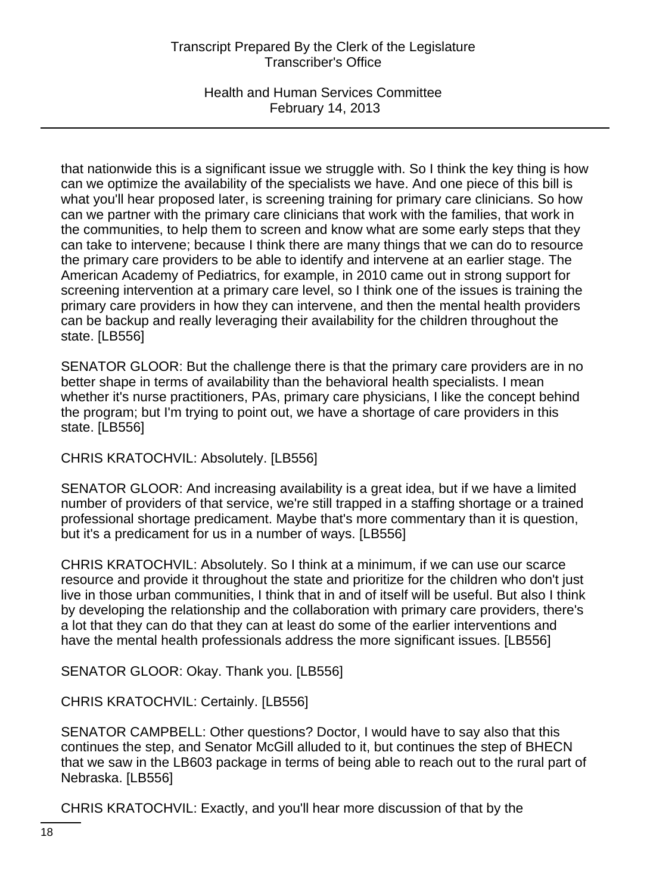that nationwide this is a significant issue we struggle with. So I think the key thing is how can we optimize the availability of the specialists we have. And one piece of this bill is what you'll hear proposed later, is screening training for primary care clinicians. So how can we partner with the primary care clinicians that work with the families, that work in the communities, to help them to screen and know what are some early steps that they can take to intervene; because I think there are many things that we can do to resource the primary care providers to be able to identify and intervene at an earlier stage. The American Academy of Pediatrics, for example, in 2010 came out in strong support for screening intervention at a primary care level, so I think one of the issues is training the primary care providers in how they can intervene, and then the mental health providers can be backup and really leveraging their availability for the children throughout the state. [LB556]

SENATOR GLOOR: But the challenge there is that the primary care providers are in no better shape in terms of availability than the behavioral health specialists. I mean whether it's nurse practitioners, PAs, primary care physicians, I like the concept behind the program; but I'm trying to point out, we have a shortage of care providers in this state. [LB556]

CHRIS KRATOCHVIL: Absolutely. [LB556]

SENATOR GLOOR: And increasing availability is a great idea, but if we have a limited number of providers of that service, we're still trapped in a staffing shortage or a trained professional shortage predicament. Maybe that's more commentary than it is question, but it's a predicament for us in a number of ways. [LB556]

CHRIS KRATOCHVIL: Absolutely. So I think at a minimum, if we can use our scarce resource and provide it throughout the state and prioritize for the children who don't just live in those urban communities, I think that in and of itself will be useful. But also I think by developing the relationship and the collaboration with primary care providers, there's a lot that they can do that they can at least do some of the earlier interventions and have the mental health professionals address the more significant issues. [LB556]

SENATOR GLOOR: Okay. Thank you. [LB556]

CHRIS KRATOCHVIL: Certainly. [LB556]

SENATOR CAMPBELL: Other questions? Doctor, I would have to say also that this continues the step, and Senator McGill alluded to it, but continues the step of BHECN that we saw in the LB603 package in terms of being able to reach out to the rural part of Nebraska. [LB556]

CHRIS KRATOCHVIL: Exactly, and you'll hear more discussion of that by the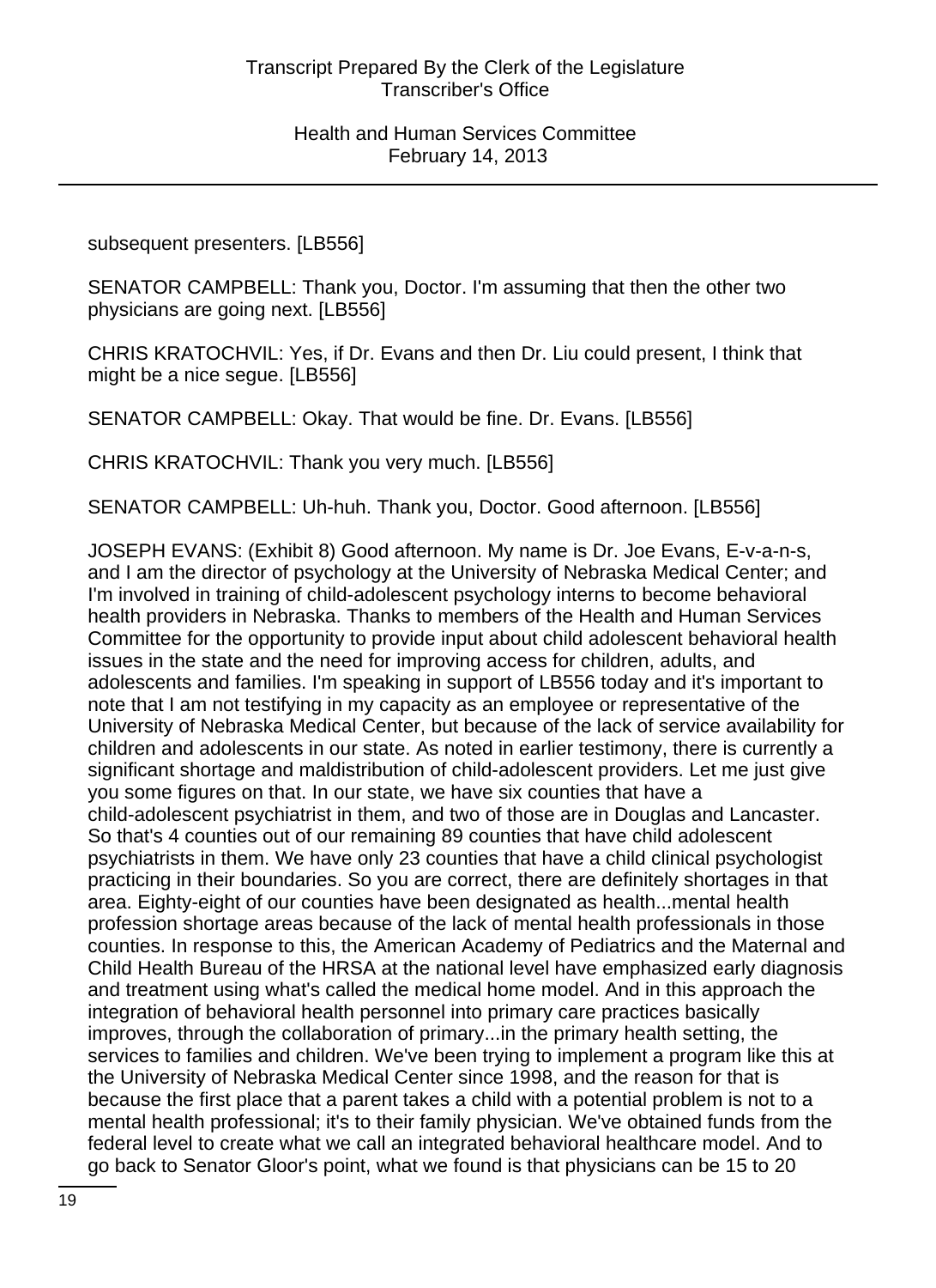subsequent presenters. [LB556]

SENATOR CAMPBELL: Thank you, Doctor. I'm assuming that then the other two physicians are going next. [LB556]

CHRIS KRATOCHVIL: Yes, if Dr. Evans and then Dr. Liu could present, I think that might be a nice segue. [LB556]

SENATOR CAMPBELL: Okay. That would be fine. Dr. Evans. [LB556]

CHRIS KRATOCHVIL: Thank you very much. [LB556]

SENATOR CAMPBELL: Uh-huh. Thank you, Doctor. Good afternoon. [LB556]

JOSEPH EVANS: (Exhibit 8) Good afternoon. My name is Dr. Joe Evans, E-v-a-n-s, and I am the director of psychology at the University of Nebraska Medical Center; and I'm involved in training of child-adolescent psychology interns to become behavioral health providers in Nebraska. Thanks to members of the Health and Human Services Committee for the opportunity to provide input about child adolescent behavioral health issues in the state and the need for improving access for children, adults, and adolescents and families. I'm speaking in support of LB556 today and it's important to note that I am not testifying in my capacity as an employee or representative of the University of Nebraska Medical Center, but because of the lack of service availability for children and adolescents in our state. As noted in earlier testimony, there is currently a significant shortage and maldistribution of child-adolescent providers. Let me just give you some figures on that. In our state, we have six counties that have a child-adolescent psychiatrist in them, and two of those are in Douglas and Lancaster. So that's 4 counties out of our remaining 89 counties that have child adolescent psychiatrists in them. We have only 23 counties that have a child clinical psychologist practicing in their boundaries. So you are correct, there are definitely shortages in that area. Eighty-eight of our counties have been designated as health...mental health profession shortage areas because of the lack of mental health professionals in those counties. In response to this, the American Academy of Pediatrics and the Maternal and Child Health Bureau of the HRSA at the national level have emphasized early diagnosis and treatment using what's called the medical home model. And in this approach the integration of behavioral health personnel into primary care practices basically improves, through the collaboration of primary...in the primary health setting, the services to families and children. We've been trying to implement a program like this at the University of Nebraska Medical Center since 1998, and the reason for that is because the first place that a parent takes a child with a potential problem is not to a mental health professional; it's to their family physician. We've obtained funds from the federal level to create what we call an integrated behavioral healthcare model. And to go back to Senator Gloor's point, what we found is that physicians can be 15 to 20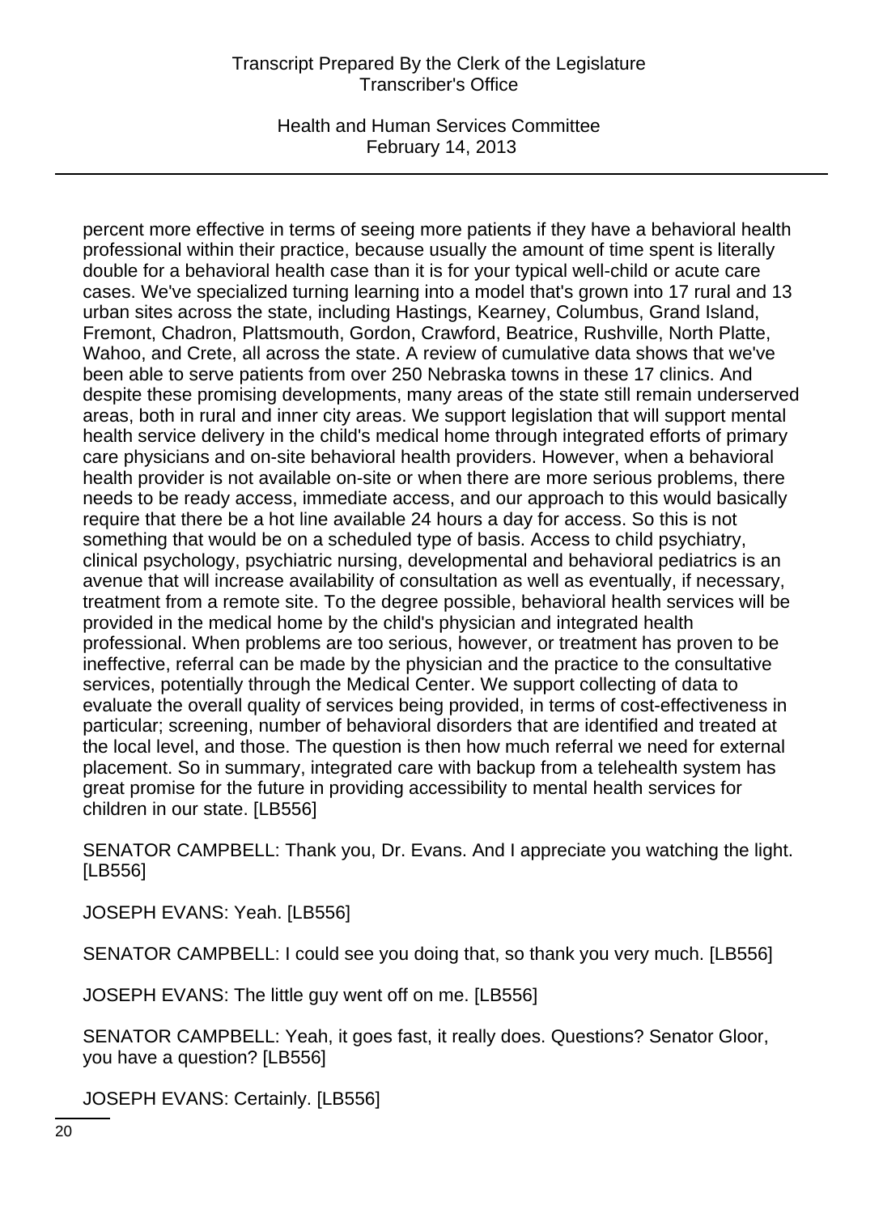percent more effective in terms of seeing more patients if they have a behavioral health professional within their practice, because usually the amount of time spent is literally double for a behavioral health case than it is for your typical well-child or acute care cases. We've specialized turning learning into a model that's grown into 17 rural and 13 urban sites across the state, including Hastings, Kearney, Columbus, Grand Island, Fremont, Chadron, Plattsmouth, Gordon, Crawford, Beatrice, Rushville, North Platte, Wahoo, and Crete, all across the state. A review of cumulative data shows that we've been able to serve patients from over 250 Nebraska towns in these 17 clinics. And despite these promising developments, many areas of the state still remain underserved areas, both in rural and inner city areas. We support legislation that will support mental health service delivery in the child's medical home through integrated efforts of primary care physicians and on-site behavioral health providers. However, when a behavioral health provider is not available on-site or when there are more serious problems, there needs to be ready access, immediate access, and our approach to this would basically require that there be a hot line available 24 hours a day for access. So this is not something that would be on a scheduled type of basis. Access to child psychiatry, clinical psychology, psychiatric nursing, developmental and behavioral pediatrics is an avenue that will increase availability of consultation as well as eventually, if necessary, treatment from a remote site. To the degree possible, behavioral health services will be provided in the medical home by the child's physician and integrated health professional. When problems are too serious, however, or treatment has proven to be ineffective, referral can be made by the physician and the practice to the consultative services, potentially through the Medical Center. We support collecting of data to evaluate the overall quality of services being provided, in terms of cost-effectiveness in particular; screening, number of behavioral disorders that are identified and treated at the local level, and those. The question is then how much referral we need for external placement. So in summary, integrated care with backup from a telehealth system has great promise for the future in providing accessibility to mental health services for children in our state. [LB556]

SENATOR CAMPBELL: Thank you, Dr. Evans. And I appreciate you watching the light. [LB556]

JOSEPH EVANS: Yeah. [LB556]

SENATOR CAMPBELL: I could see you doing that, so thank you very much. [LB556]

JOSEPH EVANS: The little guy went off on me. [LB556]

SENATOR CAMPBELL: Yeah, it goes fast, it really does. Questions? Senator Gloor, you have a question? [LB556]

JOSEPH EVANS: Certainly. [LB556]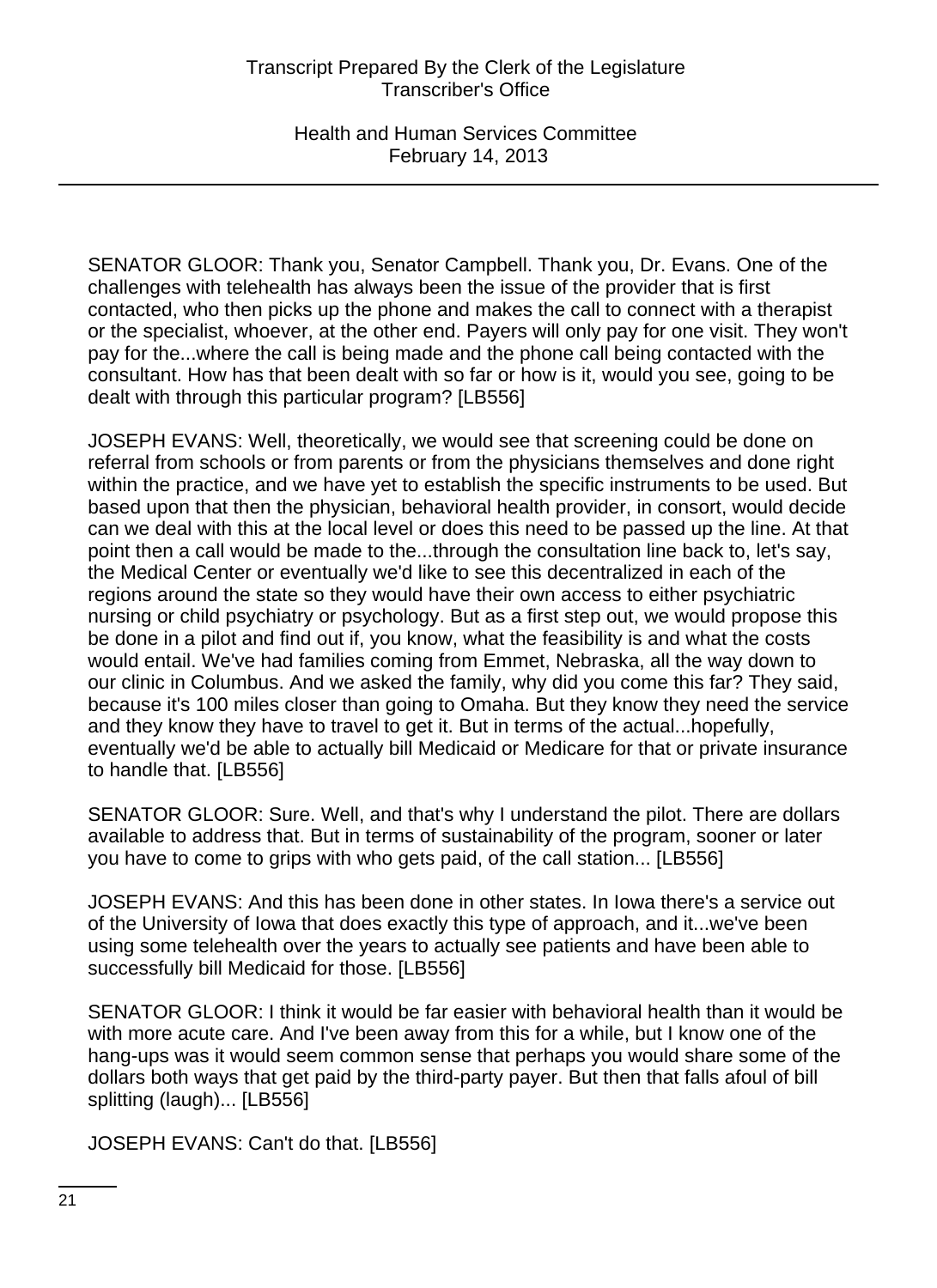SENATOR GLOOR: Thank you, Senator Campbell. Thank you, Dr. Evans. One of the challenges with telehealth has always been the issue of the provider that is first contacted, who then picks up the phone and makes the call to connect with a therapist or the specialist, whoever, at the other end. Payers will only pay for one visit. They won't pay for the...where the call is being made and the phone call being contacted with the consultant. How has that been dealt with so far or how is it, would you see, going to be dealt with through this particular program? [LB556]

JOSEPH EVANS: Well, theoretically, we would see that screening could be done on referral from schools or from parents or from the physicians themselves and done right within the practice, and we have yet to establish the specific instruments to be used. But based upon that then the physician, behavioral health provider, in consort, would decide can we deal with this at the local level or does this need to be passed up the line. At that point then a call would be made to the...through the consultation line back to, let's say, the Medical Center or eventually we'd like to see this decentralized in each of the regions around the state so they would have their own access to either psychiatric nursing or child psychiatry or psychology. But as a first step out, we would propose this be done in a pilot and find out if, you know, what the feasibility is and what the costs would entail. We've had families coming from Emmet, Nebraska, all the way down to our clinic in Columbus. And we asked the family, why did you come this far? They said, because it's 100 miles closer than going to Omaha. But they know they need the service and they know they have to travel to get it. But in terms of the actual...hopefully, eventually we'd be able to actually bill Medicaid or Medicare for that or private insurance to handle that. [LB556]

SENATOR GLOOR: Sure. Well, and that's why I understand the pilot. There are dollars available to address that. But in terms of sustainability of the program, sooner or later you have to come to grips with who gets paid, of the call station... [LB556]

JOSEPH EVANS: And this has been done in other states. In Iowa there's a service out of the University of Iowa that does exactly this type of approach, and it...we've been using some telehealth over the years to actually see patients and have been able to successfully bill Medicaid for those. [LB556]

SENATOR GLOOR: I think it would be far easier with behavioral health than it would be with more acute care. And I've been away from this for a while, but I know one of the hang-ups was it would seem common sense that perhaps you would share some of the dollars both ways that get paid by the third-party payer. But then that falls afoul of bill splitting (laugh)... [LB556]

JOSEPH EVANS: Can't do that. [LB556]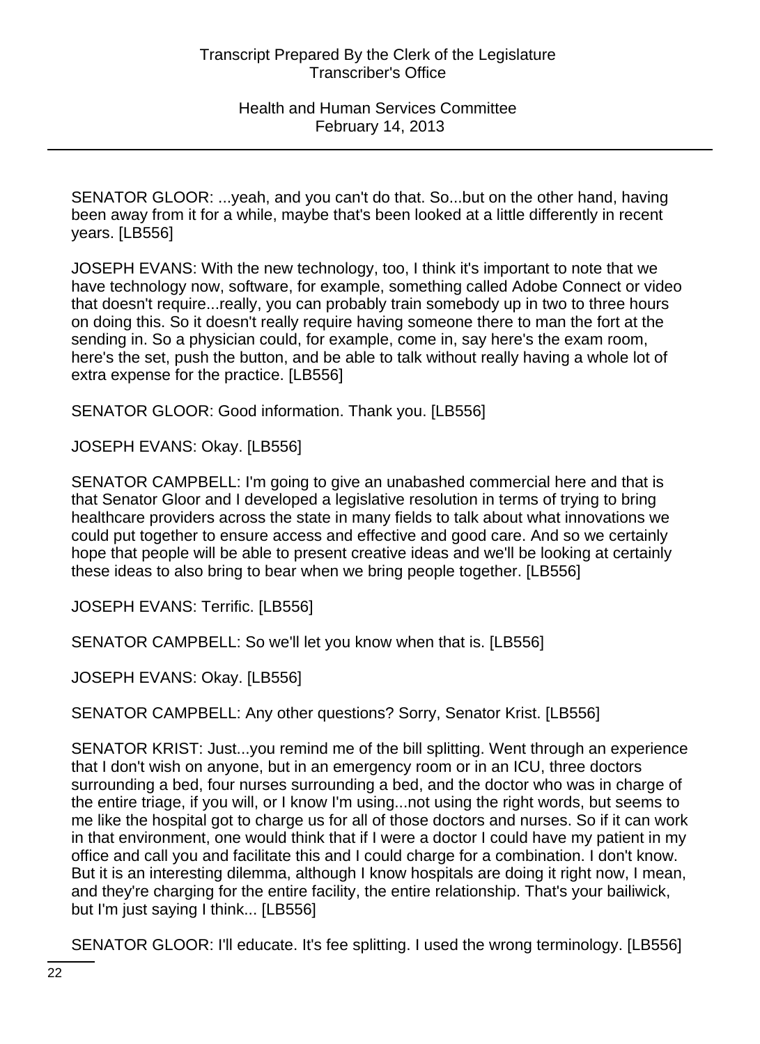SENATOR GLOOR: ...yeah, and you can't do that. So...but on the other hand, having been away from it for a while, maybe that's been looked at a little differently in recent years. [LB556]

JOSEPH EVANS: With the new technology, too, I think it's important to note that we have technology now, software, for example, something called Adobe Connect or video that doesn't require...really, you can probably train somebody up in two to three hours on doing this. So it doesn't really require having someone there to man the fort at the sending in. So a physician could, for example, come in, say here's the exam room, here's the set, push the button, and be able to talk without really having a whole lot of extra expense for the practice. [LB556]

SENATOR GLOOR: Good information. Thank you. [LB556]

JOSEPH EVANS: Okay. [LB556]

SENATOR CAMPBELL: I'm going to give an unabashed commercial here and that is that Senator Gloor and I developed a legislative resolution in terms of trying to bring healthcare providers across the state in many fields to talk about what innovations we could put together to ensure access and effective and good care. And so we certainly hope that people will be able to present creative ideas and we'll be looking at certainly these ideas to also bring to bear when we bring people together. [LB556]

JOSEPH EVANS: Terrific. [LB556]

SENATOR CAMPBELL: So we'll let you know when that is. [LB556]

JOSEPH EVANS: Okay. [LB556]

SENATOR CAMPBELL: Any other questions? Sorry, Senator Krist. [LB556]

SENATOR KRIST: Just...you remind me of the bill splitting. Went through an experience that I don't wish on anyone, but in an emergency room or in an ICU, three doctors surrounding a bed, four nurses surrounding a bed, and the doctor who was in charge of the entire triage, if you will, or I know I'm using...not using the right words, but seems to me like the hospital got to charge us for all of those doctors and nurses. So if it can work in that environment, one would think that if I were a doctor I could have my patient in my office and call you and facilitate this and I could charge for a combination. I don't know. But it is an interesting dilemma, although I know hospitals are doing it right now, I mean, and they're charging for the entire facility, the entire relationship. That's your bailiwick, but I'm just saying I think... [LB556]

SENATOR GLOOR: I'll educate. It's fee splitting. I used the wrong terminology. [LB556]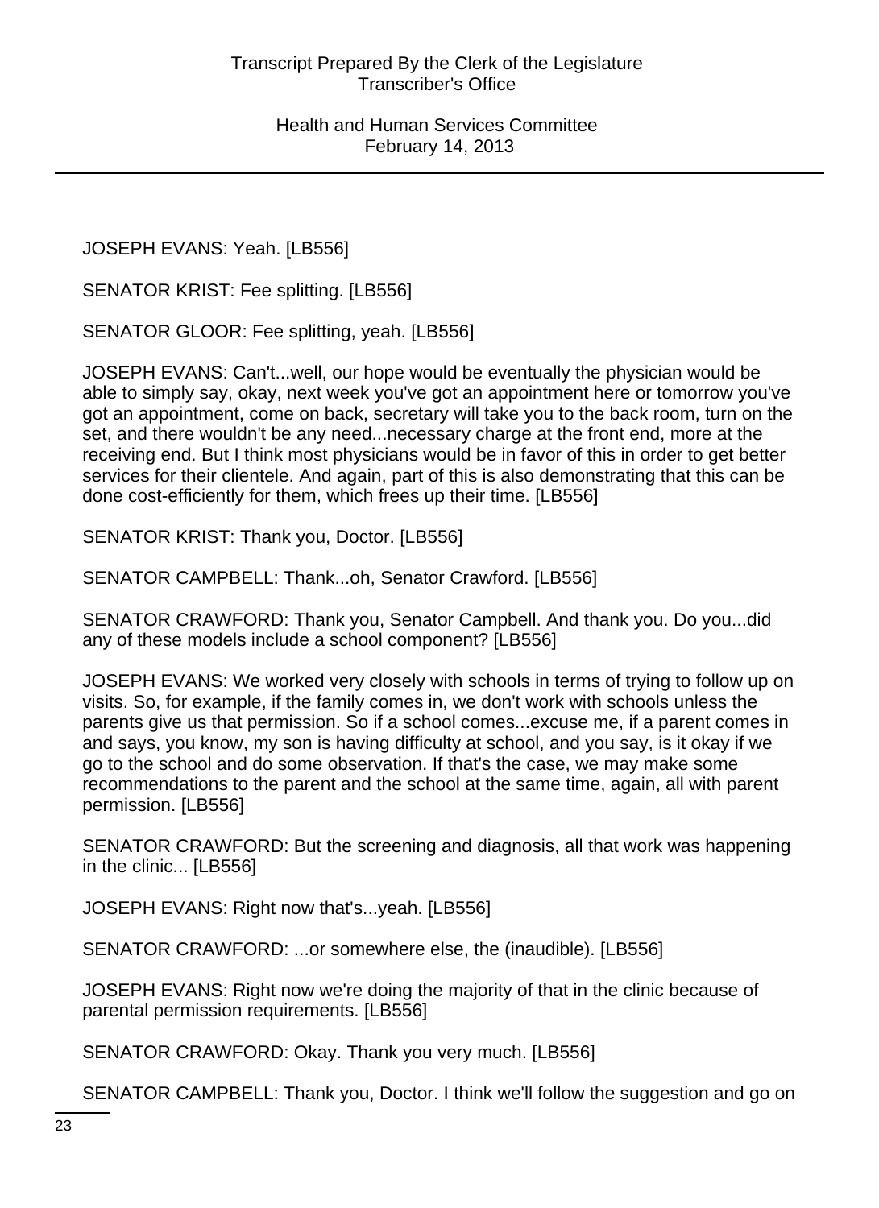JOSEPH EVANS: Yeah. [LB556]

SENATOR KRIST: Fee splitting. [LB556]

SENATOR GLOOR: Fee splitting, yeah. [LB556]

JOSEPH EVANS: Can't...well, our hope would be eventually the physician would be able to simply say, okay, next week you've got an appointment here or tomorrow you've got an appointment, come on back, secretary will take you to the back room, turn on the set, and there wouldn't be any need...necessary charge at the front end, more at the receiving end. But I think most physicians would be in favor of this in order to get better services for their clientele. And again, part of this is also demonstrating that this can be done cost-efficiently for them, which frees up their time. [LB556]

SENATOR KRIST: Thank you, Doctor. [LB556]

SENATOR CAMPBELL: Thank...oh, Senator Crawford. [LB556]

SENATOR CRAWFORD: Thank you, Senator Campbell. And thank you. Do you...did any of these models include a school component? [LB556]

JOSEPH EVANS: We worked very closely with schools in terms of trying to follow up on visits. So, for example, if the family comes in, we don't work with schools unless the parents give us that permission. So if a school comes...excuse me, if a parent comes in and says, you know, my son is having difficulty at school, and you say, is it okay if we go to the school and do some observation. If that's the case, we may make some recommendations to the parent and the school at the same time, again, all with parent permission. [LB556]

SENATOR CRAWFORD: But the screening and diagnosis, all that work was happening in the clinic... [LB556]

JOSEPH EVANS: Right now that's...yeah. [LB556]

SENATOR CRAWFORD: ...or somewhere else, the (inaudible). [LB556]

JOSEPH EVANS: Right now we're doing the majority of that in the clinic because of parental permission requirements. [LB556]

SENATOR CRAWFORD: Okay. Thank you very much. [LB556]

SENATOR CAMPBELL: Thank you, Doctor. I think we'll follow the suggestion and go on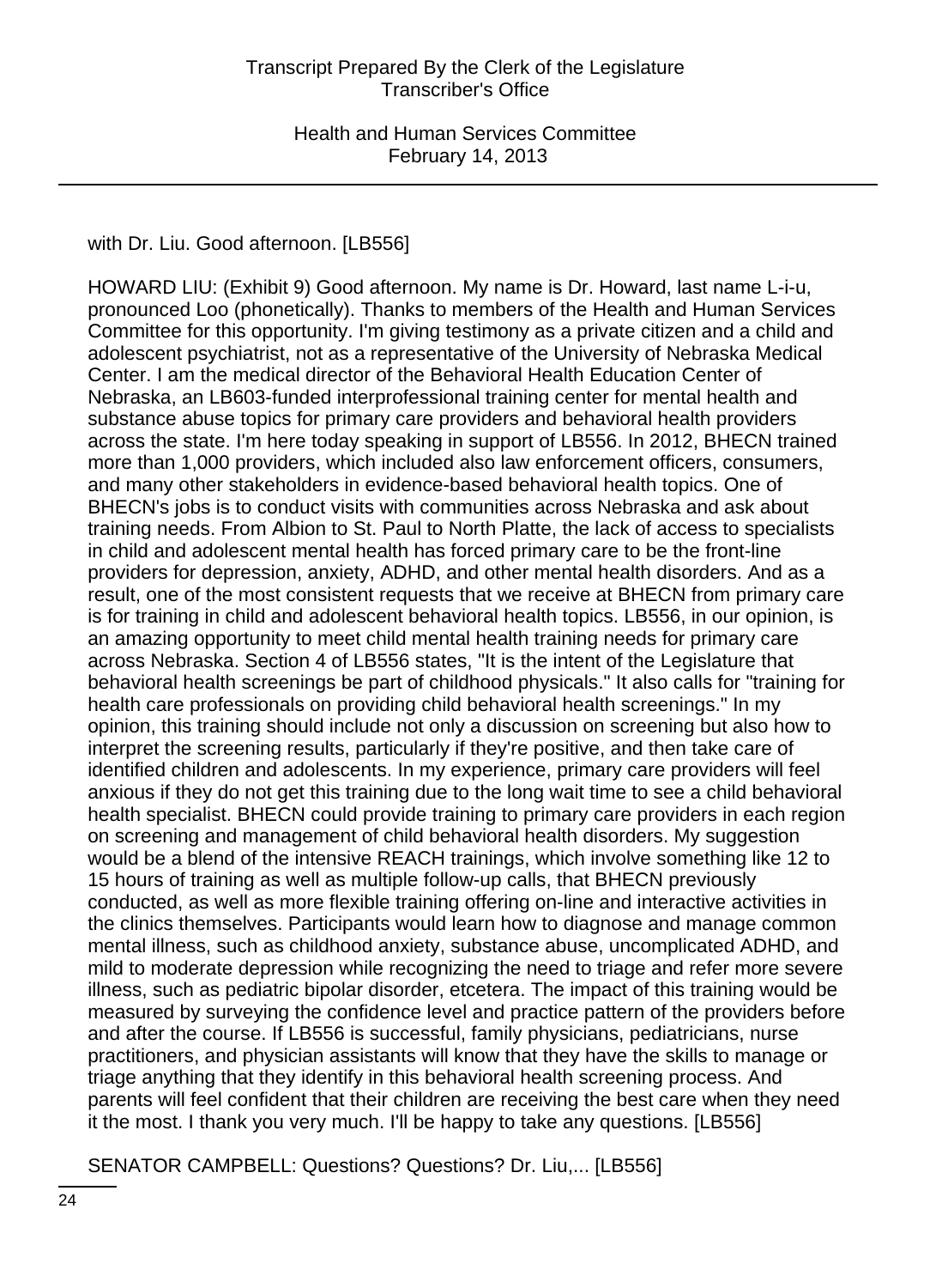with Dr. Liu. Good afternoon. [LB556]

HOWARD LIU: (Exhibit 9) Good afternoon. My name is Dr. Howard, last name L-i-u, pronounced Loo (phonetically). Thanks to members of the Health and Human Services Committee for this opportunity. I'm giving testimony as a private citizen and a child and adolescent psychiatrist, not as a representative of the University of Nebraska Medical Center. I am the medical director of the Behavioral Health Education Center of Nebraska, an LB603-funded interprofessional training center for mental health and substance abuse topics for primary care providers and behavioral health providers across the state. I'm here today speaking in support of LB556. In 2012, BHECN trained more than 1,000 providers, which included also law enforcement officers, consumers, and many other stakeholders in evidence-based behavioral health topics. One of BHECN's jobs is to conduct visits with communities across Nebraska and ask about training needs. From Albion to St. Paul to North Platte, the lack of access to specialists in child and adolescent mental health has forced primary care to be the front-line providers for depression, anxiety, ADHD, and other mental health disorders. And as a result, one of the most consistent requests that we receive at BHECN from primary care is for training in child and adolescent behavioral health topics. LB556, in our opinion, is an amazing opportunity to meet child mental health training needs for primary care across Nebraska. Section 4 of LB556 states, "It is the intent of the Legislature that behavioral health screenings be part of childhood physicals." It also calls for "training for health care professionals on providing child behavioral health screenings." In my opinion, this training should include not only a discussion on screening but also how to interpret the screening results, particularly if they're positive, and then take care of identified children and adolescents. In my experience, primary care providers will feel anxious if they do not get this training due to the long wait time to see a child behavioral health specialist. BHECN could provide training to primary care providers in each region on screening and management of child behavioral health disorders. My suggestion would be a blend of the intensive REACH trainings, which involve something like 12 to 15 hours of training as well as multiple follow-up calls, that BHECN previously conducted, as well as more flexible training offering on-line and interactive activities in the clinics themselves. Participants would learn how to diagnose and manage common mental illness, such as childhood anxiety, substance abuse, uncomplicated ADHD, and mild to moderate depression while recognizing the need to triage and refer more severe illness, such as pediatric bipolar disorder, etcetera. The impact of this training would be measured by surveying the confidence level and practice pattern of the providers before and after the course. If LB556 is successful, family physicians, pediatricians, nurse practitioners, and physician assistants will know that they have the skills to manage or triage anything that they identify in this behavioral health screening process. And parents will feel confident that their children are receiving the best care when they need it the most. I thank you very much. I'll be happy to take any questions. [LB556]

SENATOR CAMPBELL: Questions? Questions? Dr. Liu,... [LB556]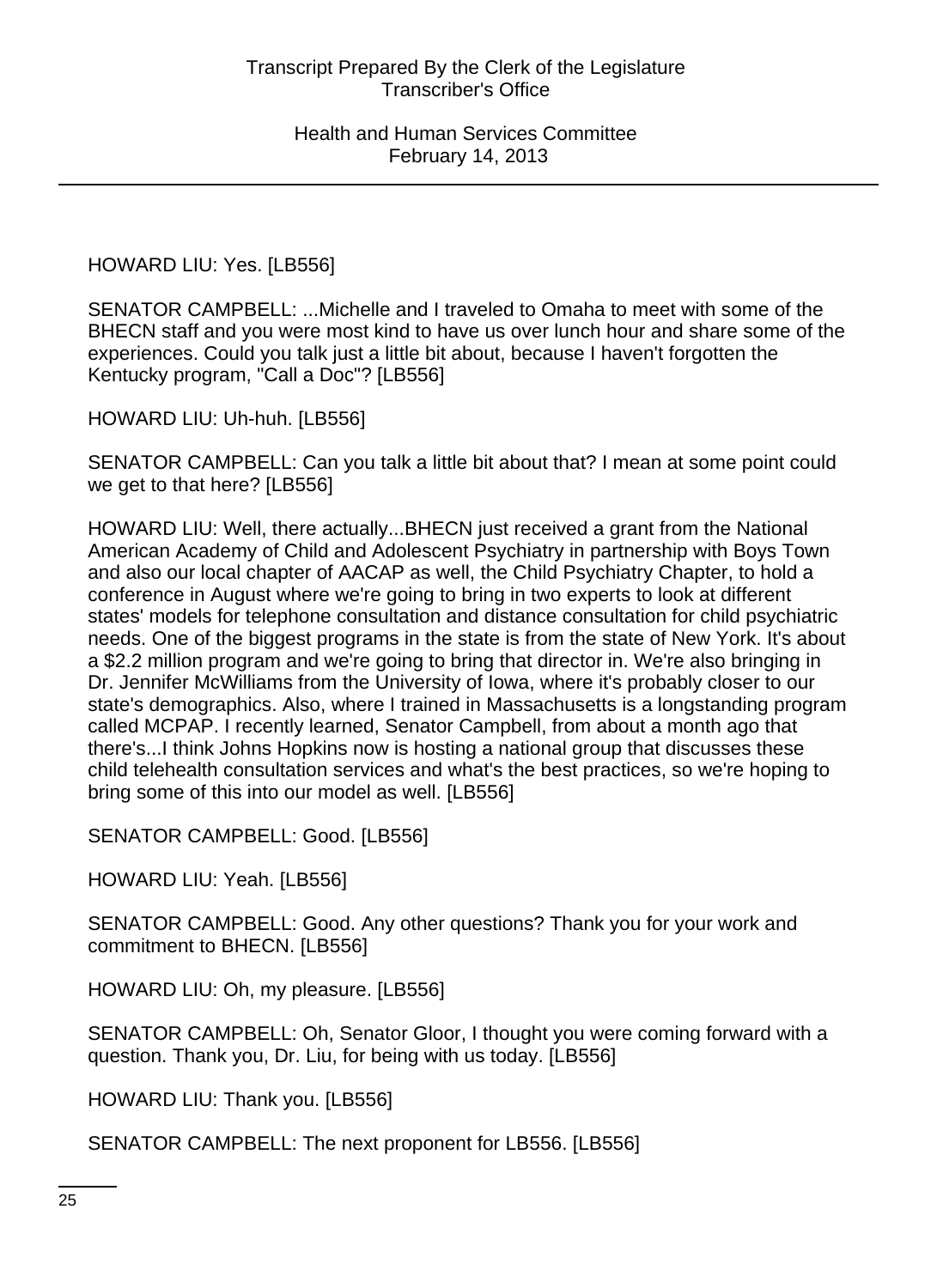HOWARD LIU: Yes. [LB556]

SENATOR CAMPBELL: ...Michelle and I traveled to Omaha to meet with some of the BHECN staff and you were most kind to have us over lunch hour and share some of the experiences. Could you talk just a little bit about, because I haven't forgotten the Kentucky program, "Call a Doc"? [LB556]

HOWARD LIU: Uh-huh. [LB556]

SENATOR CAMPBELL: Can you talk a little bit about that? I mean at some point could we get to that here? [LB556]

HOWARD LIU: Well, there actually...BHECN just received a grant from the National American Academy of Child and Adolescent Psychiatry in partnership with Boys Town and also our local chapter of AACAP as well, the Child Psychiatry Chapter, to hold a conference in August where we're going to bring in two experts to look at different states' models for telephone consultation and distance consultation for child psychiatric needs. One of the biggest programs in the state is from the state of New York. It's about a $2.2 million program and we're going to bring that director in. We're also bringing in Dr. Jennifer McWilliams from the University of Iowa, where it's probably closer to our state's demographics. Also, where I trained in Massachusetts is a longstanding program called MCPAP. I recently learned, Senator Campbell, from about a month ago that there's...I think Johns Hopkins now is hosting a national group that discusses these child telehealth consultation services and what's the best practices, so we're hoping to bring some of this into our model as well. [LB556]

SENATOR CAMPBELL: Good. [LB556]

HOWARD LIU: Yeah. [LB556]

SENATOR CAMPBELL: Good. Any other questions? Thank you for your work and commitment to BHECN. [LB556]

HOWARD LIU: Oh, my pleasure. [LB556]

SENATOR CAMPBELL: Oh, Senator Gloor, I thought you were coming forward with a question. Thank you, Dr. Liu, for being with us today. [LB556]

HOWARD LIU: Thank you. [LB556]

SENATOR CAMPBELL: The next proponent for LB556. [LB556]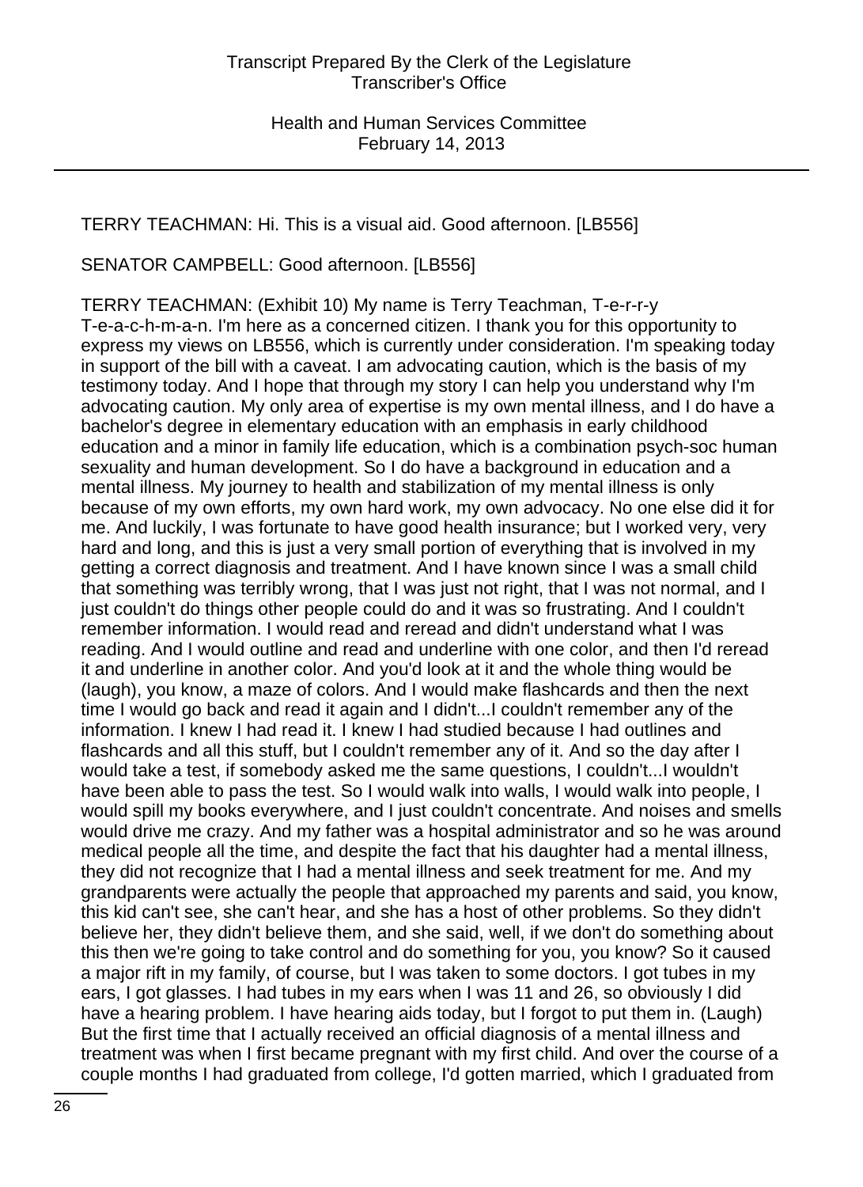TERRY TEACHMAN: Hi. This is a visual aid. Good afternoon. [LB556]

SENATOR CAMPBELL: Good afternoon. [LB556]

TERRY TEACHMAN: (Exhibit 10) My name is Terry Teachman, T-e-r-r-y T-e-a-c-h-m-a-n. I'm here as a concerned citizen. I thank you for this opportunity to express my views on LB556, which is currently under consideration. I'm speaking today in support of the bill with a caveat. I am advocating caution, which is the basis of my testimony today. And I hope that through my story I can help you understand why I'm advocating caution. My only area of expertise is my own mental illness, and I do have a bachelor's degree in elementary education with an emphasis in early childhood education and a minor in family life education, which is a combination psych-soc human sexuality and human development. So I do have a background in education and a mental illness. My journey to health and stabilization of my mental illness is only because of my own efforts, my own hard work, my own advocacy. No one else did it for me. And luckily, I was fortunate to have good health insurance; but I worked very, very hard and long, and this is just a very small portion of everything that is involved in my getting a correct diagnosis and treatment. And I have known since I was a small child that something was terribly wrong, that I was just not right, that I was not normal, and I just couldn't do things other people could do and it was so frustrating. And I couldn't remember information. I would read and reread and didn't understand what I was reading. And I would outline and read and underline with one color, and then I'd reread it and underline in another color. And you'd look at it and the whole thing would be (laugh), you know, a maze of colors. And I would make flashcards and then the next time I would go back and read it again and I didn't...I couldn't remember any of the information. I knew I had read it. I knew I had studied because I had outlines and flashcards and all this stuff, but I couldn't remember any of it. And so the day after I would take a test, if somebody asked me the same questions, I couldn't...I wouldn't have been able to pass the test. So I would walk into walls, I would walk into people, I would spill my books everywhere, and I just couldn't concentrate. And noises and smells would drive me crazy. And my father was a hospital administrator and so he was around medical people all the time, and despite the fact that his daughter had a mental illness, they did not recognize that I had a mental illness and seek treatment for me. And my grandparents were actually the people that approached my parents and said, you know, this kid can't see, she can't hear, and she has a host of other problems. So they didn't believe her, they didn't believe them, and she said, well, if we don't do something about this then we're going to take control and do something for you, you know? So it caused a major rift in my family, of course, but I was taken to some doctors. I got tubes in my ears, I got glasses. I had tubes in my ears when I was 11 and 26, so obviously I did have a hearing problem. I have hearing aids today, but I forgot to put them in. (Laugh) But the first time that I actually received an official diagnosis of a mental illness and treatment was when I first became pregnant with my first child. And over the course of a couple months I had graduated from college, I'd gotten married, which I graduated from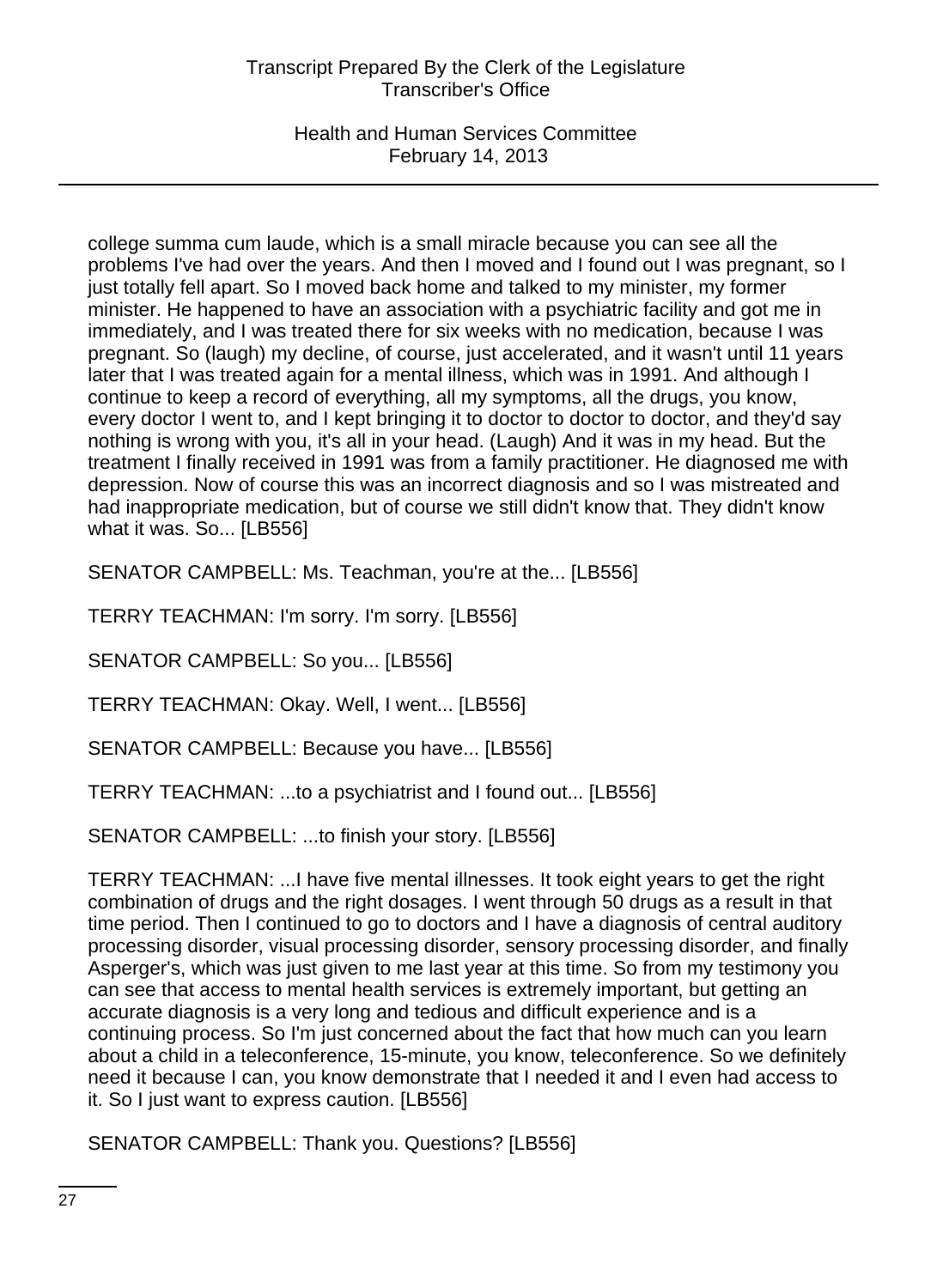college summa cum laude, which is a small miracle because you can see all the problems I've had over the years. And then I moved and I found out I was pregnant, so I just totally fell apart. So I moved back home and talked to my minister, my former minister. He happened to have an association with a psychiatric facility and got me in immediately, and I was treated there for six weeks with no medication, because I was pregnant. So (laugh) my decline, of course, just accelerated, and it wasn't until 11 years later that I was treated again for a mental illness, which was in 1991. And although I continue to keep a record of everything, all my symptoms, all the drugs, you know, every doctor I went to, and I kept bringing it to doctor to doctor to doctor, and they'd say nothing is wrong with you, it's all in your head. (Laugh) And it was in my head. But the treatment I finally received in 1991 was from a family practitioner. He diagnosed me with depression. Now of course this was an incorrect diagnosis and so I was mistreated and had inappropriate medication, but of course we still didn't know that. They didn't know what it was. So... [LB556]

SENATOR CAMPBELL: Ms. Teachman, you're at the... [LB556]

TERRY TEACHMAN: I'm sorry. I'm sorry. [LB556]

SENATOR CAMPBELL: So you... [LB556]

TERRY TEACHMAN: Okay. Well, I went... [LB556]

SENATOR CAMPBELL: Because you have... [LB556]

TERRY TEACHMAN: ...to a psychiatrist and I found out... [LB556]

SENATOR CAMPBELL: ...to finish your story. [LB556]

TERRY TEACHMAN: ...I have five mental illnesses. It took eight years to get the right combination of drugs and the right dosages. I went through 50 drugs as a result in that time period. Then I continued to go to doctors and I have a diagnosis of central auditory processing disorder, visual processing disorder, sensory processing disorder, and finally Asperger's, which was just given to me last year at this time. So from my testimony you can see that access to mental health services is extremely important, but getting an accurate diagnosis is a very long and tedious and difficult experience and is a continuing process. So I'm just concerned about the fact that how much can you learn about a child in a teleconference, 15-minute, you know, teleconference. So we definitely need it because I can, you know demonstrate that I needed it and I even had access to it. So I just want to express caution. [LB556]

SENATOR CAMPBELL: Thank you. Questions? [LB556]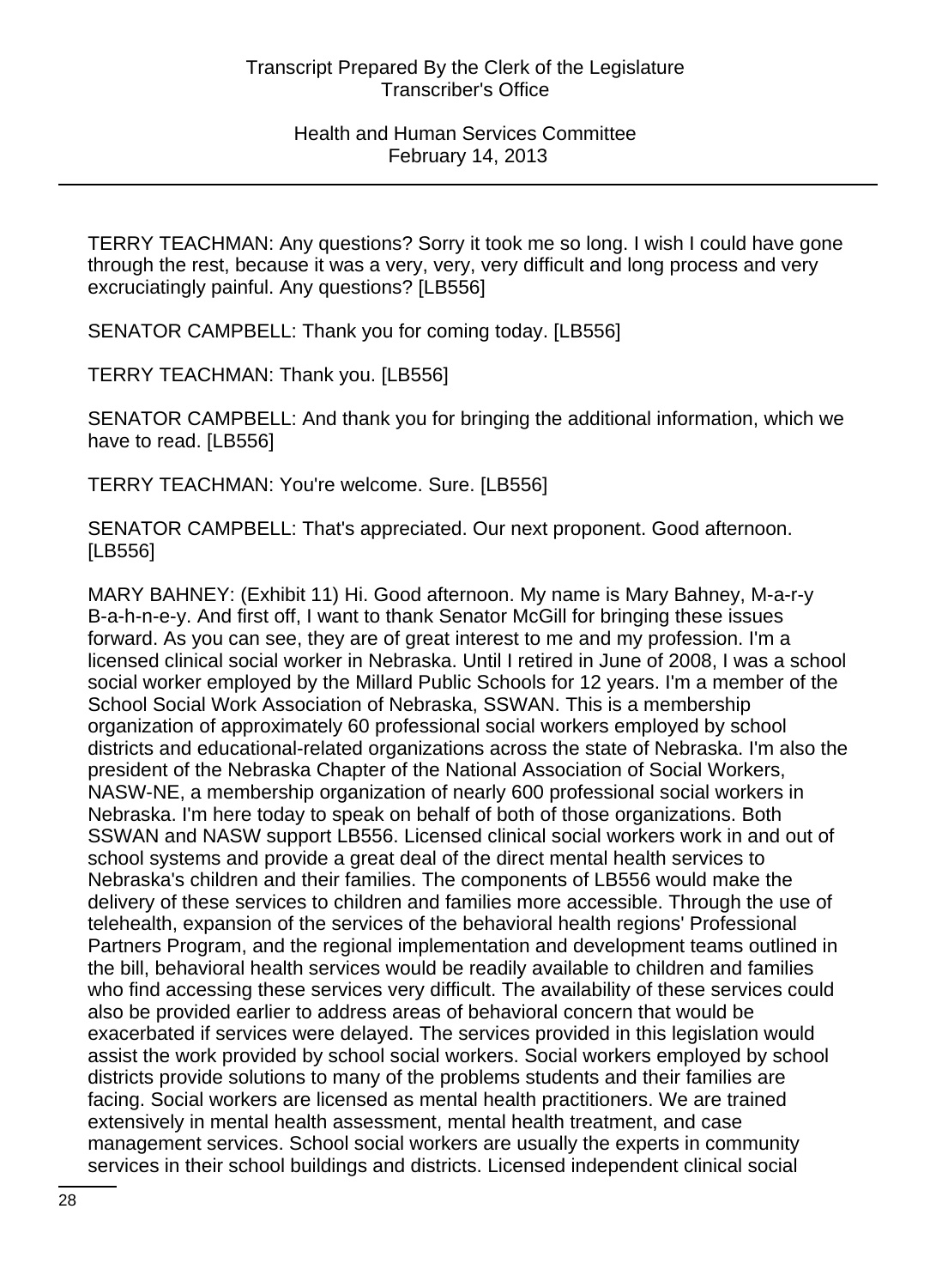TERRY TEACHMAN: Any questions? Sorry it took me so long. I wish I could have gone through the rest, because it was a very, very, very difficult and long process and very excruciatingly painful. Any questions? [LB556]

SENATOR CAMPBELL: Thank you for coming today. [LB556]

TERRY TEACHMAN: Thank you. [LB556]

SENATOR CAMPBELL: And thank you for bringing the additional information, which we have to read. [LB556]

TERRY TEACHMAN: You're welcome. Sure. [LB556]

SENATOR CAMPBELL: That's appreciated. Our next proponent. Good afternoon. [LB556]

MARY BAHNEY: (Exhibit 11) Hi. Good afternoon. My name is Mary Bahney, M-a-r-y B-a-h-n-e-y. And first off, I want to thank Senator McGill for bringing these issues forward. As you can see, they are of great interest to me and my profession. I'm a licensed clinical social worker in Nebraska. Until I retired in June of 2008, I was a school social worker employed by the Millard Public Schools for 12 years. I'm a member of the School Social Work Association of Nebraska, SSWAN. This is a membership organization of approximately 60 professional social workers employed by school districts and educational-related organizations across the state of Nebraska. I'm also the president of the Nebraska Chapter of the National Association of Social Workers, NASW-NE, a membership organization of nearly 600 professional social workers in Nebraska. I'm here today to speak on behalf of both of those organizations. Both SSWAN and NASW support LB556. Licensed clinical social workers work in and out of school systems and provide a great deal of the direct mental health services to Nebraska's children and their families. The components of LB556 would make the delivery of these services to children and families more accessible. Through the use of telehealth, expansion of the services of the behavioral health regions' Professional Partners Program, and the regional implementation and development teams outlined in the bill, behavioral health services would be readily available to children and families who find accessing these services very difficult. The availability of these services could also be provided earlier to address areas of behavioral concern that would be exacerbated if services were delayed. The services provided in this legislation would assist the work provided by school social workers. Social workers employed by school districts provide solutions to many of the problems students and their families are facing. Social workers are licensed as mental health practitioners. We are trained extensively in mental health assessment, mental health treatment, and case management services. School social workers are usually the experts in community services in their school buildings and districts. Licensed independent clinical social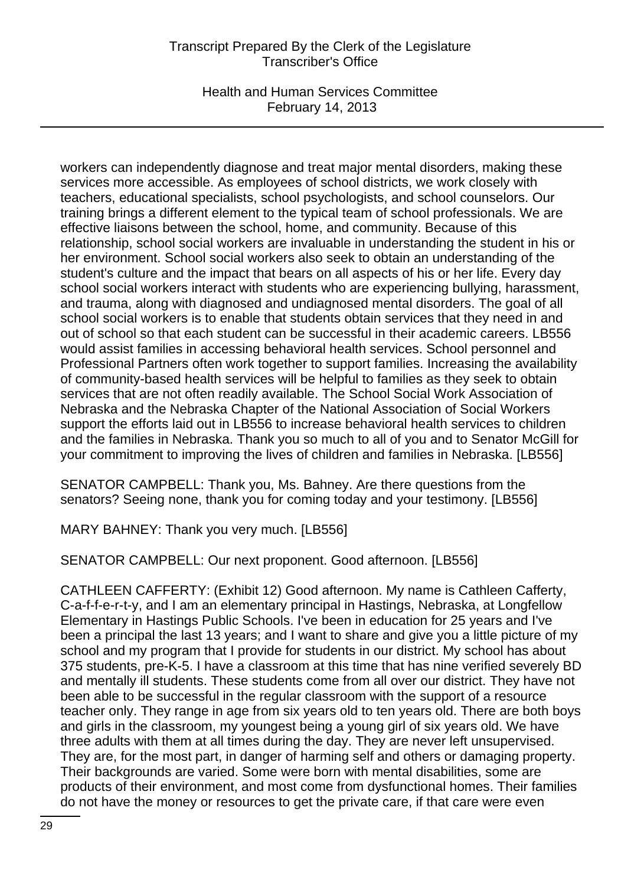workers can independently diagnose and treat major mental disorders, making these services more accessible. As employees of school districts, we work closely with teachers, educational specialists, school psychologists, and school counselors. Our training brings a different element to the typical team of school professionals. We are effective liaisons between the school, home, and community. Because of this relationship, school social workers are invaluable in understanding the student in his or her environment. School social workers also seek to obtain an understanding of the student's culture and the impact that bears on all aspects of his or her life. Every day school social workers interact with students who are experiencing bullying, harassment, and trauma, along with diagnosed and undiagnosed mental disorders. The goal of all school social workers is to enable that students obtain services that they need in and out of school so that each student can be successful in their academic careers. LB556 would assist families in accessing behavioral health services. School personnel and Professional Partners often work together to support families. Increasing the availability of community-based health services will be helpful to families as they seek to obtain services that are not often readily available. The School Social Work Association of Nebraska and the Nebraska Chapter of the National Association of Social Workers support the efforts laid out in LB556 to increase behavioral health services to children and the families in Nebraska. Thank you so much to all of you and to Senator McGill for your commitment to improving the lives of children and families in Nebraska. [LB556]

SENATOR CAMPBELL: Thank you, Ms. Bahney. Are there questions from the senators? Seeing none, thank you for coming today and your testimony. [LB556]

MARY BAHNEY: Thank you very much. [LB556]

SENATOR CAMPBELL: Our next proponent. Good afternoon. [LB556]

CATHLEEN CAFFERTY: (Exhibit 12) Good afternoon. My name is Cathleen Cafferty, C-a-f-f-e-r-t-y, and I am an elementary principal in Hastings, Nebraska, at Longfellow Elementary in Hastings Public Schools. I've been in education for 25 years and I've been a principal the last 13 years; and I want to share and give you a little picture of my school and my program that I provide for students in our district. My school has about 375 students, pre-K-5. I have a classroom at this time that has nine verified severely BD and mentally ill students. These students come from all over our district. They have not been able to be successful in the regular classroom with the support of a resource teacher only. They range in age from six years old to ten years old. There are both boys and girls in the classroom, my youngest being a young girl of six years old. We have three adults with them at all times during the day. They are never left unsupervised. They are, for the most part, in danger of harming self and others or damaging property. Their backgrounds are varied. Some were born with mental disabilities, some are products of their environment, and most come from dysfunctional homes. Their families do not have the money or resources to get the private care, if that care were even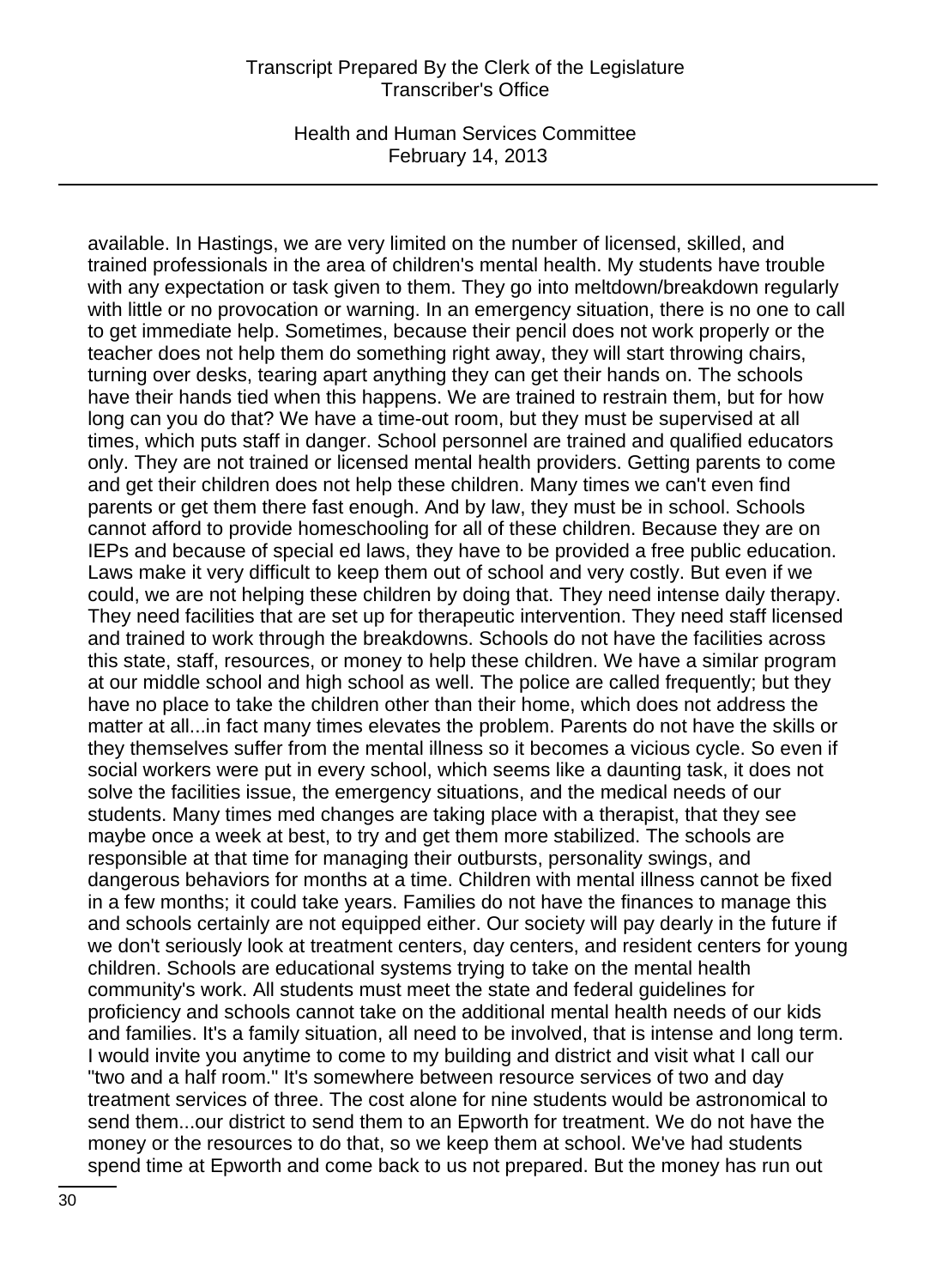available. In Hastings, we are very limited on the number of licensed, skilled, and trained professionals in the area of children's mental health. My students have trouble with any expectation or task given to them. They go into meltdown/breakdown regularly with little or no provocation or warning. In an emergency situation, there is no one to call to get immediate help. Sometimes, because their pencil does not work properly or the teacher does not help them do something right away, they will start throwing chairs, turning over desks, tearing apart anything they can get their hands on. The schools have their hands tied when this happens. We are trained to restrain them, but for how long can you do that? We have a time-out room, but they must be supervised at all times, which puts staff in danger. School personnel are trained and qualified educators only. They are not trained or licensed mental health providers. Getting parents to come and get their children does not help these children. Many times we can't even find parents or get them there fast enough. And by law, they must be in school. Schools cannot afford to provide homeschooling for all of these children. Because they are on IEPs and because of special ed laws, they have to be provided a free public education. Laws make it very difficult to keep them out of school and very costly. But even if we could, we are not helping these children by doing that. They need intense daily therapy. They need facilities that are set up for therapeutic intervention. They need staff licensed and trained to work through the breakdowns. Schools do not have the facilities across this state, staff, resources, or money to help these children. We have a similar program at our middle school and high school as well. The police are called frequently; but they have no place to take the children other than their home, which does not address the matter at all...in fact many times elevates the problem. Parents do not have the skills or they themselves suffer from the mental illness so it becomes a vicious cycle. So even if social workers were put in every school, which seems like a daunting task, it does not solve the facilities issue, the emergency situations, and the medical needs of our students. Many times med changes are taking place with a therapist, that they see maybe once a week at best, to try and get them more stabilized. The schools are responsible at that time for managing their outbursts, personality swings, and dangerous behaviors for months at a time. Children with mental illness cannot be fixed in a few months; it could take years. Families do not have the finances to manage this and schools certainly are not equipped either. Our society will pay dearly in the future if we don't seriously look at treatment centers, day centers, and resident centers for young children. Schools are educational systems trying to take on the mental health community's work. All students must meet the state and federal guidelines for proficiency and schools cannot take on the additional mental health needs of our kids and families. It's a family situation, all need to be involved, that is intense and long term. I would invite you anytime to come to my building and district and visit what I call our "two and a half room." It's somewhere between resource services of two and day treatment services of three. The cost alone for nine students would be astronomical to send them...our district to send them to an Epworth for treatment. We do not have the money or the resources to do that, so we keep them at school. We've had students spend time at Epworth and come back to us not prepared. But the money has run out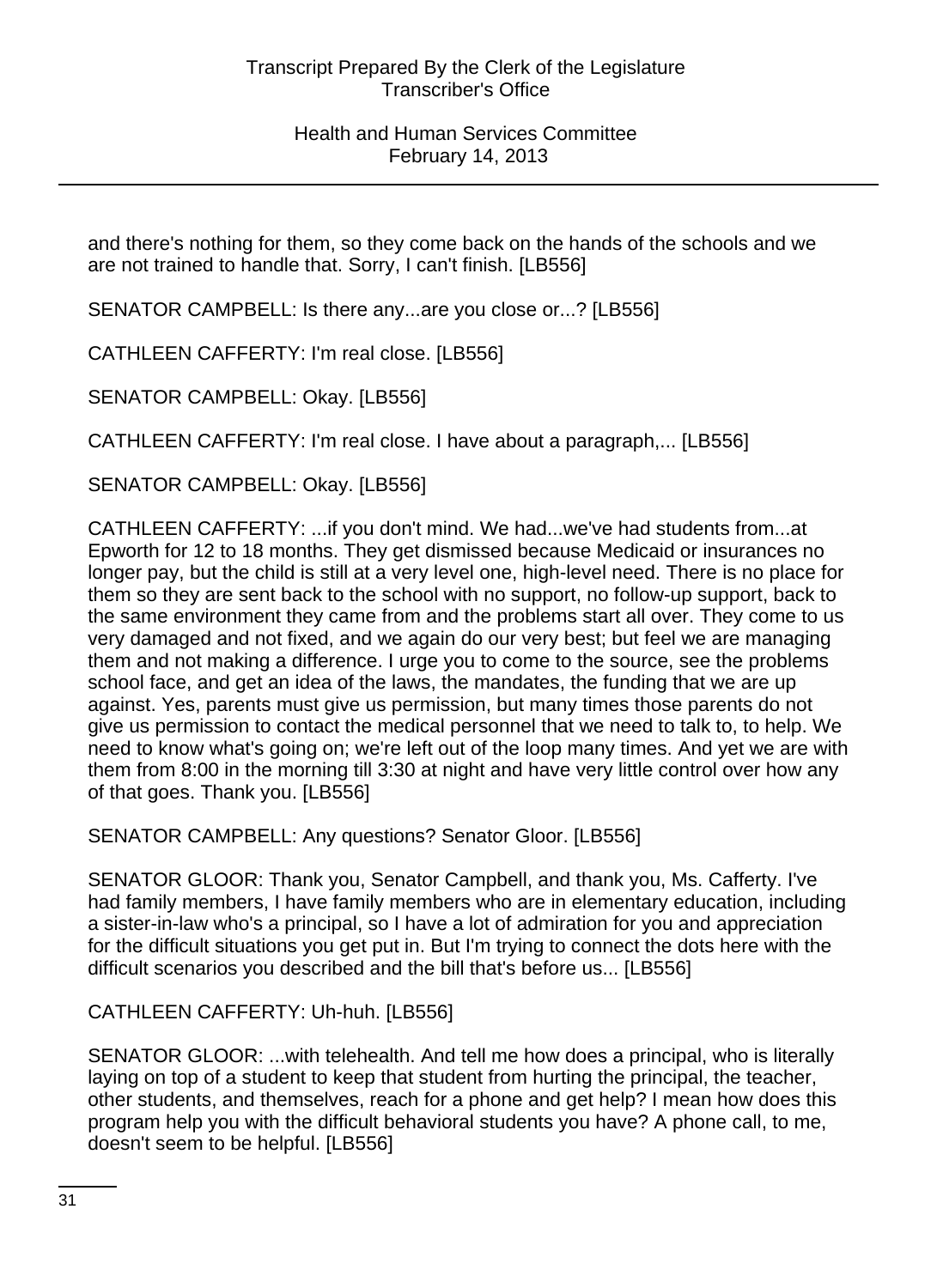and there's nothing for them, so they come back on the hands of the schools and we are not trained to handle that. Sorry, I can't finish. [LB556]

SENATOR CAMPBELL: Is there any...are you close or...? [LB556]

CATHLEEN CAFFERTY: I'm real close. [LB556]

SENATOR CAMPBELL: Okay. [LB556]

CATHLEEN CAFFERTY: I'm real close. I have about a paragraph,... [LB556]

SENATOR CAMPBELL: Okay. [LB556]

CATHLEEN CAFFERTY: ...if you don't mind. We had...we've had students from...at Epworth for 12 to 18 months. They get dismissed because Medicaid or insurances no longer pay, but the child is still at a very level one, high-level need. There is no place for them so they are sent back to the school with no support, no follow-up support, back to the same environment they came from and the problems start all over. They come to us very damaged and not fixed, and we again do our very best; but feel we are managing them and not making a difference. I urge you to come to the source, see the problems school face, and get an idea of the laws, the mandates, the funding that we are up against. Yes, parents must give us permission, but many times those parents do not give us permission to contact the medical personnel that we need to talk to, to help. We need to know what's going on; we're left out of the loop many times. And yet we are with them from 8:00 in the morning till 3:30 at night and have very little control over how any of that goes. Thank you. [LB556]

SENATOR CAMPBELL: Any questions? Senator Gloor. [LB556]

SENATOR GLOOR: Thank you, Senator Campbell, and thank you, Ms. Cafferty. I've had family members, I have family members who are in elementary education, including a sister-in-law who's a principal, so I have a lot of admiration for you and appreciation for the difficult situations you get put in. But I'm trying to connect the dots here with the difficult scenarios you described and the bill that's before us... [LB556]

CATHLEEN CAFFERTY: Uh-huh. [LB556]

SENATOR GLOOR: ...with telehealth. And tell me how does a principal, who is literally laying on top of a student to keep that student from hurting the principal, the teacher, other students, and themselves, reach for a phone and get help? I mean how does this program help you with the difficult behavioral students you have? A phone call, to me, doesn't seem to be helpful. [LB556]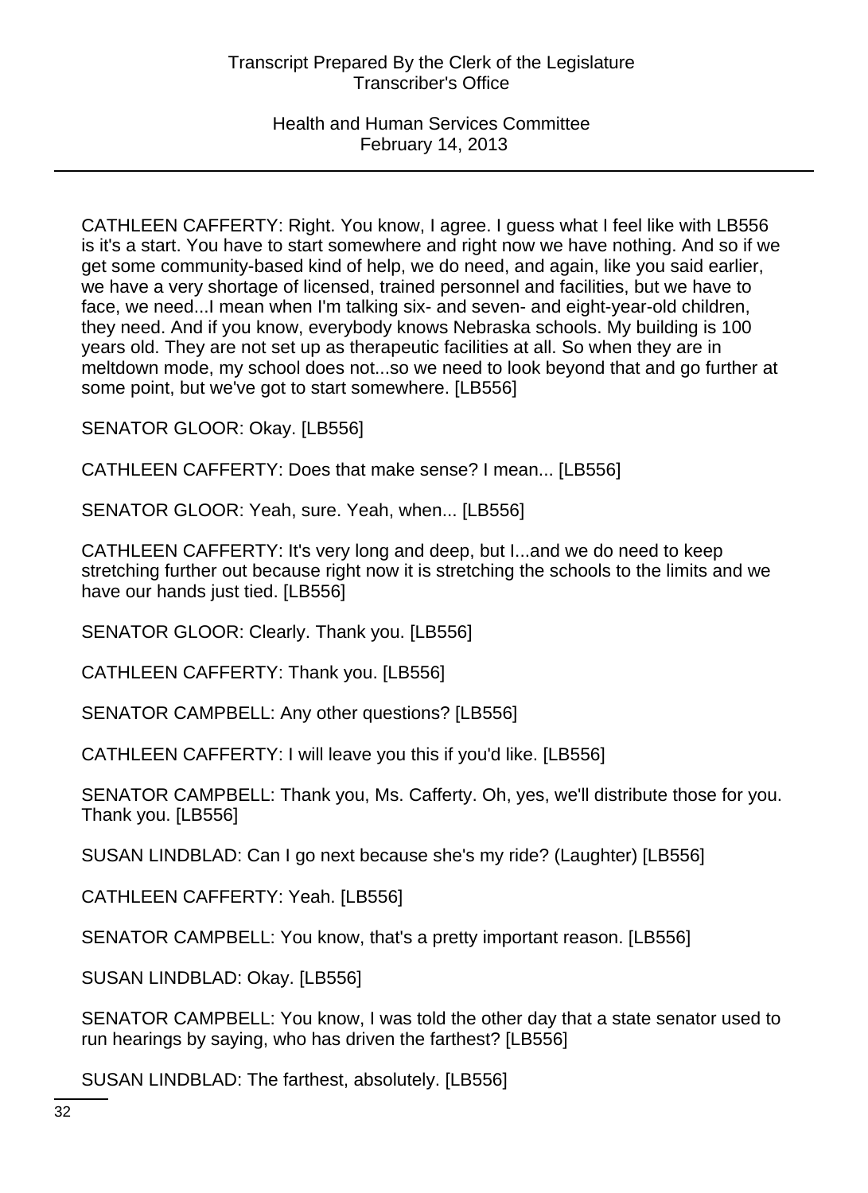CATHLEEN CAFFERTY: Right. You know, I agree. I guess what I feel like with LB556 is it's a start. You have to start somewhere and right now we have nothing. And so if we get some community-based kind of help, we do need, and again, like you said earlier, we have a very shortage of licensed, trained personnel and facilities, but we have to face, we need...I mean when I'm talking six- and seven- and eight-year-old children, they need. And if you know, everybody knows Nebraska schools. My building is 100 years old. They are not set up as therapeutic facilities at all. So when they are in meltdown mode, my school does not...so we need to look beyond that and go further at some point, but we've got to start somewhere. [LB556]

SENATOR GLOOR: Okay. [LB556]

CATHLEEN CAFFERTY: Does that make sense? I mean... [LB556]

SENATOR GLOOR: Yeah, sure. Yeah, when... [LB556]

CATHLEEN CAFFERTY: It's very long and deep, but I...and we do need to keep stretching further out because right now it is stretching the schools to the limits and we have our hands just tied. [LB556]

SENATOR GLOOR: Clearly. Thank you. [LB556]

CATHLEEN CAFFERTY: Thank you. [LB556]

SENATOR CAMPBELL: Any other questions? [LB556]

CATHLEEN CAFFERTY: I will leave you this if you'd like. [LB556]

SENATOR CAMPBELL: Thank you, Ms. Cafferty. Oh, yes, we'll distribute those for you. Thank you. [LB556]

SUSAN LINDBLAD: Can I go next because she's my ride? (Laughter) [LB556]

CATHLEEN CAFFERTY: Yeah. [LB556]

SENATOR CAMPBELL: You know, that's a pretty important reason. [LB556]

SUSAN LINDBLAD: Okay. [LB556]

SENATOR CAMPBELL: You know, I was told the other day that a state senator used to run hearings by saying, who has driven the farthest? [LB556]

SUSAN LINDBLAD: The farthest, absolutely. [LB556]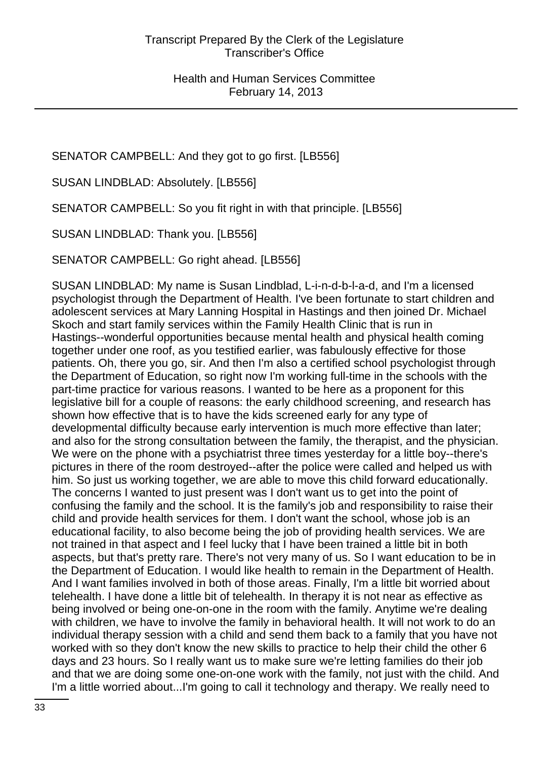SENATOR CAMPBELL: And they got to go first. [LB556]

SUSAN LINDBLAD: Absolutely. [LB556]

SENATOR CAMPBELL: So you fit right in with that principle. [LB556]

SUSAN LINDBLAD: Thank you. [LB556]

SENATOR CAMPBELL: Go right ahead. [LB556]

SUSAN LINDBLAD: My name is Susan Lindblad, L-i-n-d-b-l-a-d, and I'm a licensed psychologist through the Department of Health. I've been fortunate to start children and adolescent services at Mary Lanning Hospital in Hastings and then joined Dr. Michael Skoch and start family services within the Family Health Clinic that is run in Hastings--wonderful opportunities because mental health and physical health coming together under one roof, as you testified earlier, was fabulously effective for those patients. Oh, there you go, sir. And then I'm also a certified school psychologist through the Department of Education, so right now I'm working full-time in the schools with the part-time practice for various reasons. I wanted to be here as a proponent for this legislative bill for a couple of reasons: the early childhood screening, and research has shown how effective that is to have the kids screened early for any type of developmental difficulty because early intervention is much more effective than later; and also for the strong consultation between the family, the therapist, and the physician. We were on the phone with a psychiatrist three times yesterday for a little boy--there's pictures in there of the room destroyed--after the police were called and helped us with him. So just us working together, we are able to move this child forward educationally. The concerns I wanted to just present was I don't want us to get into the point of confusing the family and the school. It is the family's job and responsibility to raise their child and provide health services for them. I don't want the school, whose job is an educational facility, to also become being the job of providing health services. We are not trained in that aspect and I feel lucky that I have been trained a little bit in both aspects, but that's pretty rare. There's not very many of us. So I want education to be in the Department of Education. I would like health to remain in the Department of Health. And I want families involved in both of those areas. Finally, I'm a little bit worried about telehealth. I have done a little bit of telehealth. In therapy it is not near as effective as being involved or being one-on-one in the room with the family. Anytime we're dealing with children, we have to involve the family in behavioral health. It will not work to do an individual therapy session with a child and send them back to a family that you have not worked with so they don't know the new skills to practice to help their child the other 6 days and 23 hours. So I really want us to make sure we're letting families do their job and that we are doing some one-on-one work with the family, not just with the child. And I'm a little worried about...I'm going to call it technology and therapy. We really need to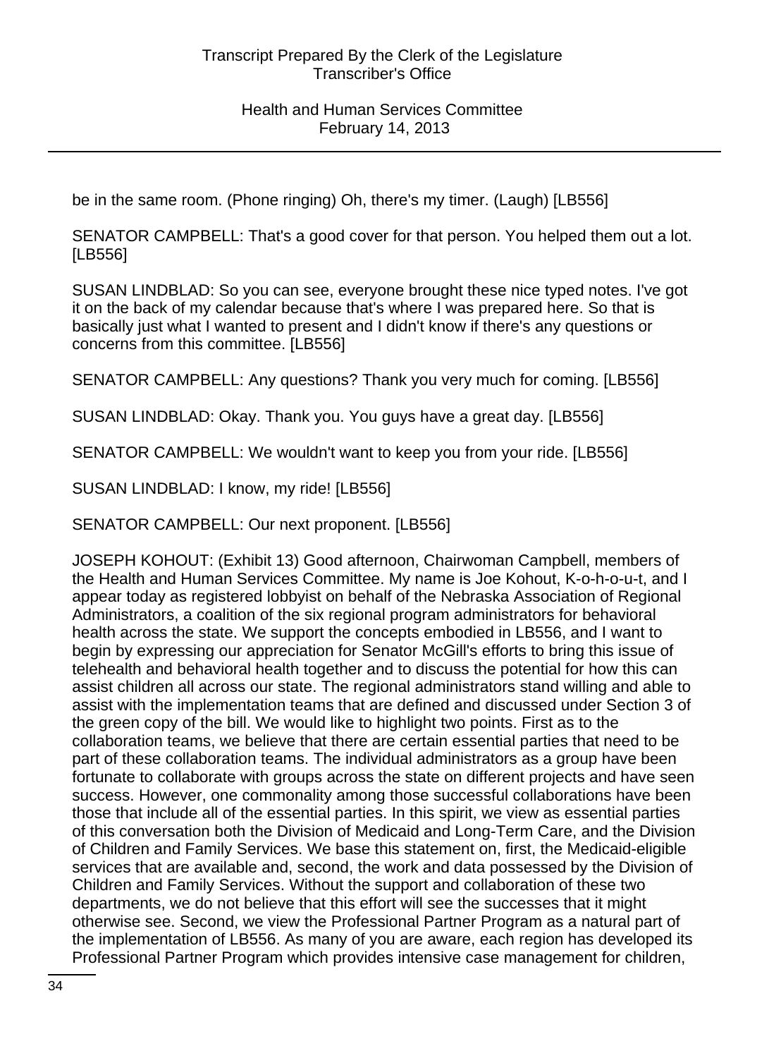be in the same room. (Phone ringing) Oh, there's my timer. (Laugh) [LB556]

SENATOR CAMPBELL: That's a good cover for that person. You helped them out a lot. [LB556]

SUSAN LINDBLAD: So you can see, everyone brought these nice typed notes. I've got it on the back of my calendar because that's where I was prepared here. So that is basically just what I wanted to present and I didn't know if there's any questions or concerns from this committee. [LB556]

SENATOR CAMPBELL: Any questions? Thank you very much for coming. [LB556]

SUSAN LINDBLAD: Okay. Thank you. You guys have a great day. [LB556]

SENATOR CAMPBELL: We wouldn't want to keep you from your ride. [LB556]

SUSAN LINDBLAD: I know, my ride! [LB556]

SENATOR CAMPBELL: Our next proponent. [LB556]

JOSEPH KOHOUT: (Exhibit 13) Good afternoon, Chairwoman Campbell, members of the Health and Human Services Committee. My name is Joe Kohout, K-o-h-o-u-t, and I appear today as registered lobbyist on behalf of the Nebraska Association of Regional Administrators, a coalition of the six regional program administrators for behavioral health across the state. We support the concepts embodied in LB556, and I want to begin by expressing our appreciation for Senator McGill's efforts to bring this issue of telehealth and behavioral health together and to discuss the potential for how this can assist children all across our state. The regional administrators stand willing and able to assist with the implementation teams that are defined and discussed under Section 3 of the green copy of the bill. We would like to highlight two points. First as to the collaboration teams, we believe that there are certain essential parties that need to be part of these collaboration teams. The individual administrators as a group have been fortunate to collaborate with groups across the state on different projects and have seen success. However, one commonality among those successful collaborations have been those that include all of the essential parties. In this spirit, we view as essential parties of this conversation both the Division of Medicaid and Long-Term Care, and the Division of Children and Family Services. We base this statement on, first, the Medicaid-eligible services that are available and, second, the work and data possessed by the Division of Children and Family Services. Without the support and collaboration of these two departments, we do not believe that this effort will see the successes that it might otherwise see. Second, we view the Professional Partner Program as a natural part of the implementation of LB556. As many of you are aware, each region has developed its Professional Partner Program which provides intensive case management for children,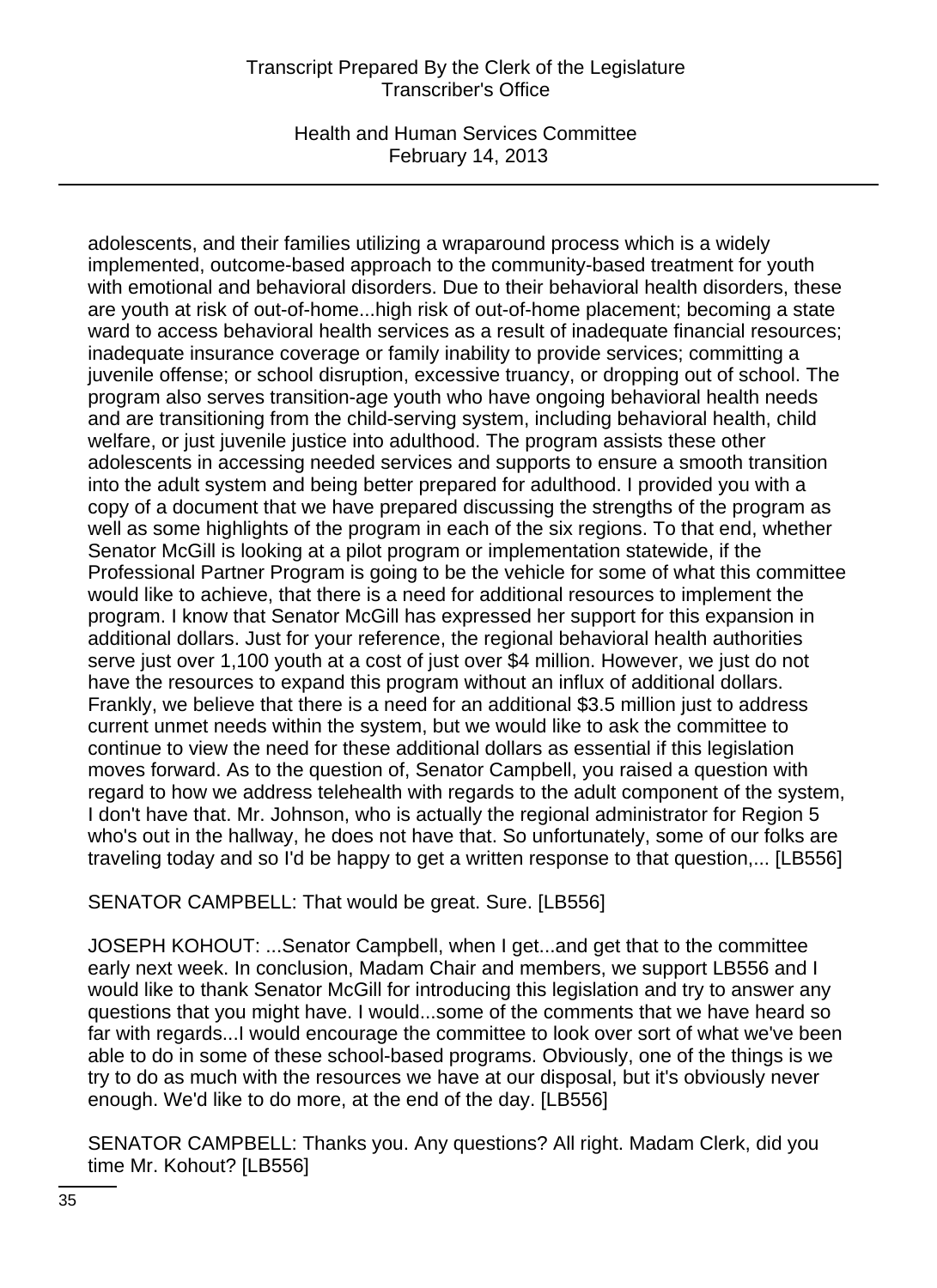adolescents, and their families utilizing a wraparound process which is a widely implemented, outcome-based approach to the community-based treatment for youth with emotional and behavioral disorders. Due to their behavioral health disorders, these are youth at risk of out-of-home...high risk of out-of-home placement; becoming a state ward to access behavioral health services as a result of inadequate financial resources; inadequate insurance coverage or family inability to provide services; committing a juvenile offense; or school disruption, excessive truancy, or dropping out of school. The program also serves transition-age youth who have ongoing behavioral health needs and are transitioning from the child-serving system, including behavioral health, child welfare, or just juvenile justice into adulthood. The program assists these other adolescents in accessing needed services and supports to ensure a smooth transition into the adult system and being better prepared for adulthood. I provided you with a copy of a document that we have prepared discussing the strengths of the program as well as some highlights of the program in each of the six regions. To that end, whether Senator McGill is looking at a pilot program or implementation statewide, if the Professional Partner Program is going to be the vehicle for some of what this committee would like to achieve, that there is a need for additional resources to implement the program. I know that Senator McGill has expressed her support for this expansion in additional dollars. Just for your reference, the regional behavioral health authorities serve just over 1,100 youth at a cost of just over $4 million. However, we just do not have the resources to expand this program without an influx of additional dollars. Frankly, we believe that there is a need for an additional $3.5 million just to address current unmet needs within the system, but we would like to ask the committee to continue to view the need for these additional dollars as essential if this legislation moves forward. As to the question of, Senator Campbell, you raised a question with regard to how we address telehealth with regards to the adult component of the system, I don't have that. Mr. Johnson, who is actually the regional administrator for Region 5 who's out in the hallway, he does not have that. So unfortunately, some of our folks are traveling today and so I'd be happy to get a written response to that question,... [LB556]

SENATOR CAMPBELL: That would be great. Sure. [LB556]

JOSEPH KOHOUT: ...Senator Campbell, when I get...and get that to the committee early next week. In conclusion, Madam Chair and members, we support LB556 and I would like to thank Senator McGill for introducing this legislation and try to answer any questions that you might have. I would...some of the comments that we have heard so far with regards...I would encourage the committee to look over sort of what we've been able to do in some of these school-based programs. Obviously, one of the things is we try to do as much with the resources we have at our disposal, but it's obviously never enough. We'd like to do more, at the end of the day. [LB556]

SENATOR CAMPBELL: Thanks you. Any questions? All right. Madam Clerk, did you time Mr. Kohout? [LB556]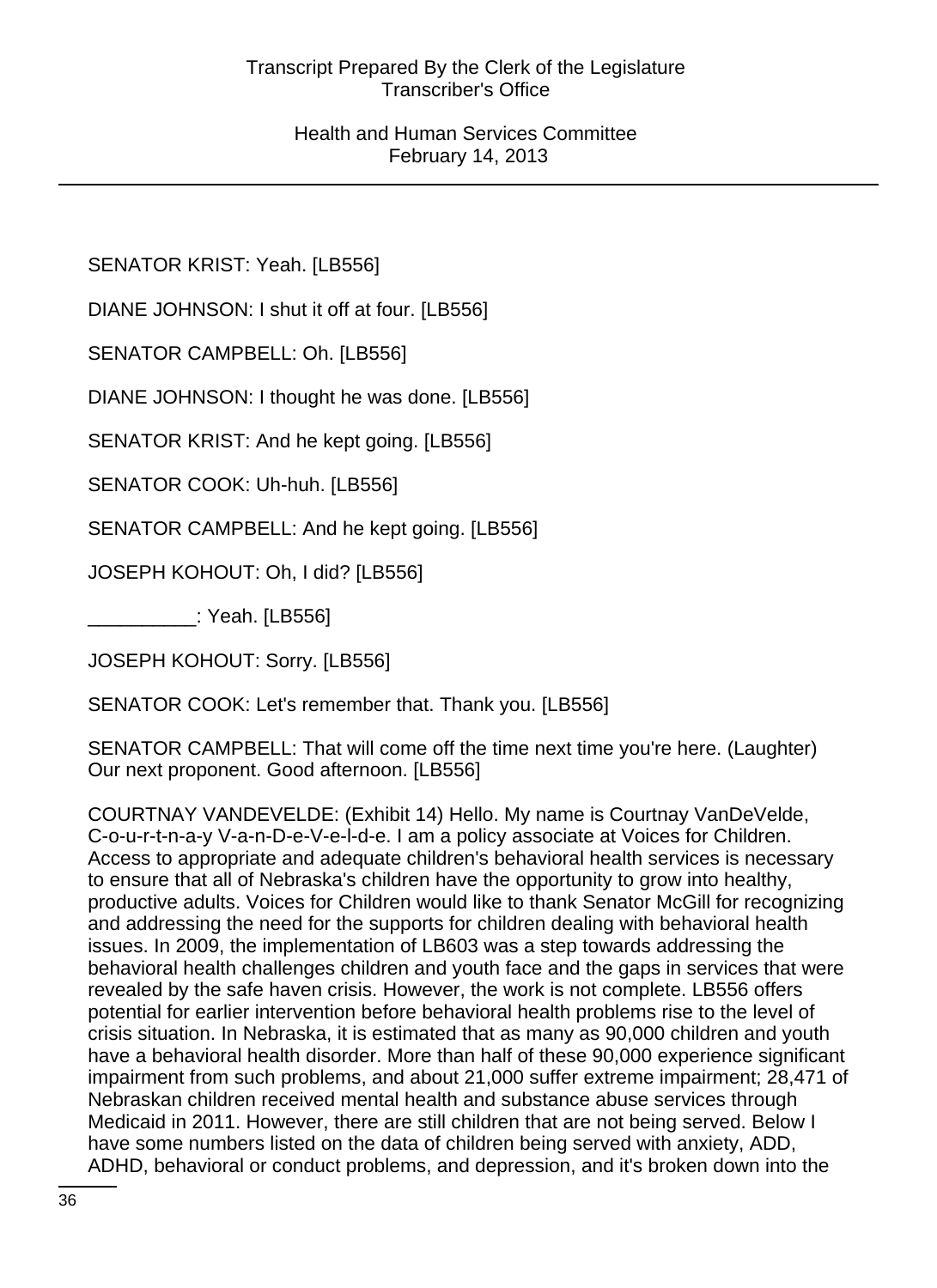SENATOR KRIST: Yeah. [LB556]

DIANE JOHNSON: I shut it off at four. [LB556]

SENATOR CAMPBELL: Oh. [LB556]

DIANE JOHNSON: I thought he was done. [LB556]

SENATOR KRIST: And he kept going. [LB556]

SENATOR COOK: Uh-huh. [LB556]

SENATOR CAMPBELL: And he kept going. [LB556]

JOSEPH KOHOUT: Oh, I did? [LB556]

__________: Yeah. [LB556]

JOSEPH KOHOUT: Sorry. [LB556]

SENATOR COOK: Let's remember that. Thank you. [LB556]

SENATOR CAMPBELL: That will come off the time next time you're here. (Laughter) Our next proponent. Good afternoon. [LB556]

COURTNAY VANDEVELDE: (Exhibit 14) Hello. My name is Courtnay VanDeVelde, C-o-u-r-t-n-a-y V-a-n-D-e-V-e-l-d-e. I am a policy associate at Voices for Children. Access to appropriate and adequate children's behavioral health services is necessary to ensure that all of Nebraska's children have the opportunity to grow into healthy, productive adults. Voices for Children would like to thank Senator McGill for recognizing and addressing the need for the supports for children dealing with behavioral health issues. In 2009, the implementation of LB603 was a step towards addressing the behavioral health challenges children and youth face and the gaps in services that were revealed by the safe haven crisis. However, the work is not complete. LB556 offers potential for earlier intervention before behavioral health problems rise to the level of crisis situation. In Nebraska, it is estimated that as many as 90,000 children and youth have a behavioral health disorder. More than half of these 90,000 experience significant impairment from such problems, and about 21,000 suffer extreme impairment; 28,471 of Nebraskan children received mental health and substance abuse services through Medicaid in 2011. However, there are still children that are not being served. Below I have some numbers listed on the data of children being served with anxiety, ADD, ADHD, behavioral or conduct problems, and depression, and it's broken down into the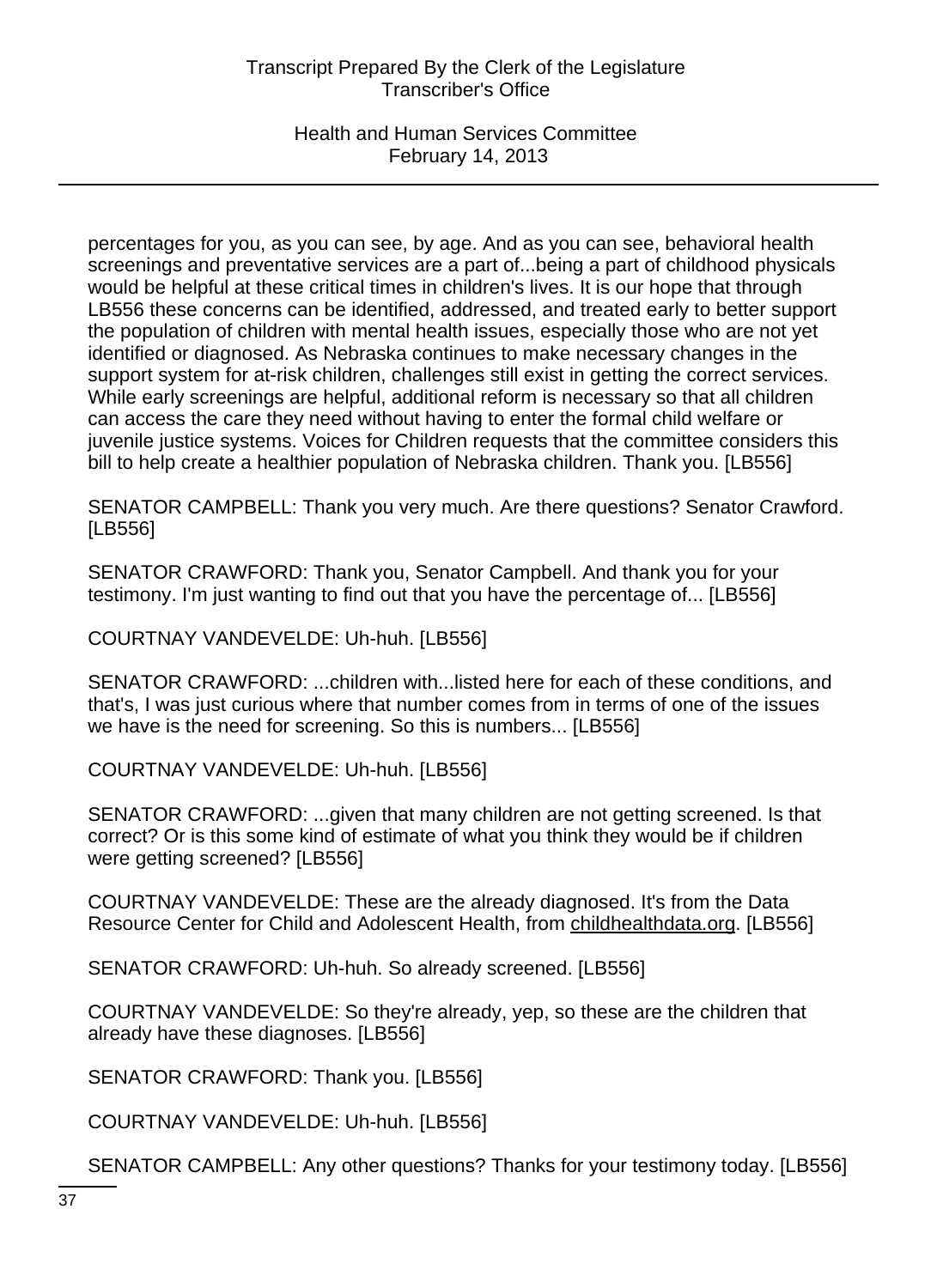percentages for you, as you can see, by age. And as you can see, behavioral health screenings and preventative services are a part of...being a part of childhood physicals would be helpful at these critical times in children's lives. It is our hope that through LB556 these concerns can be identified, addressed, and treated early to better support the population of children with mental health issues, especially those who are not yet identified or diagnosed. As Nebraska continues to make necessary changes in the support system for at-risk children, challenges still exist in getting the correct services. While early screenings are helpful, additional reform is necessary so that all children can access the care they need without having to enter the formal child welfare or juvenile justice systems. Voices for Children requests that the committee considers this bill to help create a healthier population of Nebraska children. Thank you. [LB556]

SENATOR CAMPBELL: Thank you very much. Are there questions? Senator Crawford. [LB556]

SENATOR CRAWFORD: Thank you, Senator Campbell. And thank you for your testimony. I'm just wanting to find out that you have the percentage of... [LB556]

COURTNAY VANDEVELDE: Uh-huh. [LB556]

SENATOR CRAWFORD: ...children with...listed here for each of these conditions, and that's, I was just curious where that number comes from in terms of one of the issues we have is the need for screening. So this is numbers... [LB556]

COURTNAY VANDEVELDE: Uh-huh. [LB556]

SENATOR CRAWFORD: ...given that many children are not getting screened. Is that correct? Or is this some kind of estimate of what you think they would be if children were getting screened? [LB556]

COURTNAY VANDEVELDE: These are the already diagnosed. It's from the Data Resource Center for Child and Adolescent Health, from childhealthdata.org. [LB556]

SENATOR CRAWFORD: Uh-huh. So already screened. [LB556]

COURTNAY VANDEVELDE: So they're already, yep, so these are the children that already have these diagnoses. [LB556]

SENATOR CRAWFORD: Thank you. [LB556]

COURTNAY VANDEVELDE: Uh-huh. [LB556]

SENATOR CAMPBELL: Any other questions? Thanks for your testimony today. [LB556]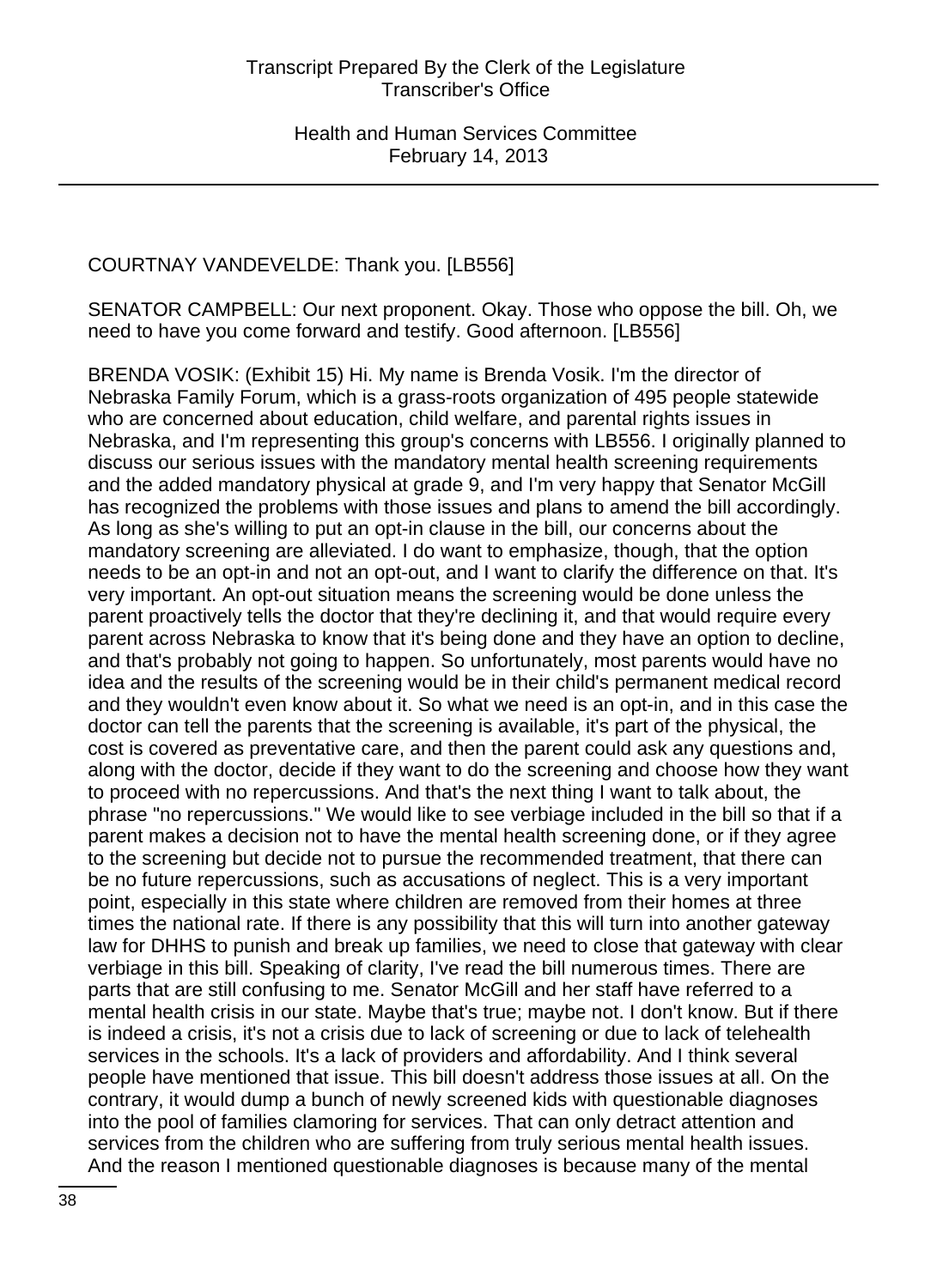COURTNAY VANDEVELDE: Thank you. [LB556]

SENATOR CAMPBELL: Our next proponent. Okay. Those who oppose the bill. Oh, we need to have you come forward and testify. Good afternoon. [LB556]

BRENDA VOSIK: (Exhibit 15) Hi. My name is Brenda Vosik. I'm the director of Nebraska Family Forum, which is a grass-roots organization of 495 people statewide who are concerned about education, child welfare, and parental rights issues in Nebraska, and I'm representing this group's concerns with LB556. I originally planned to discuss our serious issues with the mandatory mental health screening requirements and the added mandatory physical at grade 9, and I'm very happy that Senator McGill has recognized the problems with those issues and plans to amend the bill accordingly. As long as she's willing to put an opt-in clause in the bill, our concerns about the mandatory screening are alleviated. I do want to emphasize, though, that the option needs to be an opt-in and not an opt-out, and I want to clarify the difference on that. It's very important. An opt-out situation means the screening would be done unless the parent proactively tells the doctor that they're declining it, and that would require every parent across Nebraska to know that it's being done and they have an option to decline, and that's probably not going to happen. So unfortunately, most parents would have no idea and the results of the screening would be in their child's permanent medical record and they wouldn't even know about it. So what we need is an opt-in, and in this case the doctor can tell the parents that the screening is available, it's part of the physical, the cost is covered as preventative care, and then the parent could ask any questions and, along with the doctor, decide if they want to do the screening and choose how they want to proceed with no repercussions. And that's the next thing I want to talk about, the phrase "no repercussions." We would like to see verbiage included in the bill so that if a parent makes a decision not to have the mental health screening done, or if they agree to the screening but decide not to pursue the recommended treatment, that there can be no future repercussions, such as accusations of neglect. This is a very important point, especially in this state where children are removed from their homes at three times the national rate. If there is any possibility that this will turn into another gateway law for DHHS to punish and break up families, we need to close that gateway with clear verbiage in this bill. Speaking of clarity, I've read the bill numerous times. There are parts that are still confusing to me. Senator McGill and her staff have referred to a mental health crisis in our state. Maybe that's true; maybe not. I don't know. But if there is indeed a crisis, it's not a crisis due to lack of screening or due to lack of telehealth services in the schools. It's a lack of providers and affordability. And I think several people have mentioned that issue. This bill doesn't address those issues at all. On the contrary, it would dump a bunch of newly screened kids with questionable diagnoses into the pool of families clamoring for services. That can only detract attention and services from the children who are suffering from truly serious mental health issues. And the reason I mentioned questionable diagnoses is because many of the mental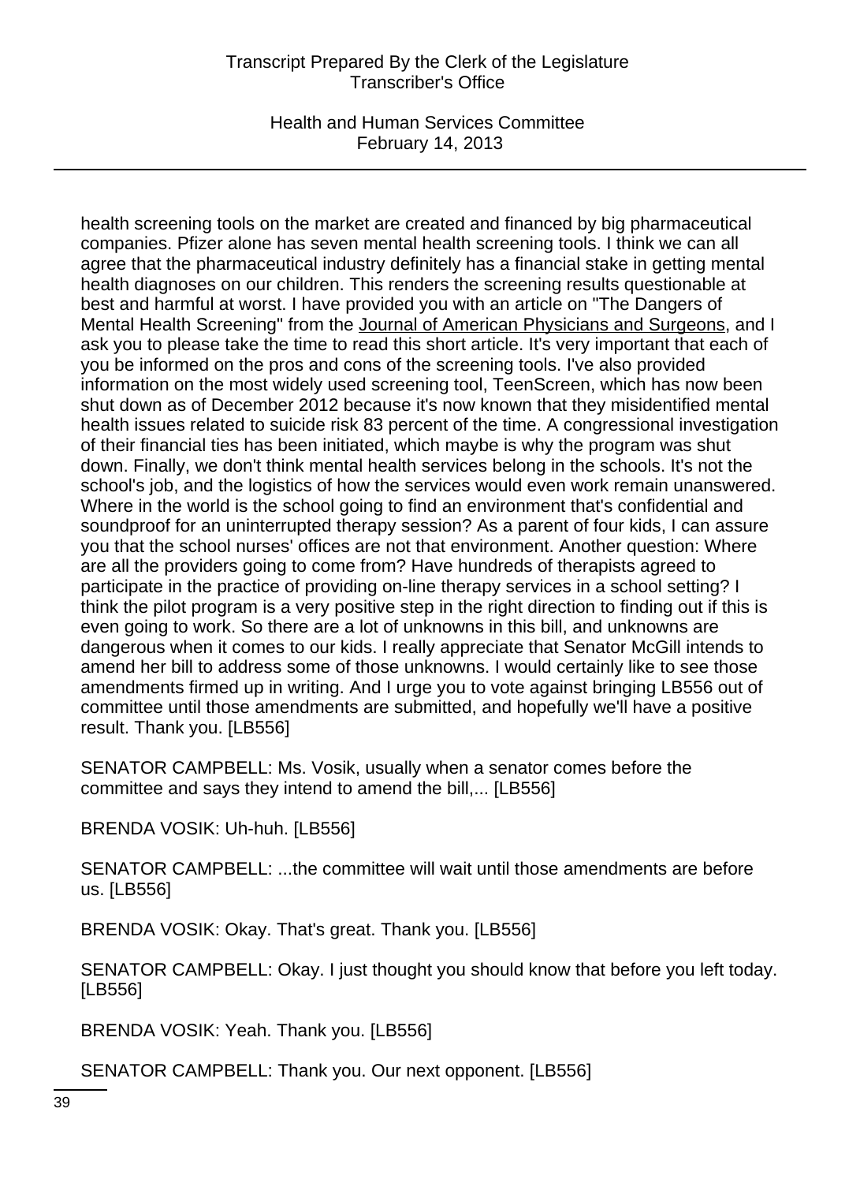health screening tools on the market are created and financed by big pharmaceutical companies. Pfizer alone has seven mental health screening tools. I think we can all agree that the pharmaceutical industry definitely has a financial stake in getting mental health diagnoses on our children. This renders the screening results questionable at best and harmful at worst. I have provided you with an article on "The Dangers of Mental Health Screening" from the Journal of American Physicians and Surgeons, and I ask you to please take the time to read this short article. It's very important that each of you be informed on the pros and cons of the screening tools. I've also provided information on the most widely used screening tool, TeenScreen, which has now been shut down as of December 2012 because it's now known that they misidentified mental health issues related to suicide risk 83 percent of the time. A congressional investigation of their financial ties has been initiated, which maybe is why the program was shut down. Finally, we don't think mental health services belong in the schools. It's not the school's job, and the logistics of how the services would even work remain unanswered. Where in the world is the school going to find an environment that's confidential and soundproof for an uninterrupted therapy session? As a parent of four kids, I can assure you that the school nurses' offices are not that environment. Another question: Where are all the providers going to come from? Have hundreds of therapists agreed to participate in the practice of providing on-line therapy services in a school setting? I think the pilot program is a very positive step in the right direction to finding out if this is even going to work. So there are a lot of unknowns in this bill, and unknowns are dangerous when it comes to our kids. I really appreciate that Senator McGill intends to amend her bill to address some of those unknowns. I would certainly like to see those amendments firmed up in writing. And I urge you to vote against bringing LB556 out of committee until those amendments are submitted, and hopefully we'll have a positive result. Thank you. [LB556]

SENATOR CAMPBELL: Ms. Vosik, usually when a senator comes before the committee and says they intend to amend the bill,... [LB556]

BRENDA VOSIK: Uh-huh. [LB556]

SENATOR CAMPBELL: ...the committee will wait until those amendments are before us. [LB556]

BRENDA VOSIK: Okay. That's great. Thank you. [LB556]

SENATOR CAMPBELL: Okay. I just thought you should know that before you left today. [LB556]

BRENDA VOSIK: Yeah. Thank you. [LB556]

SENATOR CAMPBELL: Thank you. Our next opponent. [LB556]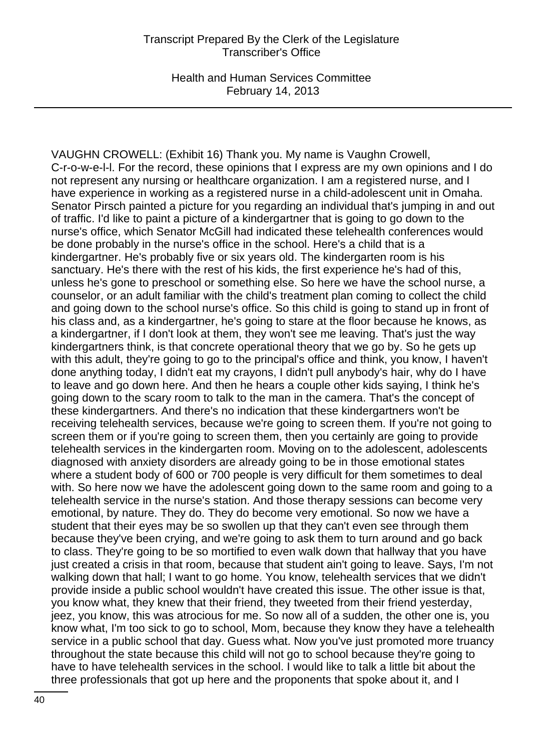VAUGHN CROWELL: (Exhibit 16) Thank you. My name is Vaughn Crowell, C-r-o-w-e-l-l. For the record, these opinions that I express are my own opinions and I do not represent any nursing or healthcare organization. I am a registered nurse, and I have experience in working as a registered nurse in a child-adolescent unit in Omaha. Senator Pirsch painted a picture for you regarding an individual that's jumping in and out of traffic. I'd like to paint a picture of a kindergartner that is going to go down to the nurse's office, which Senator McGill had indicated these telehealth conferences would be done probably in the nurse's office in the school. Here's a child that is a kindergartner. He's probably five or six years old. The kindergarten room is his sanctuary. He's there with the rest of his kids, the first experience he's had of this, unless he's gone to preschool or something else. So here we have the school nurse, a counselor, or an adult familiar with the child's treatment plan coming to collect the child and going down to the school nurse's office. So this child is going to stand up in front of his class and, as a kindergartner, he's going to stare at the floor because he knows, as a kindergartner, if I don't look at them, they won't see me leaving. That's just the way kindergartners think, is that concrete operational theory that we go by. So he gets up with this adult, they're going to go to the principal's office and think, you know, I haven't done anything today, I didn't eat my crayons, I didn't pull anybody's hair, why do I have to leave and go down here. And then he hears a couple other kids saying, I think he's going down to the scary room to talk to the man in the camera. That's the concept of these kindergartners. And there's no indication that these kindergartners won't be receiving telehealth services, because we're going to screen them. If you're not going to screen them or if you're going to screen them, then you certainly are going to provide telehealth services in the kindergarten room. Moving on to the adolescent, adolescents diagnosed with anxiety disorders are already going to be in those emotional states where a student body of 600 or 700 people is very difficult for them sometimes to deal with. So here now we have the adolescent going down to the same room and going to a telehealth service in the nurse's station. And those therapy sessions can become very emotional, by nature. They do. They do become very emotional. So now we have a student that their eyes may be so swollen up that they can't even see through them because they've been crying, and we're going to ask them to turn around and go back to class. They're going to be so mortified to even walk down that hallway that you have just created a crisis in that room, because that student ain't going to leave. Says, I'm not walking down that hall; I want to go home. You know, telehealth services that we didn't provide inside a public school wouldn't have created this issue. The other issue is that, you know what, they knew that their friend, they tweeted from their friend yesterday, jeez, you know, this was atrocious for me. So now all of a sudden, the other one is, you know what, I'm too sick to go to school, Mom, because they know they have a telehealth service in a public school that day. Guess what. Now you've just promoted more truancy throughout the state because this child will not go to school because they're going to have to have telehealth services in the school. I would like to talk a little bit about the three professionals that got up here and the proponents that spoke about it, and I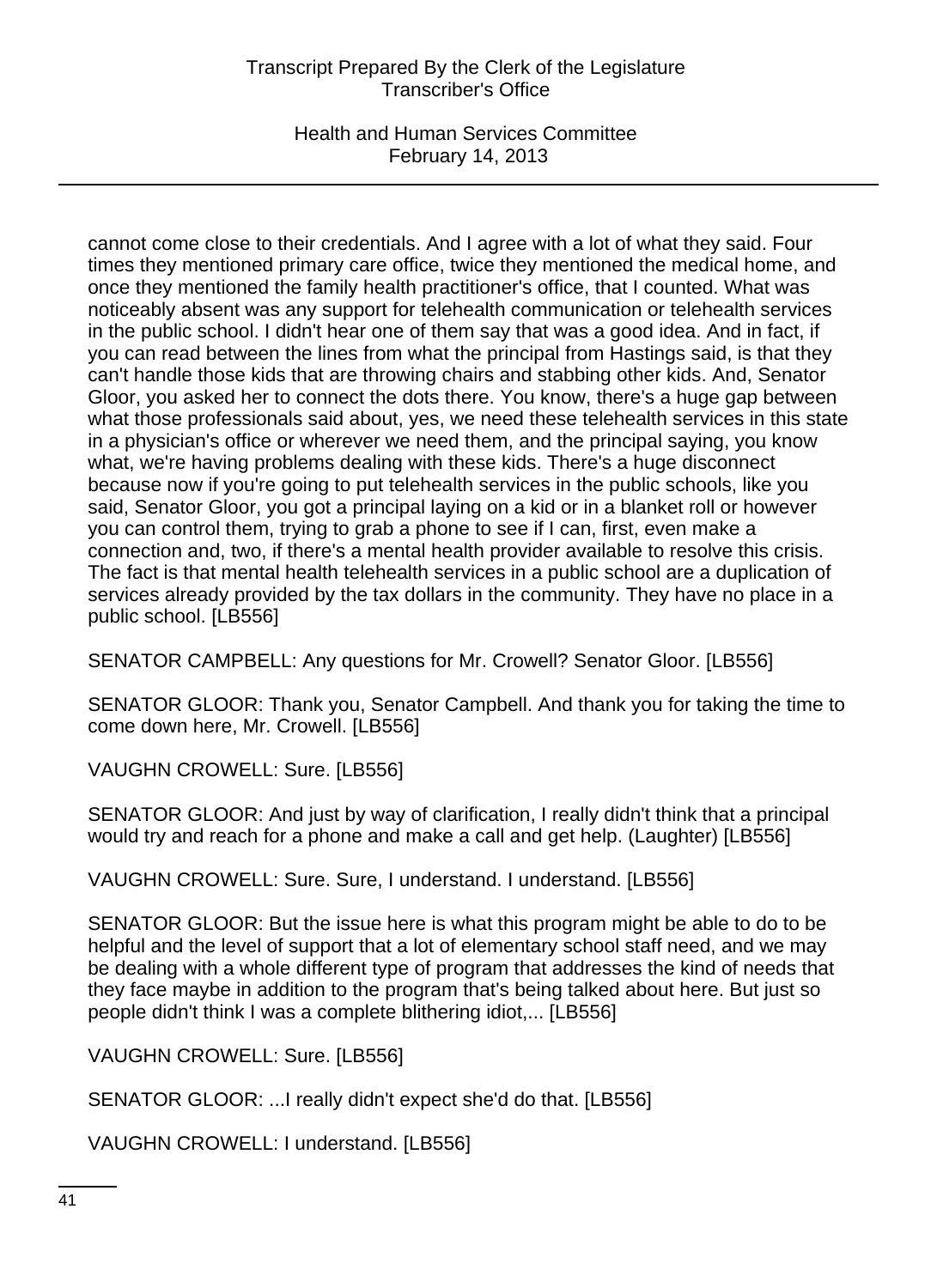cannot come close to their credentials. And I agree with a lot of what they said. Four times they mentioned primary care office, twice they mentioned the medical home, and once they mentioned the family health practitioner's office, that I counted. What was noticeably absent was any support for telehealth communication or telehealth services in the public school. I didn't hear one of them say that was a good idea. And in fact, if you can read between the lines from what the principal from Hastings said, is that they can't handle those kids that are throwing chairs and stabbing other kids. And, Senator Gloor, you asked her to connect the dots there. You know, there's a huge gap between what those professionals said about, yes, we need these telehealth services in this state in a physician's office or wherever we need them, and the principal saying, you know what, we're having problems dealing with these kids. There's a huge disconnect because now if you're going to put telehealth services in the public schools, like you said, Senator Gloor, you got a principal laying on a kid or in a blanket roll or however you can control them, trying to grab a phone to see if I can, first, even make a connection and, two, if there's a mental health provider available to resolve this crisis. The fact is that mental health telehealth services in a public school are a duplication of services already provided by the tax dollars in the community. They have no place in a public school. [LB556]

SENATOR CAMPBELL: Any questions for Mr. Crowell? Senator Gloor. [LB556]

SENATOR GLOOR: Thank you, Senator Campbell. And thank you for taking the time to come down here, Mr. Crowell. [LB556]

VAUGHN CROWELL: Sure. [LB556]

SENATOR GLOOR: And just by way of clarification, I really didn't think that a principal would try and reach for a phone and make a call and get help. (Laughter) [LB556]

VAUGHN CROWELL: Sure. Sure, I understand. I understand. [LB556]

SENATOR GLOOR: But the issue here is what this program might be able to do to be helpful and the level of support that a lot of elementary school staff need, and we may be dealing with a whole different type of program that addresses the kind of needs that they face maybe in addition to the program that's being talked about here. But just so people didn't think I was a complete blithering idiot,... [LB556]

VAUGHN CROWELL: Sure. [LB556]

SENATOR GLOOR: ...I really didn't expect she'd do that. [LB556]

VAUGHN CROWELL: I understand. [LB556]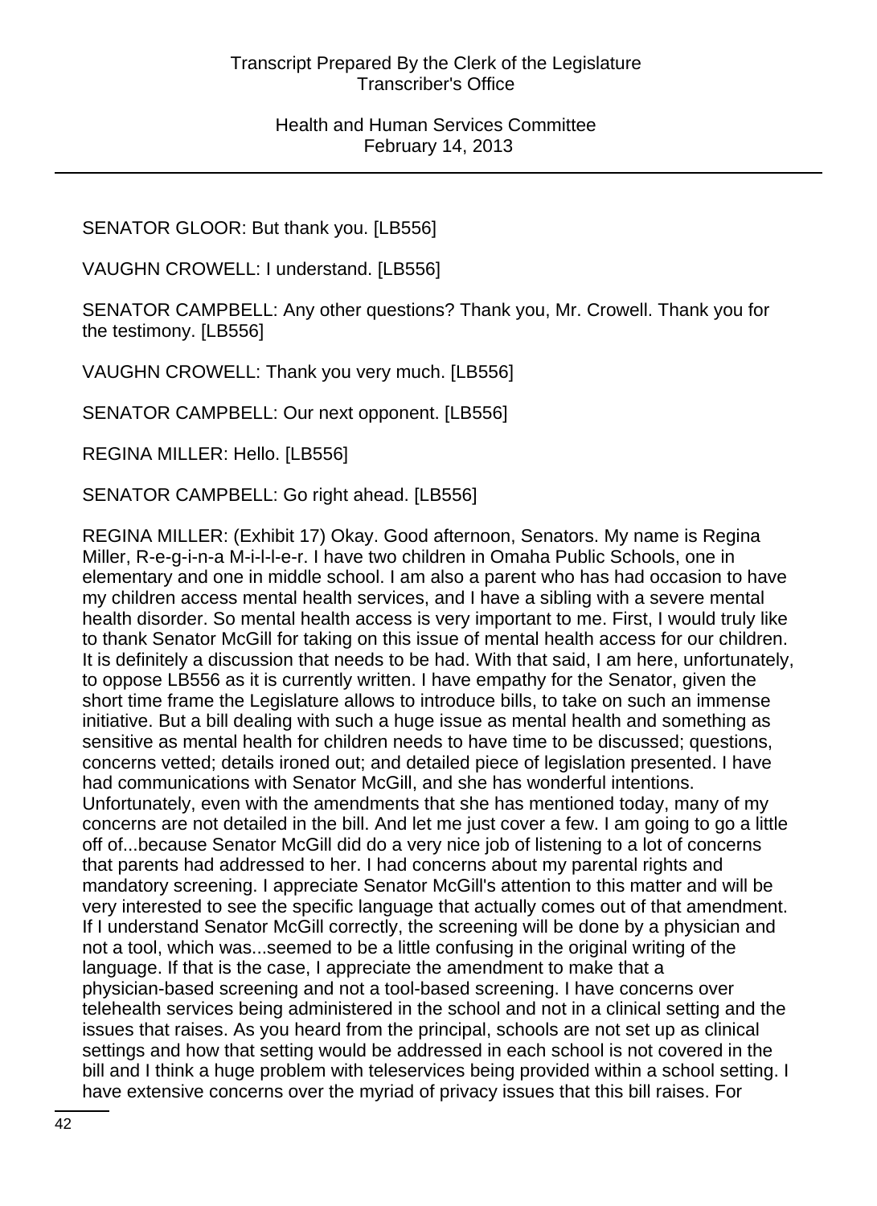SENATOR GLOOR: But thank you. [LB556]

VAUGHN CROWELL: I understand. [LB556]

SENATOR CAMPBELL: Any other questions? Thank you, Mr. Crowell. Thank you for the testimony. [LB556]

VAUGHN CROWELL: Thank you very much. [LB556]

SENATOR CAMPBELL: Our next opponent. [LB556]

REGINA MILLER: Hello. [LB556]

SENATOR CAMPBELL: Go right ahead. [LB556]

REGINA MILLER: (Exhibit 17) Okay. Good afternoon, Senators. My name is Regina Miller, R-e-g-i-n-a M-i-l-l-e-r. I have two children in Omaha Public Schools, one in elementary and one in middle school. I am also a parent who has had occasion to have my children access mental health services, and I have a sibling with a severe mental health disorder. So mental health access is very important to me. First, I would truly like to thank Senator McGill for taking on this issue of mental health access for our children. It is definitely a discussion that needs to be had. With that said, I am here, unfortunately, to oppose LB556 as it is currently written. I have empathy for the Senator, given the short time frame the Legislature allows to introduce bills, to take on such an immense initiative. But a bill dealing with such a huge issue as mental health and something as sensitive as mental health for children needs to have time to be discussed; questions, concerns vetted; details ironed out; and detailed piece of legislation presented. I have had communications with Senator McGill, and she has wonderful intentions. Unfortunately, even with the amendments that she has mentioned today, many of my concerns are not detailed in the bill. And let me just cover a few. I am going to go a little off of...because Senator McGill did do a very nice job of listening to a lot of concerns that parents had addressed to her. I had concerns about my parental rights and mandatory screening. I appreciate Senator McGill's attention to this matter and will be very interested to see the specific language that actually comes out of that amendment. If I understand Senator McGill correctly, the screening will be done by a physician and not a tool, which was...seemed to be a little confusing in the original writing of the language. If that is the case, I appreciate the amendment to make that a physician-based screening and not a tool-based screening. I have concerns over telehealth services being administered in the school and not in a clinical setting and the issues that raises. As you heard from the principal, schools are not set up as clinical settings and how that setting would be addressed in each school is not covered in the bill and I think a huge problem with teleservices being provided within a school setting. I have extensive concerns over the myriad of privacy issues that this bill raises. For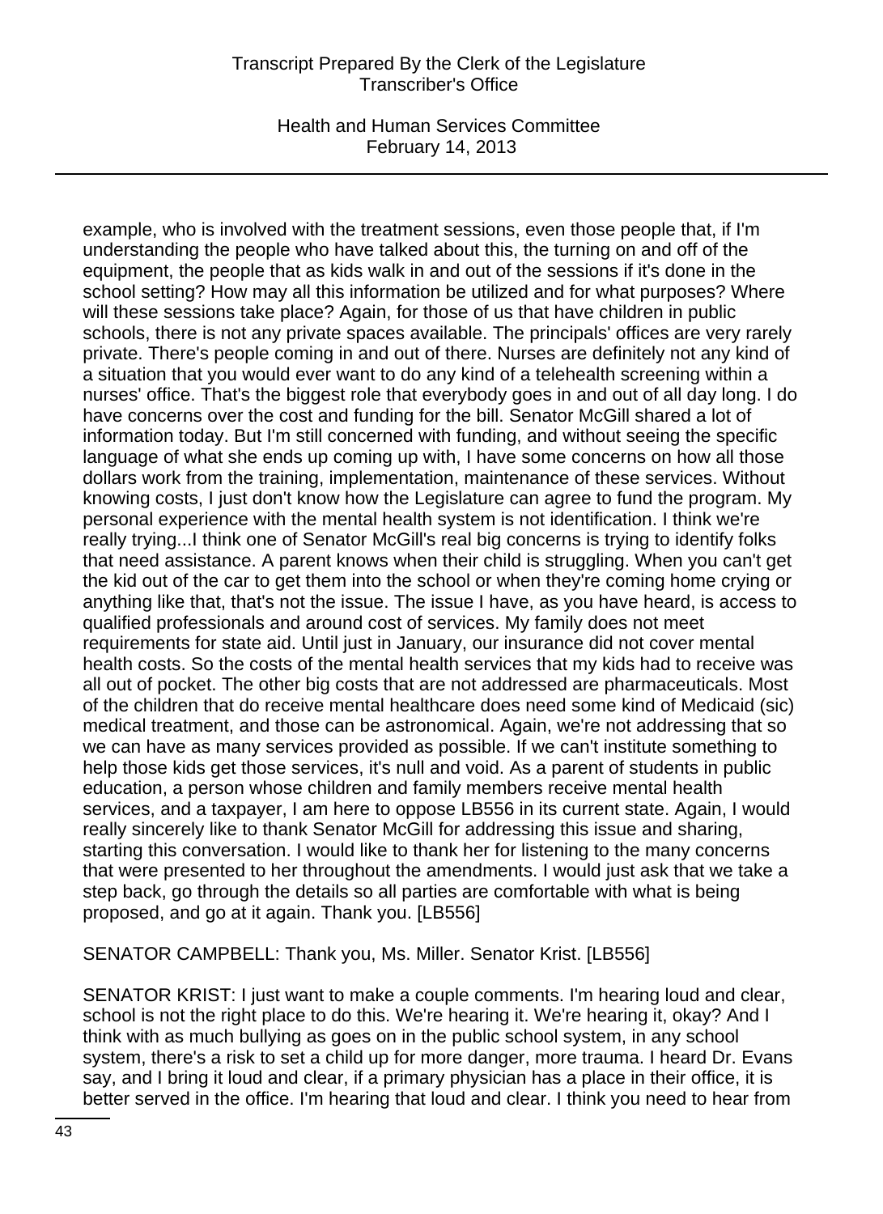example, who is involved with the treatment sessions, even those people that, if I'm understanding the people who have talked about this, the turning on and off of the equipment, the people that as kids walk in and out of the sessions if it's done in the school setting? How may all this information be utilized and for what purposes? Where will these sessions take place? Again, for those of us that have children in public schools, there is not any private spaces available. The principals' offices are very rarely private. There's people coming in and out of there. Nurses are definitely not any kind of a situation that you would ever want to do any kind of a telehealth screening within a nurses' office. That's the biggest role that everybody goes in and out of all day long. I do have concerns over the cost and funding for the bill. Senator McGill shared a lot of information today. But I'm still concerned with funding, and without seeing the specific language of what she ends up coming up with, I have some concerns on how all those dollars work from the training, implementation, maintenance of these services. Without knowing costs, I just don't know how the Legislature can agree to fund the program. My personal experience with the mental health system is not identification. I think we're really trying...I think one of Senator McGill's real big concerns is trying to identify folks that need assistance. A parent knows when their child is struggling. When you can't get the kid out of the car to get them into the school or when they're coming home crying or anything like that, that's not the issue. The issue I have, as you have heard, is access to qualified professionals and around cost of services. My family does not meet requirements for state aid. Until just in January, our insurance did not cover mental health costs. So the costs of the mental health services that my kids had to receive was all out of pocket. The other big costs that are not addressed are pharmaceuticals. Most of the children that do receive mental healthcare does need some kind of Medicaid (sic) medical treatment, and those can be astronomical. Again, we're not addressing that so we can have as many services provided as possible. If we can't institute something to help those kids get those services, it's null and void. As a parent of students in public education, a person whose children and family members receive mental health services, and a taxpayer, I am here to oppose LB556 in its current state. Again, I would really sincerely like to thank Senator McGill for addressing this issue and sharing, starting this conversation. I would like to thank her for listening to the many concerns that were presented to her throughout the amendments. I would just ask that we take a step back, go through the details so all parties are comfortable with what is being proposed, and go at it again. Thank you. [LB556]

SENATOR CAMPBELL: Thank you, Ms. Miller. Senator Krist. [LB556]

SENATOR KRIST: I just want to make a couple comments. I'm hearing loud and clear, school is not the right place to do this. We're hearing it. We're hearing it, okay? And I think with as much bullying as goes on in the public school system, in any school system, there's a risk to set a child up for more danger, more trauma. I heard Dr. Evans say, and I bring it loud and clear, if a primary physician has a place in their office, it is better served in the office. I'm hearing that loud and clear. I think you need to hear from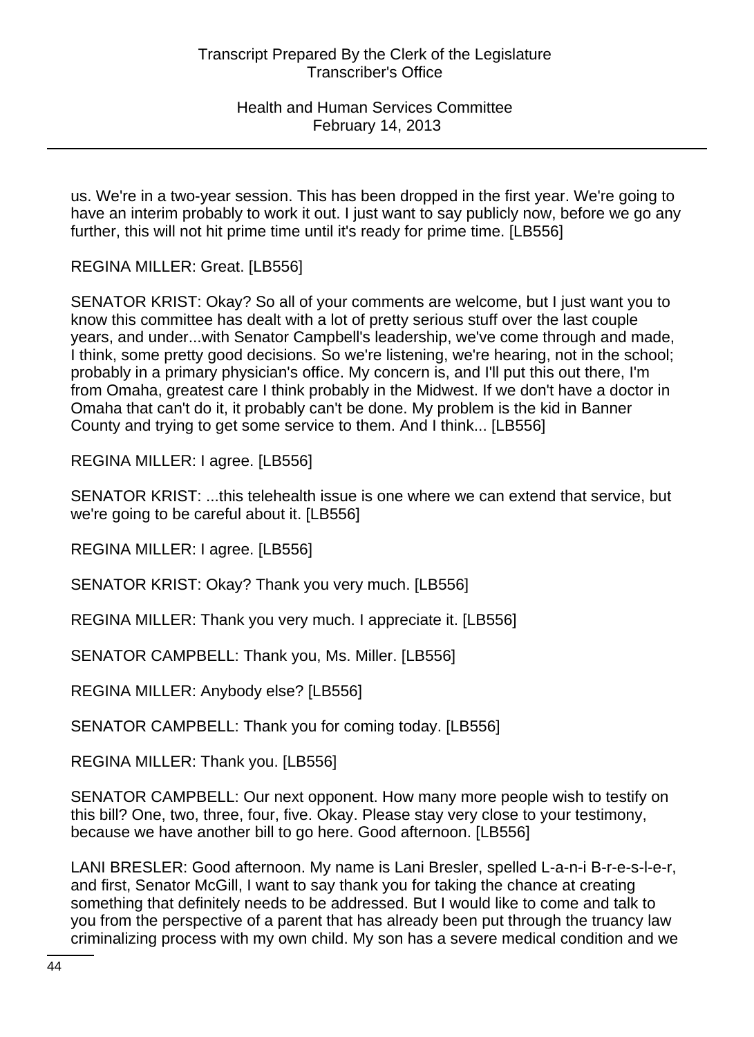us. We're in a two-year session. This has been dropped in the first year. We're going to have an interim probably to work it out. I just want to say publicly now, before we go any further, this will not hit prime time until it's ready for prime time. [LB556]

REGINA MILLER: Great. [LB556]

SENATOR KRIST: Okay? So all of your comments are welcome, but I just want you to know this committee has dealt with a lot of pretty serious stuff over the last couple years, and under...with Senator Campbell's leadership, we've come through and made, I think, some pretty good decisions. So we're listening, we're hearing, not in the school; probably in a primary physician's office. My concern is, and I'll put this out there, I'm from Omaha, greatest care I think probably in the Midwest. If we don't have a doctor in Omaha that can't do it, it probably can't be done. My problem is the kid in Banner County and trying to get some service to them. And I think... [LB556]

REGINA MILLER: I agree. [LB556]

SENATOR KRIST: ...this telehealth issue is one where we can extend that service, but we're going to be careful about it. [LB556]

REGINA MILLER: I agree. [LB556]

SENATOR KRIST: Okay? Thank you very much. [LB556]

REGINA MILLER: Thank you very much. I appreciate it. [LB556]

SENATOR CAMPBELL: Thank you, Ms. Miller. [LB556]

REGINA MILLER: Anybody else? [LB556]

SENATOR CAMPBELL: Thank you for coming today. [LB556]

REGINA MILLER: Thank you. [LB556]

SENATOR CAMPBELL: Our next opponent. How many more people wish to testify on this bill? One, two, three, four, five. Okay. Please stay very close to your testimony, because we have another bill to go here. Good afternoon. [LB556]

LANI BRESLER: Good afternoon. My name is Lani Bresler, spelled L-a-n-i B-r-e-s-l-e-r, and first, Senator McGill, I want to say thank you for taking the chance at creating something that definitely needs to be addressed. But I would like to come and talk to you from the perspective of a parent that has already been put through the truancy law criminalizing process with my own child. My son has a severe medical condition and we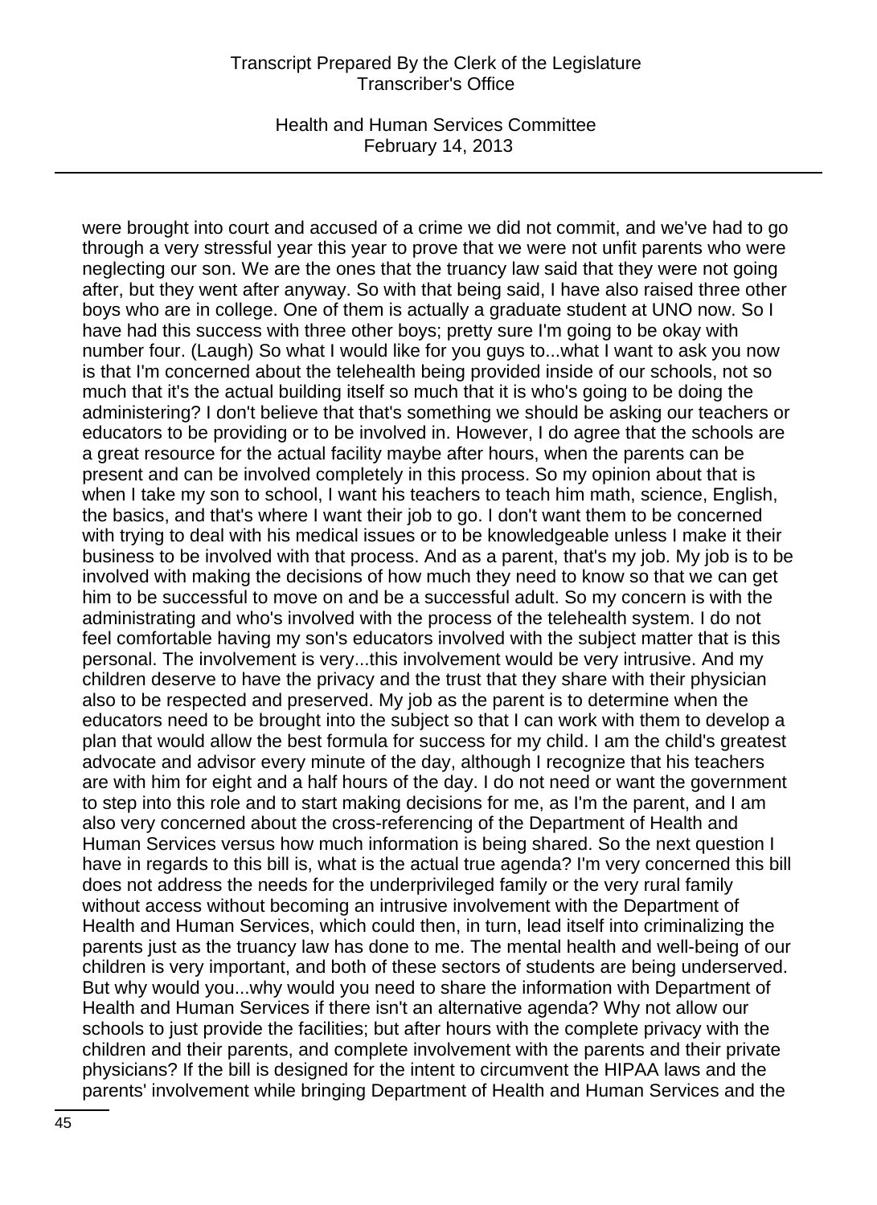were brought into court and accused of a crime we did not commit, and we've had to go through a very stressful year this year to prove that we were not unfit parents who were neglecting our son. We are the ones that the truancy law said that they were not going after, but they went after anyway. So with that being said, I have also raised three other boys who are in college. One of them is actually a graduate student at UNO now. So I have had this success with three other boys; pretty sure I'm going to be okay with number four. (Laugh) So what I would like for you guys to...what I want to ask you now is that I'm concerned about the telehealth being provided inside of our schools, not so much that it's the actual building itself so much that it is who's going to be doing the administering? I don't believe that that's something we should be asking our teachers or educators to be providing or to be involved in. However, I do agree that the schools are a great resource for the actual facility maybe after hours, when the parents can be present and can be involved completely in this process. So my opinion about that is when I take my son to school, I want his teachers to teach him math, science, English, the basics, and that's where I want their job to go. I don't want them to be concerned with trying to deal with his medical issues or to be knowledgeable unless I make it their business to be involved with that process. And as a parent, that's my job. My job is to be involved with making the decisions of how much they need to know so that we can get him to be successful to move on and be a successful adult. So my concern is with the administrating and who's involved with the process of the telehealth system. I do not feel comfortable having my son's educators involved with the subject matter that is this personal. The involvement is very...this involvement would be very intrusive. And my children deserve to have the privacy and the trust that they share with their physician also to be respected and preserved. My job as the parent is to determine when the educators need to be brought into the subject so that I can work with them to develop a plan that would allow the best formula for success for my child. I am the child's greatest advocate and advisor every minute of the day, although I recognize that his teachers are with him for eight and a half hours of the day. I do not need or want the government to step into this role and to start making decisions for me, as I'm the parent, and I am also very concerned about the cross-referencing of the Department of Health and Human Services versus how much information is being shared. So the next question I have in regards to this bill is, what is the actual true agenda? I'm very concerned this bill does not address the needs for the underprivileged family or the very rural family without access without becoming an intrusive involvement with the Department of Health and Human Services, which could then, in turn, lead itself into criminalizing the parents just as the truancy law has done to me. The mental health and well-being of our children is very important, and both of these sectors of students are being underserved. But why would you...why would you need to share the information with Department of Health and Human Services if there isn't an alternative agenda? Why not allow our schools to just provide the facilities; but after hours with the complete privacy with the children and their parents, and complete involvement with the parents and their private physicians? If the bill is designed for the intent to circumvent the HIPAA laws and the parents' involvement while bringing Department of Health and Human Services and the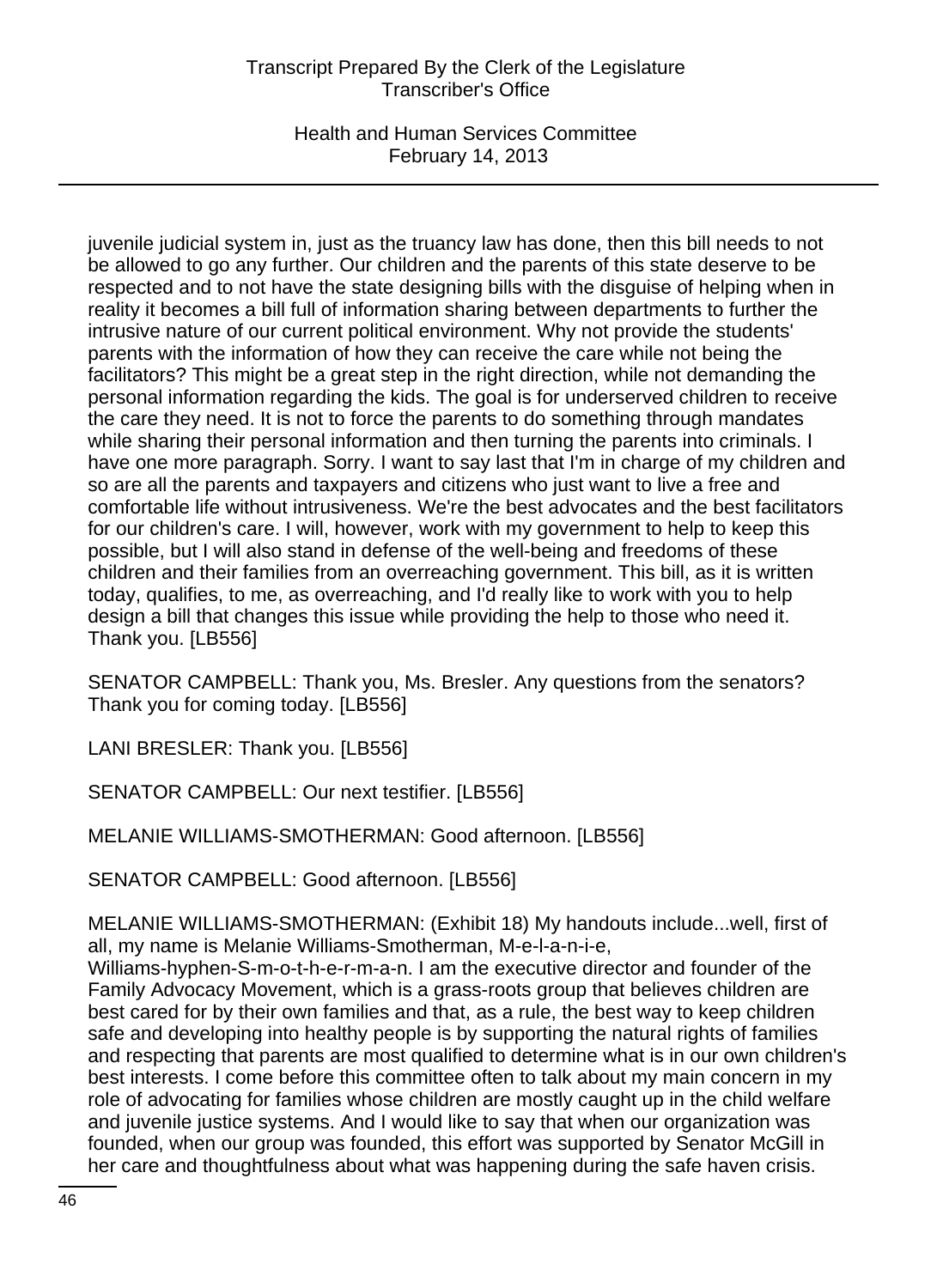juvenile judicial system in, just as the truancy law has done, then this bill needs to not be allowed to go any further. Our children and the parents of this state deserve to be respected and to not have the state designing bills with the disguise of helping when in reality it becomes a bill full of information sharing between departments to further the intrusive nature of our current political environment. Why not provide the students' parents with the information of how they can receive the care while not being the facilitators? This might be a great step in the right direction, while not demanding the personal information regarding the kids. The goal is for underserved children to receive the care they need. It is not to force the parents to do something through mandates while sharing their personal information and then turning the parents into criminals. I have one more paragraph. Sorry. I want to say last that I'm in charge of my children and so are all the parents and taxpayers and citizens who just want to live a free and comfortable life without intrusiveness. We're the best advocates and the best facilitators for our children's care. I will, however, work with my government to help to keep this possible, but I will also stand in defense of the well-being and freedoms of these children and their families from an overreaching government. This bill, as it is written today, qualifies, to me, as overreaching, and I'd really like to work with you to help design a bill that changes this issue while providing the help to those who need it. Thank you. [LB556]

SENATOR CAMPBELL: Thank you, Ms. Bresler. Any questions from the senators? Thank you for coming today. [LB556]

LANI BRESLER: Thank you. [LB556]

SENATOR CAMPBELL: Our next testifier. [LB556]

MELANIE WILLIAMS-SMOTHERMAN: Good afternoon. [LB556]

SENATOR CAMPBELL: Good afternoon. [LB556]

MELANIE WILLIAMS-SMOTHERMAN: (Exhibit 18) My handouts include...well, first of all, my name is Melanie Williams-Smotherman, M-e-l-a-n-i-e, Williams-hyphen-S-m-o-t-h-e-r-m-a-n. I am the executive director and founder of the Family Advocacy Movement, which is a grass-roots group that believes children are best cared for by their own families and that, as a rule, the best way to keep children safe and developing into healthy people is by supporting the natural rights of families and respecting that parents are most qualified to determine what is in our own children's best interests. I come before this committee often to talk about my main concern in my role of advocating for families whose children are mostly caught up in the child welfare and juvenile justice systems. And I would like to say that when our organization was founded, when our group was founded, this effort was supported by Senator McGill in her care and thoughtfulness about what was happening during the safe haven crisis.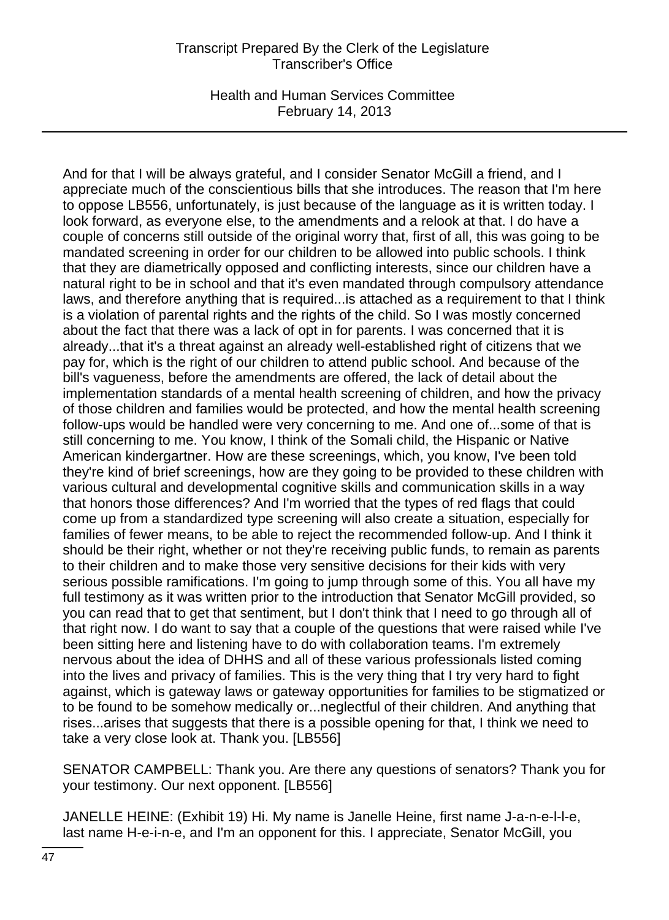And for that I will be always grateful, and I consider Senator McGill a friend, and I appreciate much of the conscientious bills that she introduces. The reason that I'm here to oppose LB556, unfortunately, is just because of the language as it is written today. I look forward, as everyone else, to the amendments and a relook at that. I do have a couple of concerns still outside of the original worry that, first of all, this was going to be mandated screening in order for our children to be allowed into public schools. I think that they are diametrically opposed and conflicting interests, since our children have a natural right to be in school and that it's even mandated through compulsory attendance laws, and therefore anything that is required...is attached as a requirement to that I think is a violation of parental rights and the rights of the child. So I was mostly concerned about the fact that there was a lack of opt in for parents. I was concerned that it is already...that it's a threat against an already well-established right of citizens that we pay for, which is the right of our children to attend public school. And because of the bill's vagueness, before the amendments are offered, the lack of detail about the implementation standards of a mental health screening of children, and how the privacy of those children and families would be protected, and how the mental health screening follow-ups would be handled were very concerning to me. And one of...some of that is still concerning to me. You know, I think of the Somali child, the Hispanic or Native American kindergartner. How are these screenings, which, you know, I've been told they're kind of brief screenings, how are they going to be provided to these children with various cultural and developmental cognitive skills and communication skills in a way that honors those differences? And I'm worried that the types of red flags that could come up from a standardized type screening will also create a situation, especially for families of fewer means, to be able to reject the recommended follow-up. And I think it should be their right, whether or not they're receiving public funds, to remain as parents to their children and to make those very sensitive decisions for their kids with very serious possible ramifications. I'm going to jump through some of this. You all have my full testimony as it was written prior to the introduction that Senator McGill provided, so you can read that to get that sentiment, but I don't think that I need to go through all of that right now. I do want to say that a couple of the questions that were raised while I've been sitting here and listening have to do with collaboration teams. I'm extremely nervous about the idea of DHHS and all of these various professionals listed coming into the lives and privacy of families. This is the very thing that I try very hard to fight against, which is gateway laws or gateway opportunities for families to be stigmatized or to be found to be somehow medically or...neglectful of their children. And anything that rises...arises that suggests that there is a possible opening for that, I think we need to take a very close look at. Thank you. [LB556]

SENATOR CAMPBELL: Thank you. Are there any questions of senators? Thank you for your testimony. Our next opponent. [LB556]

JANELLE HEINE: (Exhibit 19) Hi. My name is Janelle Heine, first name J-a-n-e-l-l-e, last name H-e-i-n-e, and I'm an opponent for this. I appreciate, Senator McGill, you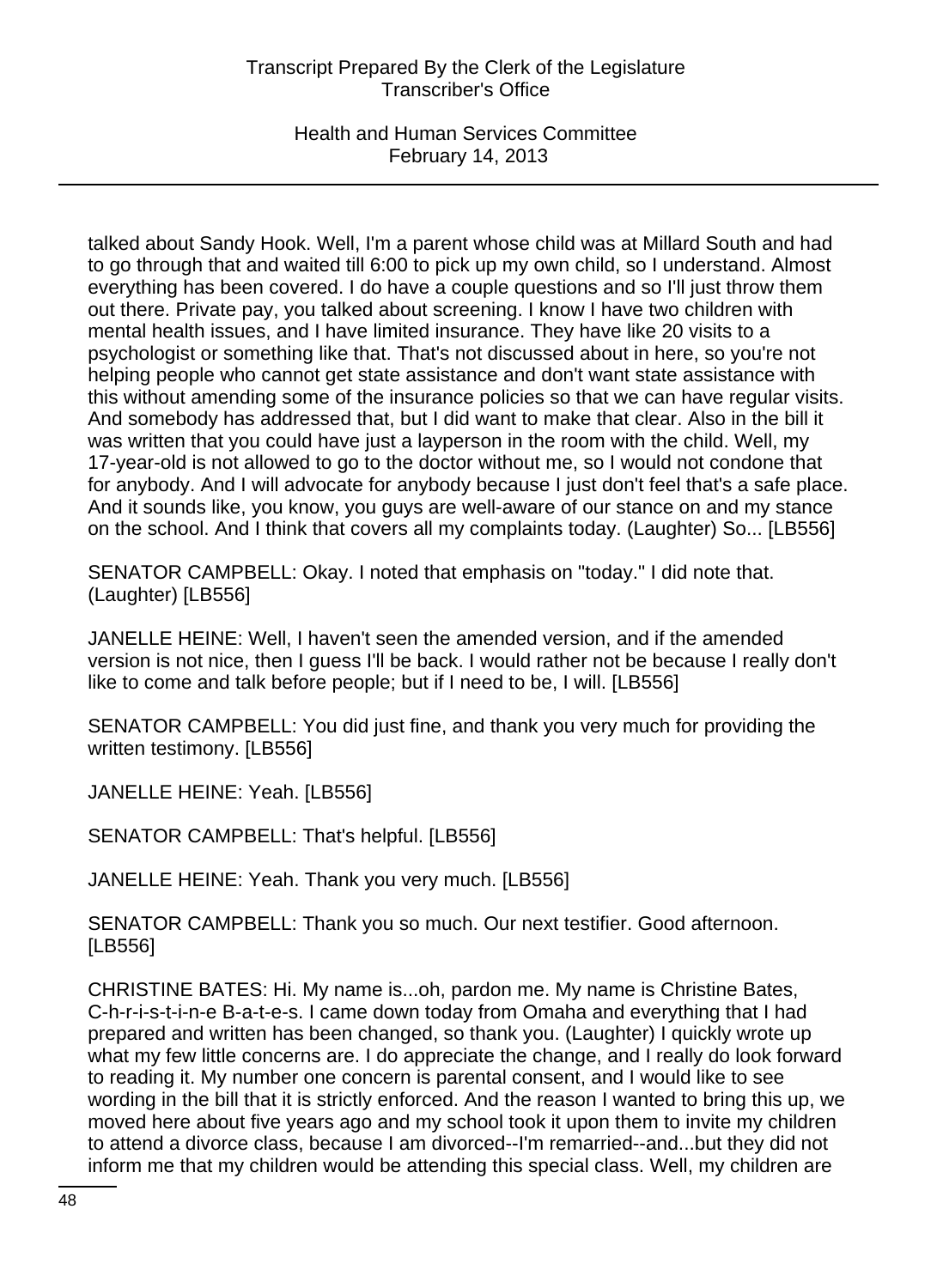talked about Sandy Hook. Well, I'm a parent whose child was at Millard South and had to go through that and waited till 6:00 to pick up my own child, so I understand. Almost everything has been covered. I do have a couple questions and so I'll just throw them out there. Private pay, you talked about screening. I know I have two children with mental health issues, and I have limited insurance. They have like 20 visits to a psychologist or something like that. That's not discussed about in here, so you're not helping people who cannot get state assistance and don't want state assistance with this without amending some of the insurance policies so that we can have regular visits. And somebody has addressed that, but I did want to make that clear. Also in the bill it was written that you could have just a layperson in the room with the child. Well, my 17-year-old is not allowed to go to the doctor without me, so I would not condone that for anybody. And I will advocate for anybody because I just don't feel that's a safe place. And it sounds like, you know, you guys are well-aware of our stance on and my stance on the school. And I think that covers all my complaints today. (Laughter) So... [LB556]

SENATOR CAMPBELL: Okay. I noted that emphasis on "today." I did note that. (Laughter) [LB556]

JANELLE HEINE: Well, I haven't seen the amended version, and if the amended version is not nice, then I guess I'll be back. I would rather not be because I really don't like to come and talk before people; but if I need to be, I will. [LB556]

SENATOR CAMPBELL: You did just fine, and thank you very much for providing the written testimony. [LB556]

JANELLE HEINE: Yeah. [LB556]

SENATOR CAMPBELL: That's helpful. [LB556]

JANELLE HEINE: Yeah. Thank you very much. [LB556]

SENATOR CAMPBELL: Thank you so much. Our next testifier. Good afternoon. [LB556]

CHRISTINE BATES: Hi. My name is...oh, pardon me. My name is Christine Bates, C-h-r-i-s-t-i-n-e B-a-t-e-s. I came down today from Omaha and everything that I had prepared and written has been changed, so thank you. (Laughter) I quickly wrote up what my few little concerns are. I do appreciate the change, and I really do look forward to reading it. My number one concern is parental consent, and I would like to see wording in the bill that it is strictly enforced. And the reason I wanted to bring this up, we moved here about five years ago and my school took it upon them to invite my children to attend a divorce class, because I am divorced--I'm remarried--and...but they did not inform me that my children would be attending this special class. Well, my children are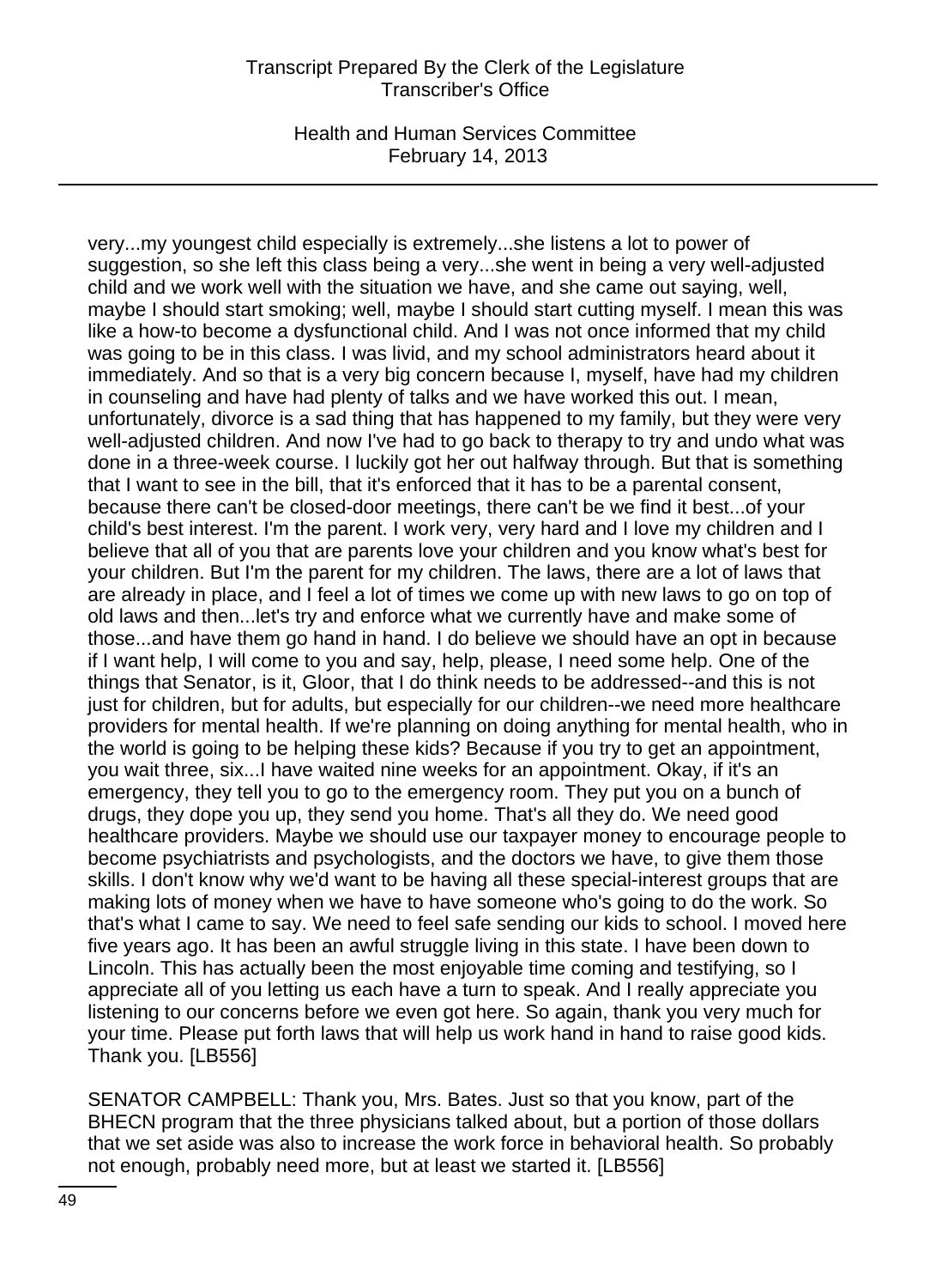very...my youngest child especially is extremely...she listens a lot to power of suggestion, so she left this class being a very...she went in being a very well-adjusted child and we work well with the situation we have, and she came out saying, well, maybe I should start smoking; well, maybe I should start cutting myself. I mean this was like a how-to become a dysfunctional child. And I was not once informed that my child was going to be in this class. I was livid, and my school administrators heard about it immediately. And so that is a very big concern because I, myself, have had my children in counseling and have had plenty of talks and we have worked this out. I mean, unfortunately, divorce is a sad thing that has happened to my family, but they were very well-adjusted children. And now I've had to go back to therapy to try and undo what was done in a three-week course. I luckily got her out halfway through. But that is something that I want to see in the bill, that it's enforced that it has to be a parental consent, because there can't be closed-door meetings, there can't be we find it best...of your child's best interest. I'm the parent. I work very, very hard and I love my children and I believe that all of you that are parents love your children and you know what's best for your children. But I'm the parent for my children. The laws, there are a lot of laws that are already in place, and I feel a lot of times we come up with new laws to go on top of old laws and then...let's try and enforce what we currently have and make some of those...and have them go hand in hand. I do believe we should have an opt in because if I want help, I will come to you and say, help, please, I need some help. One of the things that Senator, is it, Gloor, that I do think needs to be addressed--and this is not just for children, but for adults, but especially for our children--we need more healthcare providers for mental health. If we're planning on doing anything for mental health, who in the world is going to be helping these kids? Because if you try to get an appointment, you wait three, six...I have waited nine weeks for an appointment. Okay, if it's an emergency, they tell you to go to the emergency room. They put you on a bunch of drugs, they dope you up, they send you home. That's all they do. We need good healthcare providers. Maybe we should use our taxpayer money to encourage people to become psychiatrists and psychologists, and the doctors we have, to give them those skills. I don't know why we'd want to be having all these special-interest groups that are making lots of money when we have to have someone who's going to do the work. So that's what I came to say. We need to feel safe sending our kids to school. I moved here five years ago. It has been an awful struggle living in this state. I have been down to Lincoln. This has actually been the most enjoyable time coming and testifying, so I appreciate all of you letting us each have a turn to speak. And I really appreciate you listening to our concerns before we even got here. So again, thank you very much for your time. Please put forth laws that will help us work hand in hand to raise good kids. Thank you. [LB556]

SENATOR CAMPBELL: Thank you, Mrs. Bates. Just so that you know, part of the BHECN program that the three physicians talked about, but a portion of those dollars that we set aside was also to increase the work force in behavioral health. So probably not enough, probably need more, but at least we started it. [LB556]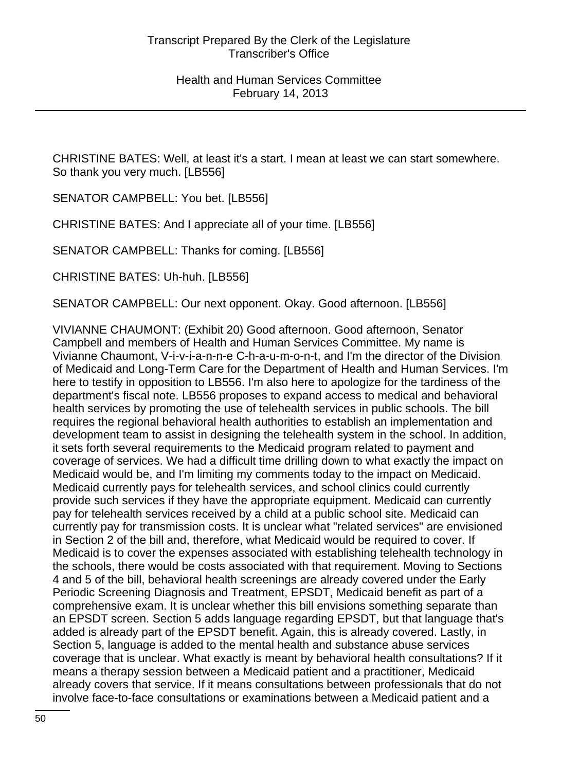CHRISTINE BATES: Well, at least it's a start. I mean at least we can start somewhere. So thank you very much. [LB556]

SENATOR CAMPBELL: You bet. [LB556]

CHRISTINE BATES: And I appreciate all of your time. [LB556]

SENATOR CAMPBELL: Thanks for coming. [LB556]

CHRISTINE BATES: Uh-huh. [LB556]

SENATOR CAMPBELL: Our next opponent. Okay. Good afternoon. [LB556]

VIVIANNE CHAUMONT: (Exhibit 20) Good afternoon. Good afternoon, Senator Campbell and members of Health and Human Services Committee. My name is Vivianne Chaumont, V-i-v-i-a-n-n-e C-h-a-u-m-o-n-t, and I'm the director of the Division of Medicaid and Long-Term Care for the Department of Health and Human Services. I'm here to testify in opposition to LB556. I'm also here to apologize for the tardiness of the department's fiscal note. LB556 proposes to expand access to medical and behavioral health services by promoting the use of telehealth services in public schools. The bill requires the regional behavioral health authorities to establish an implementation and development team to assist in designing the telehealth system in the school. In addition, it sets forth several requirements to the Medicaid program related to payment and coverage of services. We had a difficult time drilling down to what exactly the impact on Medicaid would be, and I'm limiting my comments today to the impact on Medicaid. Medicaid currently pays for telehealth services, and school clinics could currently provide such services if they have the appropriate equipment. Medicaid can currently pay for telehealth services received by a child at a public school site. Medicaid can currently pay for transmission costs. It is unclear what "related services" are envisioned in Section 2 of the bill and, therefore, what Medicaid would be required to cover. If Medicaid is to cover the expenses associated with establishing telehealth technology in the schools, there would be costs associated with that requirement. Moving to Sections 4 and 5 of the bill, behavioral health screenings are already covered under the Early Periodic Screening Diagnosis and Treatment, EPSDT, Medicaid benefit as part of a comprehensive exam. It is unclear whether this bill envisions something separate than an EPSDT screen. Section 5 adds language regarding EPSDT, but that language that's added is already part of the EPSDT benefit. Again, this is already covered. Lastly, in Section 5, language is added to the mental health and substance abuse services coverage that is unclear. What exactly is meant by behavioral health consultations? If it means a therapy session between a Medicaid patient and a practitioner, Medicaid already covers that service. If it means consultations between professionals that do not involve face-to-face consultations or examinations between a Medicaid patient and a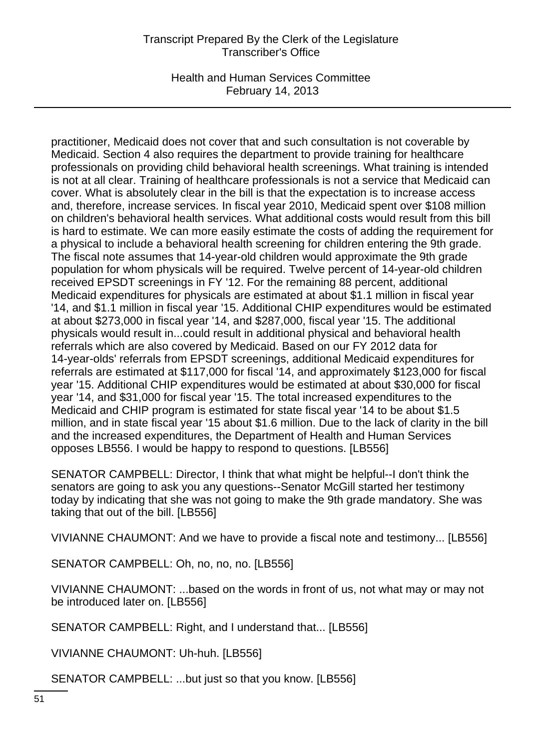practitioner, Medicaid does not cover that and such consultation is not coverable by Medicaid. Section 4 also requires the department to provide training for healthcare professionals on providing child behavioral health screenings. What training is intended is not at all clear. Training of healthcare professionals is not a service that Medicaid can cover. What is absolutely clear in the bill is that the expectation is to increase access and, therefore, increase services. In fiscal year 2010, Medicaid spent over $108 million on children's behavioral health services. What additional costs would result from this bill is hard to estimate. We can more easily estimate the costs of adding the requirement for a physical to include a behavioral health screening for children entering the 9th grade. The fiscal note assumes that 14-year-old children would approximate the 9th grade population for whom physicals will be required. Twelve percent of 14-year-old children received EPSDT screenings in FY '12. For the remaining 88 percent, additional Medicaid expenditures for physicals are estimated at about $1.1 million in fiscal year '14, and $1.1 million in fiscal year '15. Additional CHIP expenditures would be estimated at about $273,000 in fiscal year '14, and $287,000, fiscal year '15. The additional physicals would result in...could result in additional physical and behavioral health referrals which are also covered by Medicaid. Based on our FY 2012 data for 14-year-olds' referrals from EPSDT screenings, additional Medicaid expenditures for referrals are estimated at $117,000 for fiscal '14, and approximately $123,000 for fiscal year '15. Additional CHIP expenditures would be estimated at about $30,000 for fiscal year '14, and $31,000 for fiscal year '15. The total increased expenditures to the Medicaid and CHIP program is estimated for state fiscal year '14 to be about $1.5 million, and in state fiscal year '15 about $1.6 million. Due to the lack of clarity in the bill and the increased expenditures, the Department of Health and Human Services opposes LB556. I would be happy to respond to questions. [LB556]

SENATOR CAMPBELL: Director, I think that what might be helpful--I don't think the senators are going to ask you any questions--Senator McGill started her testimony today by indicating that she was not going to make the 9th grade mandatory. She was taking that out of the bill. [LB556]

VIVIANNE CHAUMONT: And we have to provide a fiscal note and testimony... [LB556]

SENATOR CAMPBELL: Oh, no, no, no. [LB556]

VIVIANNE CHAUMONT: ...based on the words in front of us, not what may or may not be introduced later on. [LB556]

SENATOR CAMPBELL: Right, and I understand that... [LB556]

VIVIANNE CHAUMONT: Uh-huh. [LB556]

SENATOR CAMPBELL: ...but just so that you know. [LB556]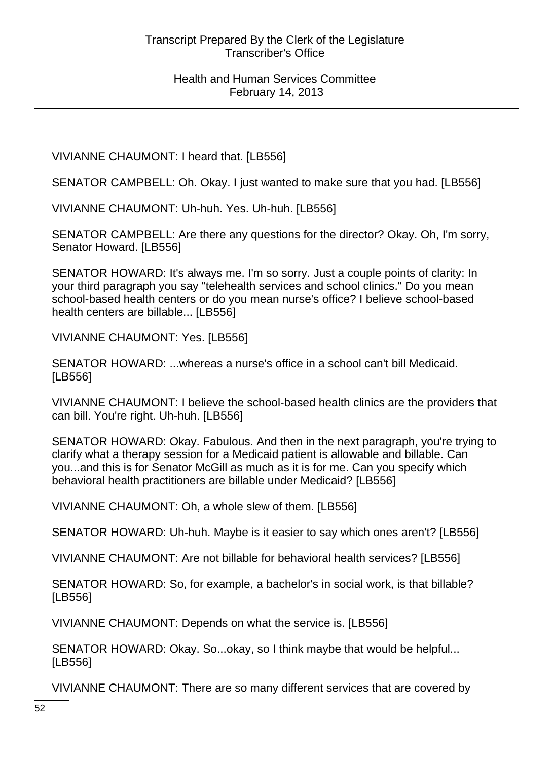VIVIANNE CHAUMONT: I heard that. [LB556]

SENATOR CAMPBELL: Oh. Okay. I just wanted to make sure that you had. [LB556]

VIVIANNE CHAUMONT: Uh-huh. Yes. Uh-huh. [LB556]

SENATOR CAMPBELL: Are there any questions for the director? Okay. Oh, I'm sorry, Senator Howard. [LB556]

SENATOR HOWARD: It's always me. I'm so sorry. Just a couple points of clarity: In your third paragraph you say "telehealth services and school clinics." Do you mean school-based health centers or do you mean nurse's office? I believe school-based health centers are billable... [LB556]

VIVIANNE CHAUMONT: Yes. [LB556]

SENATOR HOWARD: ...whereas a nurse's office in a school can't bill Medicaid. [LB556]

VIVIANNE CHAUMONT: I believe the school-based health clinics are the providers that can bill. You're right. Uh-huh. [LB556]

SENATOR HOWARD: Okay. Fabulous. And then in the next paragraph, you're trying to clarify what a therapy session for a Medicaid patient is allowable and billable. Can you...and this is for Senator McGill as much as it is for me. Can you specify which behavioral health practitioners are billable under Medicaid? [LB556]

VIVIANNE CHAUMONT: Oh, a whole slew of them. [LB556]

SENATOR HOWARD: Uh-huh. Maybe is it easier to say which ones aren't? [LB556]

VIVIANNE CHAUMONT: Are not billable for behavioral health services? [LB556]

SENATOR HOWARD: So, for example, a bachelor's in social work, is that billable? [LB556]

VIVIANNE CHAUMONT: Depends on what the service is. [LB556]

SENATOR HOWARD: Okay. So...okay, so I think maybe that would be helpful... [LB556]

VIVIANNE CHAUMONT: There are so many different services that are covered by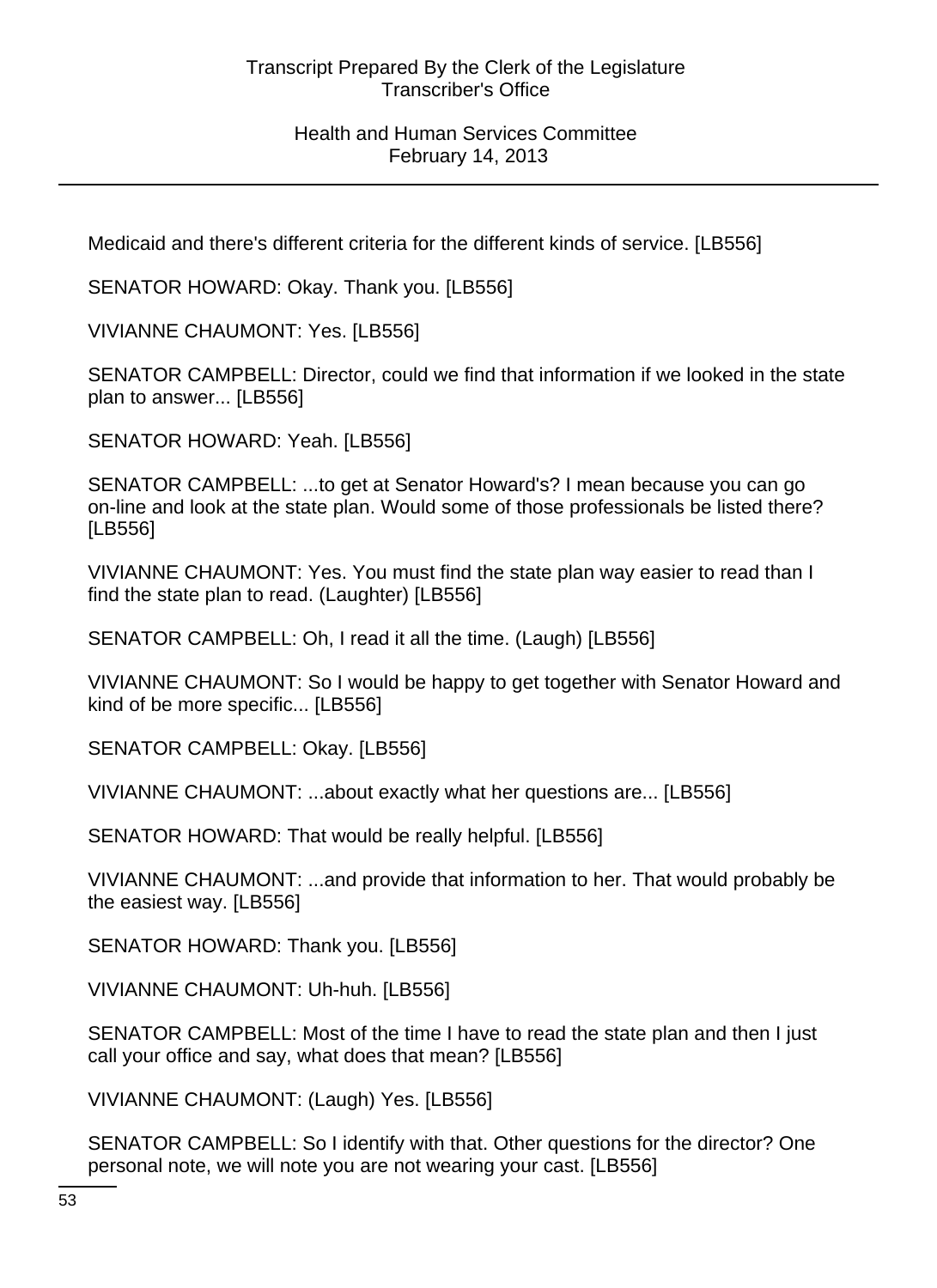Medicaid and there's different criteria for the different kinds of service. [LB556]

SENATOR HOWARD: Okay. Thank you. [LB556]

VIVIANNE CHAUMONT: Yes. [LB556]

SENATOR CAMPBELL: Director, could we find that information if we looked in the state plan to answer... [LB556]

SENATOR HOWARD: Yeah. [LB556]

SENATOR CAMPBELL: ...to get at Senator Howard's? I mean because you can go on-line and look at the state plan. Would some of those professionals be listed there? [LB556]

VIVIANNE CHAUMONT: Yes. You must find the state plan way easier to read than I find the state plan to read. (Laughter) [LB556]

SENATOR CAMPBELL: Oh, I read it all the time. (Laugh) [LB556]

VIVIANNE CHAUMONT: So I would be happy to get together with Senator Howard and kind of be more specific... [LB556]

SENATOR CAMPBELL: Okay. [LB556]

VIVIANNE CHAUMONT: ...about exactly what her questions are... [LB556]

SENATOR HOWARD: That would be really helpful. [LB556]

VIVIANNE CHAUMONT: ...and provide that information to her. That would probably be the easiest way. [LB556]

SENATOR HOWARD: Thank you. [LB556]

VIVIANNE CHAUMONT: Uh-huh. [LB556]

SENATOR CAMPBELL: Most of the time I have to read the state plan and then I just call your office and say, what does that mean? [LB556]

VIVIANNE CHAUMONT: (Laugh) Yes. [LB556]

SENATOR CAMPBELL: So I identify with that. Other questions for the director? One personal note, we will note you are not wearing your cast. [LB556]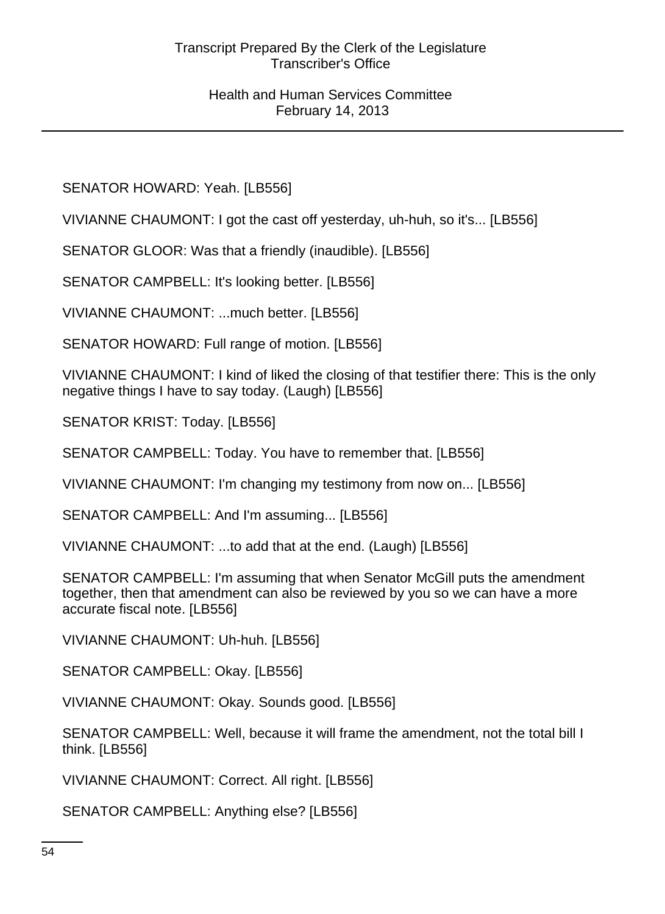SENATOR HOWARD: Yeah. [LB556]

VIVIANNE CHAUMONT: I got the cast off yesterday, uh-huh, so it's... [LB556]

SENATOR GLOOR: Was that a friendly (inaudible). [LB556]

SENATOR CAMPBELL: It's looking better. [LB556]

VIVIANNE CHAUMONT: ...much better. [LB556]

SENATOR HOWARD: Full range of motion. [LB556]

VIVIANNE CHAUMONT: I kind of liked the closing of that testifier there: This is the only negative things I have to say today. (Laugh) [LB556]

SENATOR KRIST: Today. [LB556]

SENATOR CAMPBELL: Today. You have to remember that. [LB556]

VIVIANNE CHAUMONT: I'm changing my testimony from now on... [LB556]

SENATOR CAMPBELL: And I'm assuming... [LB556]

VIVIANNE CHAUMONT: ...to add that at the end. (Laugh) [LB556]

SENATOR CAMPBELL: I'm assuming that when Senator McGill puts the amendment together, then that amendment can also be reviewed by you so we can have a more accurate fiscal note. [LB556]

VIVIANNE CHAUMONT: Uh-huh. [LB556]

SENATOR CAMPBELL: Okay. [LB556]

VIVIANNE CHAUMONT: Okay. Sounds good. [LB556]

SENATOR CAMPBELL: Well, because it will frame the amendment, not the total bill I think. [LB556]

VIVIANNE CHAUMONT: Correct. All right. [LB556]

SENATOR CAMPBELL: Anything else? [LB556]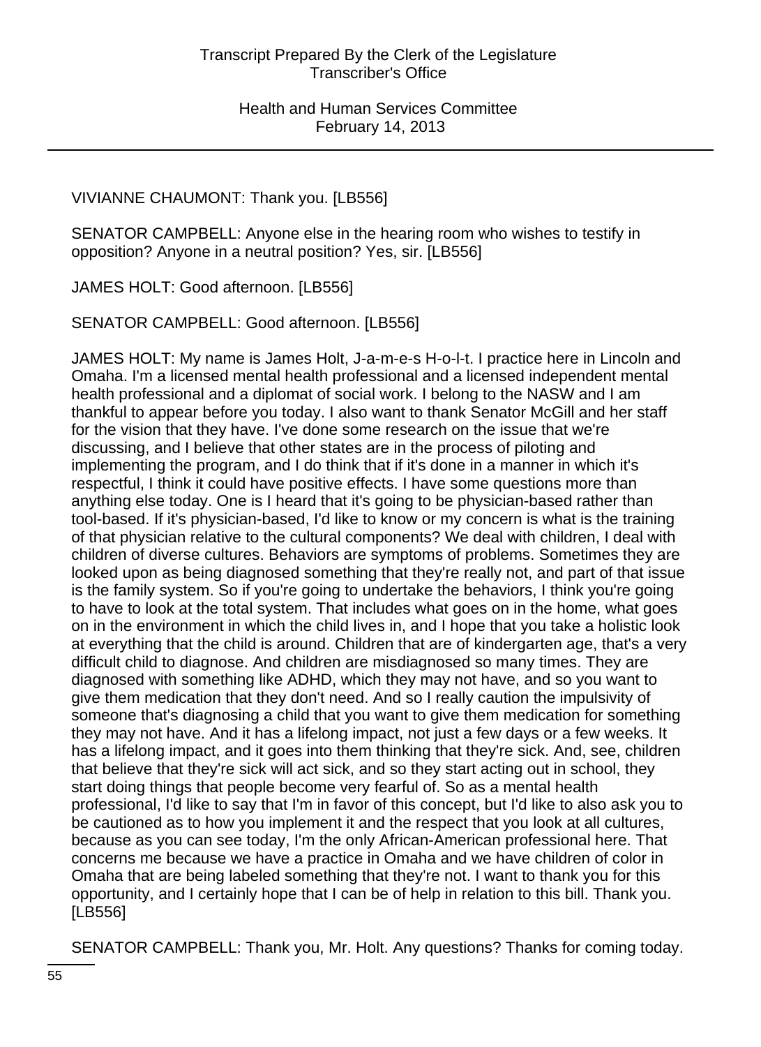VIVIANNE CHAUMONT: Thank you. [LB556]

SENATOR CAMPBELL: Anyone else in the hearing room who wishes to testify in opposition? Anyone in a neutral position? Yes, sir. [LB556]

JAMES HOLT: Good afternoon. [LB556]

SENATOR CAMPBELL: Good afternoon. [LB556]

JAMES HOLT: My name is James Holt, J-a-m-e-s H-o-l-t. I practice here in Lincoln and Omaha. I'm a licensed mental health professional and a licensed independent mental health professional and a diplomat of social work. I belong to the NASW and I am thankful to appear before you today. I also want to thank Senator McGill and her staff for the vision that they have. I've done some research on the issue that we're discussing, and I believe that other states are in the process of piloting and implementing the program, and I do think that if it's done in a manner in which it's respectful, I think it could have positive effects. I have some questions more than anything else today. One is I heard that it's going to be physician-based rather than tool-based. If it's physician-based, I'd like to know or my concern is what is the training of that physician relative to the cultural components? We deal with children, I deal with children of diverse cultures. Behaviors are symptoms of problems. Sometimes they are looked upon as being diagnosed something that they're really not, and part of that issue is the family system. So if you're going to undertake the behaviors, I think you're going to have to look at the total system. That includes what goes on in the home, what goes on in the environment in which the child lives in, and I hope that you take a holistic look at everything that the child is around. Children that are of kindergarten age, that's a very difficult child to diagnose. And children are misdiagnosed so many times. They are diagnosed with something like ADHD, which they may not have, and so you want to give them medication that they don't need. And so I really caution the impulsivity of someone that's diagnosing a child that you want to give them medication for something they may not have. And it has a lifelong impact, not just a few days or a few weeks. It has a lifelong impact, and it goes into them thinking that they're sick. And, see, children that believe that they're sick will act sick, and so they start acting out in school, they start doing things that people become very fearful of. So as a mental health professional, I'd like to say that I'm in favor of this concept, but I'd like to also ask you to be cautioned as to how you implement it and the respect that you look at all cultures, because as you can see today, I'm the only African-American professional here. That concerns me because we have a practice in Omaha and we have children of color in Omaha that are being labeled something that they're not. I want to thank you for this opportunity, and I certainly hope that I can be of help in relation to this bill. Thank you. [LB556]

SENATOR CAMPBELL: Thank you, Mr. Holt. Any questions? Thanks for coming today.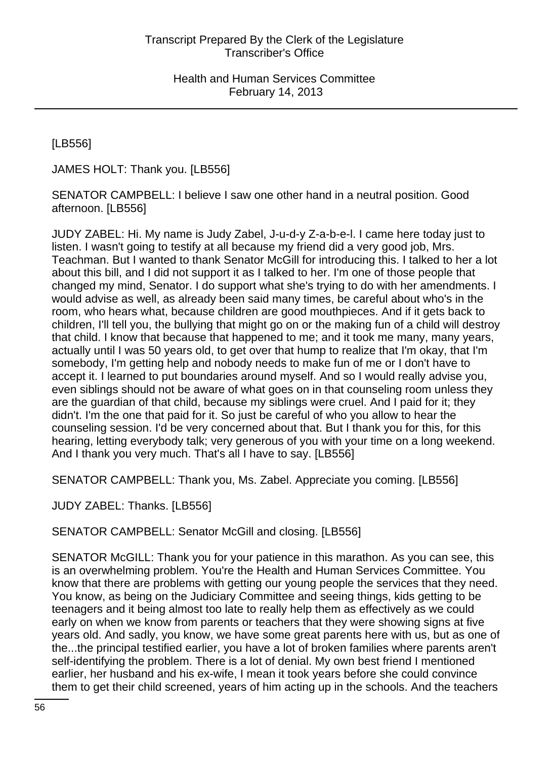[LB556]

JAMES HOLT: Thank you. [LB556]

SENATOR CAMPBELL: I believe I saw one other hand in a neutral position. Good afternoon. [LB556]

JUDY ZABEL: Hi. My name is Judy Zabel, J-u-d-y Z-a-b-e-l. I came here today just to listen. I wasn't going to testify at all because my friend did a very good job, Mrs. Teachman. But I wanted to thank Senator McGill for introducing this. I talked to her a lot about this bill, and I did not support it as I talked to her. I'm one of those people that changed my mind, Senator. I do support what she's trying to do with her amendments. I would advise as well, as already been said many times, be careful about who's in the room, who hears what, because children are good mouthpieces. And if it gets back to children, I'll tell you, the bullying that might go on or the making fun of a child will destroy that child. I know that because that happened to me; and it took me many, many years, actually until I was 50 years old, to get over that hump to realize that I'm okay, that I'm somebody, I'm getting help and nobody needs to make fun of me or I don't have to accept it. I learned to put boundaries around myself. And so I would really advise you, even siblings should not be aware of what goes on in that counseling room unless they are the guardian of that child, because my siblings were cruel. And I paid for it; they didn't. I'm the one that paid for it. So just be careful of who you allow to hear the counseling session. I'd be very concerned about that. But I thank you for this, for this hearing, letting everybody talk; very generous of you with your time on a long weekend. And I thank you very much. That's all I have to say. [LB556]

SENATOR CAMPBELL: Thank you, Ms. Zabel. Appreciate you coming. [LB556]

JUDY ZABEL: Thanks. [LB556]

SENATOR CAMPBELL: Senator McGill and closing. [LB556]

SENATOR McGILL: Thank you for your patience in this marathon. As you can see, this is an overwhelming problem. You're the Health and Human Services Committee. You know that there are problems with getting our young people the services that they need. You know, as being on the Judiciary Committee and seeing things, kids getting to be teenagers and it being almost too late to really help them as effectively as we could early on when we know from parents or teachers that they were showing signs at five years old. And sadly, you know, we have some great parents here with us, but as one of the...the principal testified earlier, you have a lot of broken families where parents aren't self-identifying the problem. There is a lot of denial. My own best friend I mentioned earlier, her husband and his ex-wife, I mean it took years before she could convince them to get their child screened, years of him acting up in the schools. And the teachers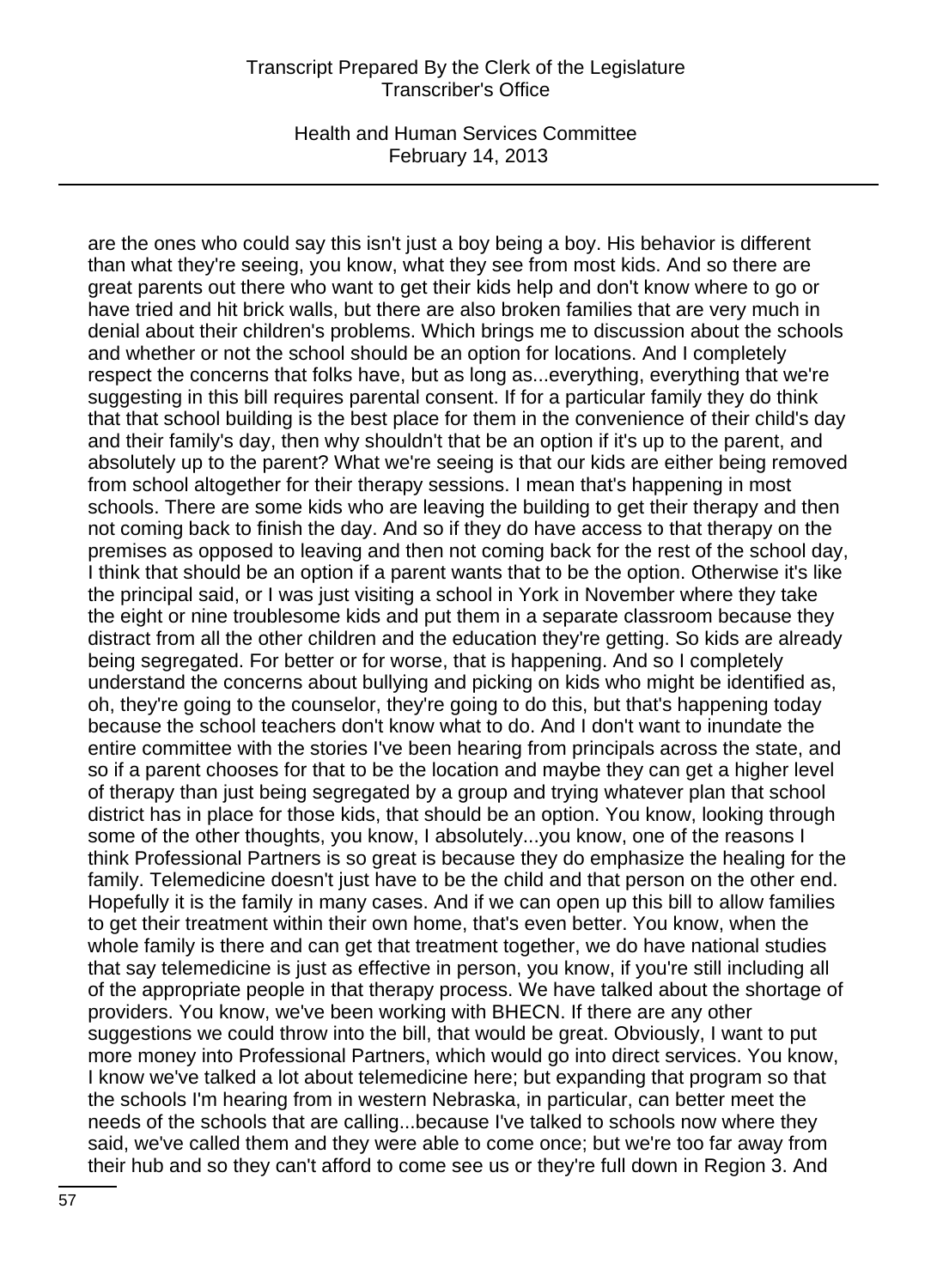are the ones who could say this isn't just a boy being a boy. His behavior is different than what they're seeing, you know, what they see from most kids. And so there are great parents out there who want to get their kids help and don't know where to go or have tried and hit brick walls, but there are also broken families that are very much in denial about their children's problems. Which brings me to discussion about the schools and whether or not the school should be an option for locations. And I completely respect the concerns that folks have, but as long as...everything, everything that we're suggesting in this bill requires parental consent. If for a particular family they do think that that school building is the best place for them in the convenience of their child's day and their family's day, then why shouldn't that be an option if it's up to the parent, and absolutely up to the parent? What we're seeing is that our kids are either being removed from school altogether for their therapy sessions. I mean that's happening in most schools. There are some kids who are leaving the building to get their therapy and then not coming back to finish the day. And so if they do have access to that therapy on the premises as opposed to leaving and then not coming back for the rest of the school day, I think that should be an option if a parent wants that to be the option. Otherwise it's like the principal said, or I was just visiting a school in York in November where they take the eight or nine troublesome kids and put them in a separate classroom because they distract from all the other children and the education they're getting. So kids are already being segregated. For better or for worse, that is happening. And so I completely understand the concerns about bullying and picking on kids who might be identified as, oh, they're going to the counselor, they're going to do this, but that's happening today because the school teachers don't know what to do. And I don't want to inundate the entire committee with the stories I've been hearing from principals across the state, and so if a parent chooses for that to be the location and maybe they can get a higher level of therapy than just being segregated by a group and trying whatever plan that school district has in place for those kids, that should be an option. You know, looking through some of the other thoughts, you know, I absolutely...you know, one of the reasons I think Professional Partners is so great is because they do emphasize the healing for the family. Telemedicine doesn't just have to be the child and that person on the other end. Hopefully it is the family in many cases. And if we can open up this bill to allow families to get their treatment within their own home, that's even better. You know, when the whole family is there and can get that treatment together, we do have national studies that say telemedicine is just as effective in person, you know, if you're still including all of the appropriate people in that therapy process. We have talked about the shortage of providers. You know, we've been working with BHECN. If there are any other suggestions we could throw into the bill, that would be great. Obviously, I want to put more money into Professional Partners, which would go into direct services. You know, I know we've talked a lot about telemedicine here; but expanding that program so that the schools I'm hearing from in western Nebraska, in particular, can better meet the needs of the schools that are calling...because I've talked to schools now where they said, we've called them and they were able to come once; but we're too far away from their hub and so they can't afford to come see us or they're full down in Region 3. And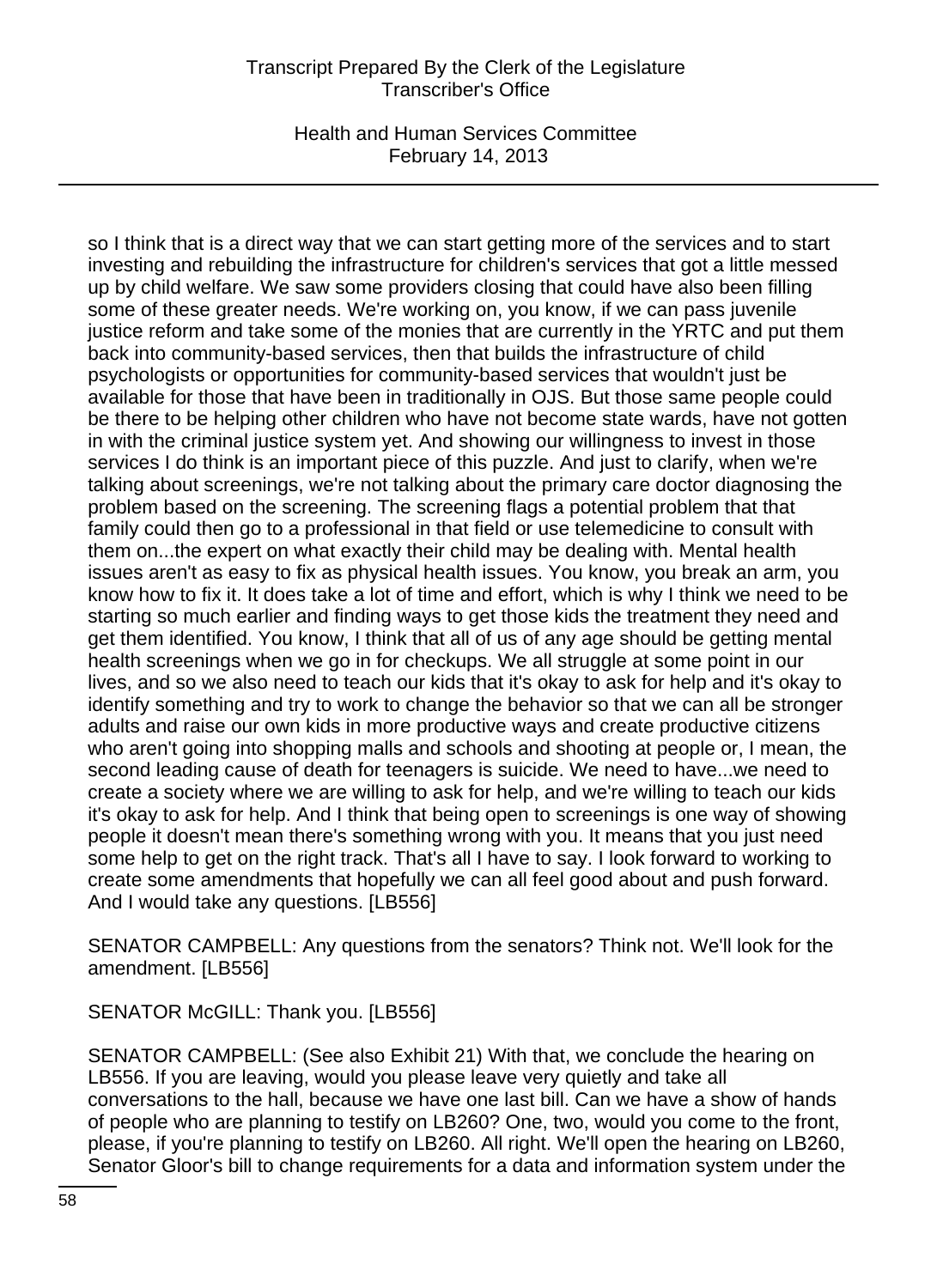so I think that is a direct way that we can start getting more of the services and to start investing and rebuilding the infrastructure for children's services that got a little messed up by child welfare. We saw some providers closing that could have also been filling some of these greater needs. We're working on, you know, if we can pass juvenile justice reform and take some of the monies that are currently in the YRTC and put them back into community-based services, then that builds the infrastructure of child psychologists or opportunities for community-based services that wouldn't just be available for those that have been in traditionally in OJS. But those same people could be there to be helping other children who have not become state wards, have not gotten in with the criminal justice system yet. And showing our willingness to invest in those services I do think is an important piece of this puzzle. And just to clarify, when we're talking about screenings, we're not talking about the primary care doctor diagnosing the problem based on the screening. The screening flags a potential problem that that family could then go to a professional in that field or use telemedicine to consult with them on...the expert on what exactly their child may be dealing with. Mental health issues aren't as easy to fix as physical health issues. You know, you break an arm, you know how to fix it. It does take a lot of time and effort, which is why I think we need to be starting so much earlier and finding ways to get those kids the treatment they need and get them identified. You know, I think that all of us of any age should be getting mental health screenings when we go in for checkups. We all struggle at some point in our lives, and so we also need to teach our kids that it's okay to ask for help and it's okay to identify something and try to work to change the behavior so that we can all be stronger adults and raise our own kids in more productive ways and create productive citizens who aren't going into shopping malls and schools and shooting at people or, I mean, the second leading cause of death for teenagers is suicide. We need to have...we need to create a society where we are willing to ask for help, and we're willing to teach our kids it's okay to ask for help. And I think that being open to screenings is one way of showing people it doesn't mean there's something wrong with you. It means that you just need some help to get on the right track. That's all I have to say. I look forward to working to create some amendments that hopefully we can all feel good about and push forward. And I would take any questions. [LB556]

SENATOR CAMPBELL: Any questions from the senators? Think not. We'll look for the amendment. [LB556]

SENATOR McGILL: Thank you. [LB556]

SENATOR CAMPBELL: (See also Exhibit 21) With that, we conclude the hearing on LB556. If you are leaving, would you please leave very quietly and take all conversations to the hall, because we have one last bill. Can we have a show of hands of people who are planning to testify on LB260? One, two, would you come to the front, please, if you're planning to testify on LB260. All right. We'll open the hearing on LB260, Senator Gloor's bill to change requirements for a data and information system under the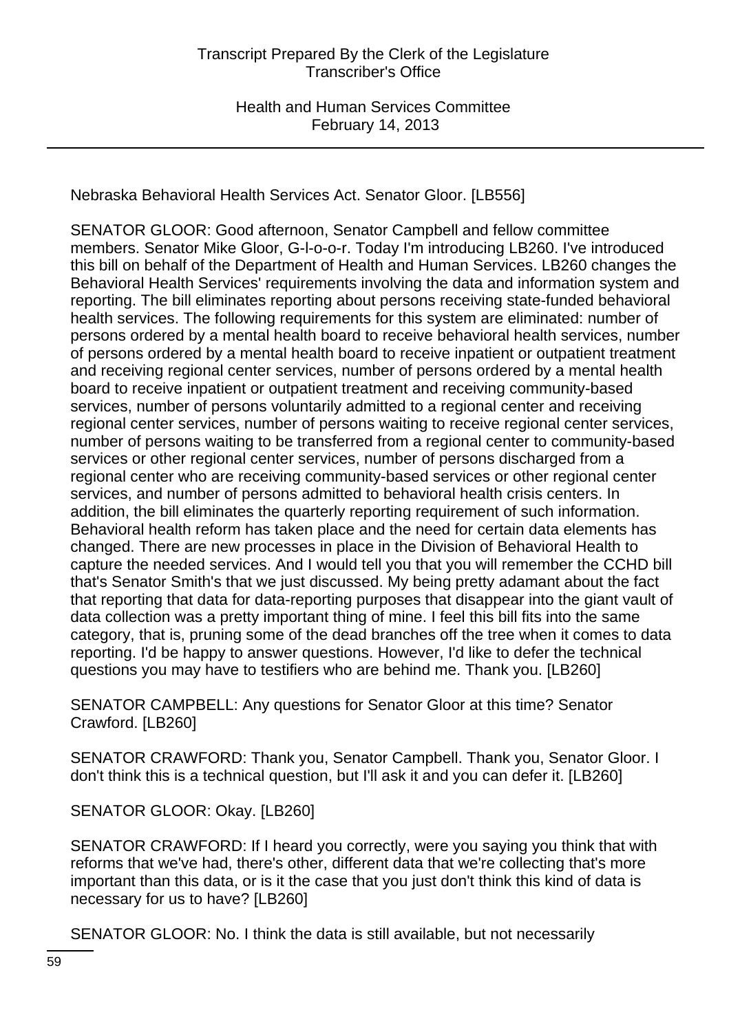Nebraska Behavioral Health Services Act. Senator Gloor. [LB556]

SENATOR GLOOR: Good afternoon, Senator Campbell and fellow committee members. Senator Mike Gloor, G-l-o-o-r. Today I'm introducing LB260. I've introduced this bill on behalf of the Department of Health and Human Services. LB260 changes the Behavioral Health Services' requirements involving the data and information system and reporting. The bill eliminates reporting about persons receiving state-funded behavioral health services. The following requirements for this system are eliminated: number of persons ordered by a mental health board to receive behavioral health services, number of persons ordered by a mental health board to receive inpatient or outpatient treatment and receiving regional center services, number of persons ordered by a mental health board to receive inpatient or outpatient treatment and receiving community-based services, number of persons voluntarily admitted to a regional center and receiving regional center services, number of persons waiting to receive regional center services, number of persons waiting to be transferred from a regional center to community-based services or other regional center services, number of persons discharged from a regional center who are receiving community-based services or other regional center services, and number of persons admitted to behavioral health crisis centers. In addition, the bill eliminates the quarterly reporting requirement of such information. Behavioral health reform has taken place and the need for certain data elements has changed. There are new processes in place in the Division of Behavioral Health to capture the needed services. And I would tell you that you will remember the CCHD bill that's Senator Smith's that we just discussed. My being pretty adamant about the fact that reporting that data for data-reporting purposes that disappear into the giant vault of data collection was a pretty important thing of mine. I feel this bill fits into the same category, that is, pruning some of the dead branches off the tree when it comes to data reporting. I'd be happy to answer questions. However, I'd like to defer the technical questions you may have to testifiers who are behind me. Thank you. [LB260]

SENATOR CAMPBELL: Any questions for Senator Gloor at this time? Senator Crawford. [LB260]

SENATOR CRAWFORD: Thank you, Senator Campbell. Thank you, Senator Gloor. I don't think this is a technical question, but I'll ask it and you can defer it. [LB260]

SENATOR GLOOR: Okay. [LB260]

SENATOR CRAWFORD: If I heard you correctly, were you saying you think that with reforms that we've had, there's other, different data that we're collecting that's more important than this data, or is it the case that you just don't think this kind of data is necessary for us to have? [LB260]

SENATOR GLOOR: No. I think the data is still available, but not necessarily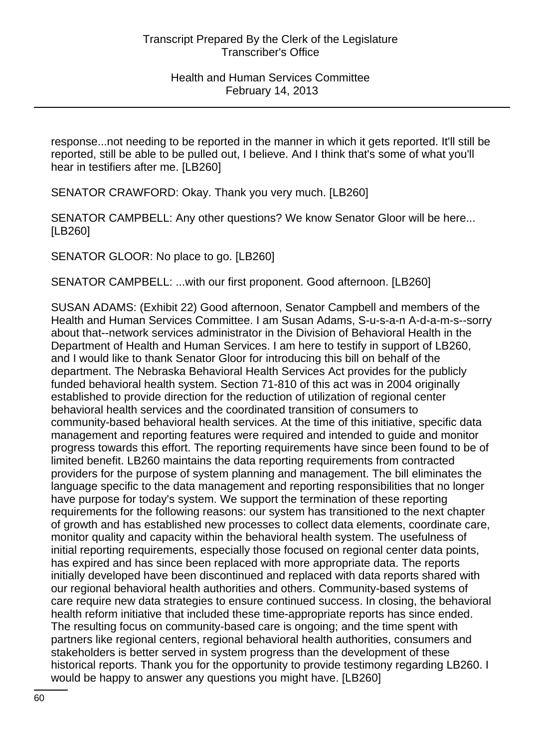response...not needing to be reported in the manner in which it gets reported. It'll still be reported, still be able to be pulled out, I believe. And I think that's some of what you'll hear in testifiers after me. [LB260]

SENATOR CRAWFORD: Okay. Thank you very much. [LB260]

SENATOR CAMPBELL: Any other questions? We know Senator Gloor will be here... [LB260]

SENATOR GLOOR: No place to go. [LB260]

SENATOR CAMPBELL: ...with our first proponent. Good afternoon. [LB260]

SUSAN ADAMS: (Exhibit 22) Good afternoon, Senator Campbell and members of the Health and Human Services Committee. I am Susan Adams, S-u-s-a-n A-d-a-m-s--sorry about that--network services administrator in the Division of Behavioral Health in the Department of Health and Human Services. I am here to testify in support of LB260, and I would like to thank Senator Gloor for introducing this bill on behalf of the department. The Nebraska Behavioral Health Services Act provides for the publicly funded behavioral health system. Section 71-810 of this act was in 2004 originally established to provide direction for the reduction of utilization of regional center behavioral health services and the coordinated transition of consumers to community-based behavioral health services. At the time of this initiative, specific data management and reporting features were required and intended to guide and monitor progress towards this effort. The reporting requirements have since been found to be of limited benefit. LB260 maintains the data reporting requirements from contracted providers for the purpose of system planning and management. The bill eliminates the language specific to the data management and reporting responsibilities that no longer have purpose for today's system. We support the termination of these reporting requirements for the following reasons: our system has transitioned to the next chapter of growth and has established new processes to collect data elements, coordinate care, monitor quality and capacity within the behavioral health system. The usefulness of initial reporting requirements, especially those focused on regional center data points, has expired and has since been replaced with more appropriate data. The reports initially developed have been discontinued and replaced with data reports shared with our regional behavioral health authorities and others. Community-based systems of care require new data strategies to ensure continued success. In closing, the behavioral health reform initiative that included these time-appropriate reports has since ended. The resulting focus on community-based care is ongoing; and the time spent with partners like regional centers, regional behavioral health authorities, consumers and stakeholders is better served in system progress than the development of these historical reports. Thank you for the opportunity to provide testimony regarding LB260. I would be happy to answer any questions you might have. [LB260]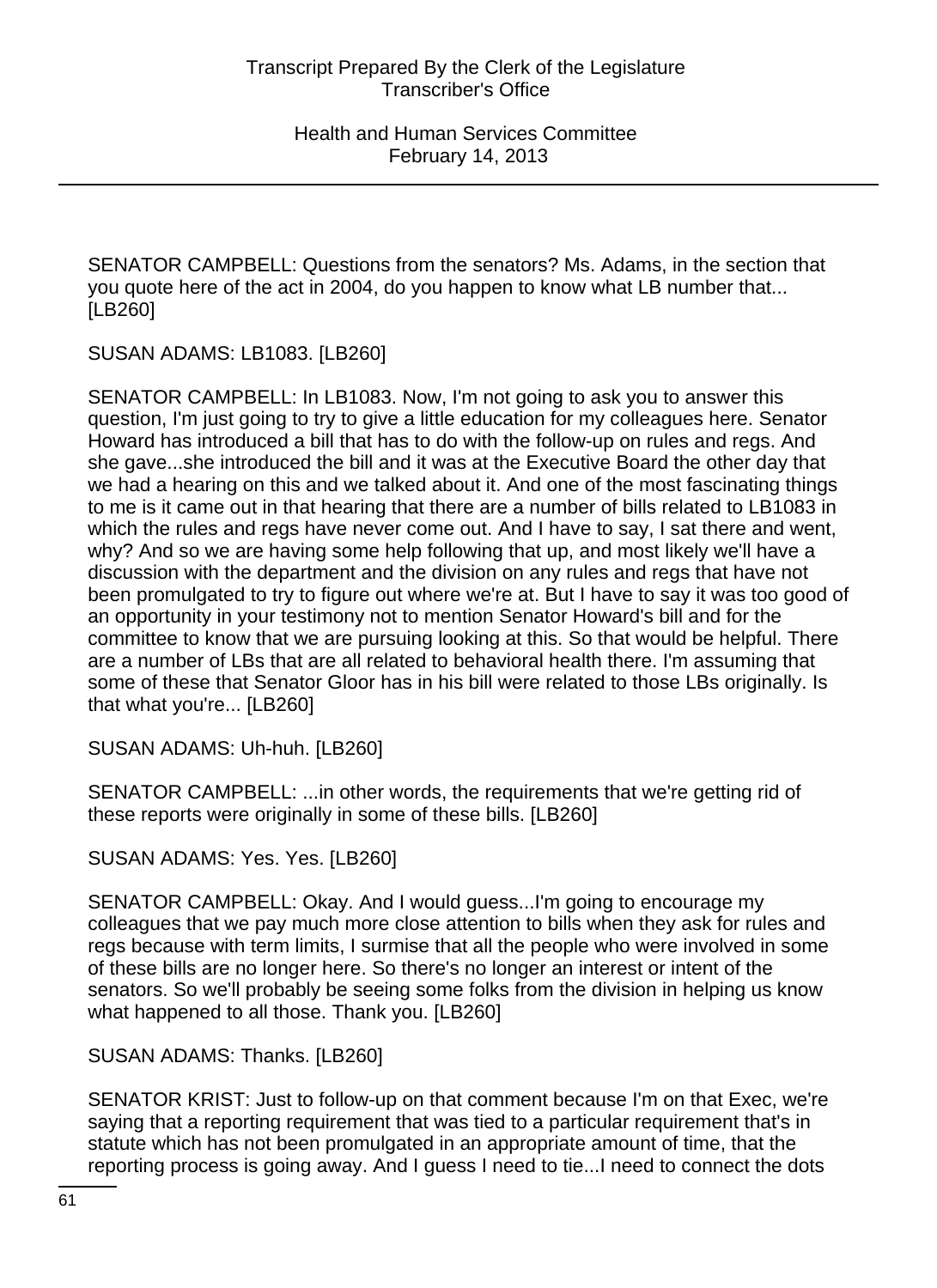SENATOR CAMPBELL: Questions from the senators? Ms. Adams, in the section that you quote here of the act in 2004, do you happen to know what LB number that... [LB260]

SUSAN ADAMS: LB1083. [LB260]

SENATOR CAMPBELL: In LB1083. Now, I'm not going to ask you to answer this question, I'm just going to try to give a little education for my colleagues here. Senator Howard has introduced a bill that has to do with the follow-up on rules and regs. And she gave...she introduced the bill and it was at the Executive Board the other day that we had a hearing on this and we talked about it. And one of the most fascinating things to me is it came out in that hearing that there are a number of bills related to LB1083 in which the rules and regs have never come out. And I have to say, I sat there and went, why? And so we are having some help following that up, and most likely we'll have a discussion with the department and the division on any rules and regs that have not been promulgated to try to figure out where we're at. But I have to say it was too good of an opportunity in your testimony not to mention Senator Howard's bill and for the committee to know that we are pursuing looking at this. So that would be helpful. There are a number of LBs that are all related to behavioral health there. I'm assuming that some of these that Senator Gloor has in his bill were related to those LBs originally. Is that what you're... [LB260]

SUSAN ADAMS: Uh-huh. [LB260]

SENATOR CAMPBELL: ...in other words, the requirements that we're getting rid of these reports were originally in some of these bills. [LB260]

SUSAN ADAMS: Yes. Yes. [LB260]

SENATOR CAMPBELL: Okay. And I would guess...I'm going to encourage my colleagues that we pay much more close attention to bills when they ask for rules and regs because with term limits, I surmise that all the people who were involved in some of these bills are no longer here. So there's no longer an interest or intent of the senators. So we'll probably be seeing some folks from the division in helping us know what happened to all those. Thank you. [LB260]

SUSAN ADAMS: Thanks. [LB260]

SENATOR KRIST: Just to follow-up on that comment because I'm on that Exec, we're saying that a reporting requirement that was tied to a particular requirement that's in statute which has not been promulgated in an appropriate amount of time, that the reporting process is going away. And I guess I need to tie...I need to connect the dots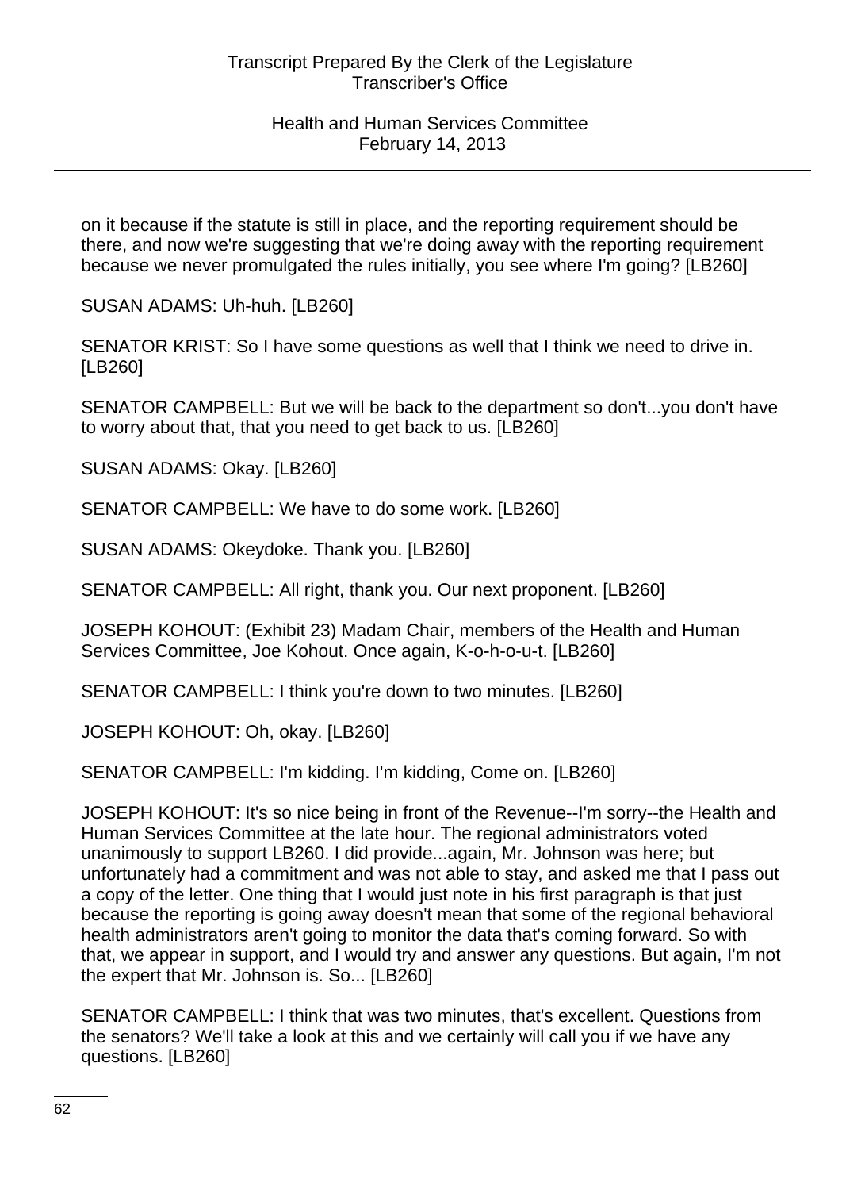on it because if the statute is still in place, and the reporting requirement should be there, and now we're suggesting that we're doing away with the reporting requirement because we never promulgated the rules initially, you see where I'm going? [LB260]

SUSAN ADAMS: Uh-huh. [LB260]

SENATOR KRIST: So I have some questions as well that I think we need to drive in. [LB260]

SENATOR CAMPBELL: But we will be back to the department so don't...you don't have to worry about that, that you need to get back to us. [LB260]

SUSAN ADAMS: Okay. [LB260]

SENATOR CAMPBELL: We have to do some work. [LB260]

SUSAN ADAMS: Okeydoke. Thank you. [LB260]

SENATOR CAMPBELL: All right, thank you. Our next proponent. [LB260]

JOSEPH KOHOUT: (Exhibit 23) Madam Chair, members of the Health and Human Services Committee, Joe Kohout. Once again, K-o-h-o-u-t. [LB260]

SENATOR CAMPBELL: I think you're down to two minutes. [LB260]

JOSEPH KOHOUT: Oh, okay. [LB260]

SENATOR CAMPBELL: I'm kidding. I'm kidding, Come on. [LB260]

JOSEPH KOHOUT: It's so nice being in front of the Revenue--I'm sorry--the Health and Human Services Committee at the late hour. The regional administrators voted unanimously to support LB260. I did provide...again, Mr. Johnson was here; but unfortunately had a commitment and was not able to stay, and asked me that I pass out a copy of the letter. One thing that I would just note in his first paragraph is that just because the reporting is going away doesn't mean that some of the regional behavioral health administrators aren't going to monitor the data that's coming forward. So with that, we appear in support, and I would try and answer any questions. But again, I'm not the expert that Mr. Johnson is. So... [LB260]

SENATOR CAMPBELL: I think that was two minutes, that's excellent. Questions from the senators? We'll take a look at this and we certainly will call you if we have any questions. [LB260]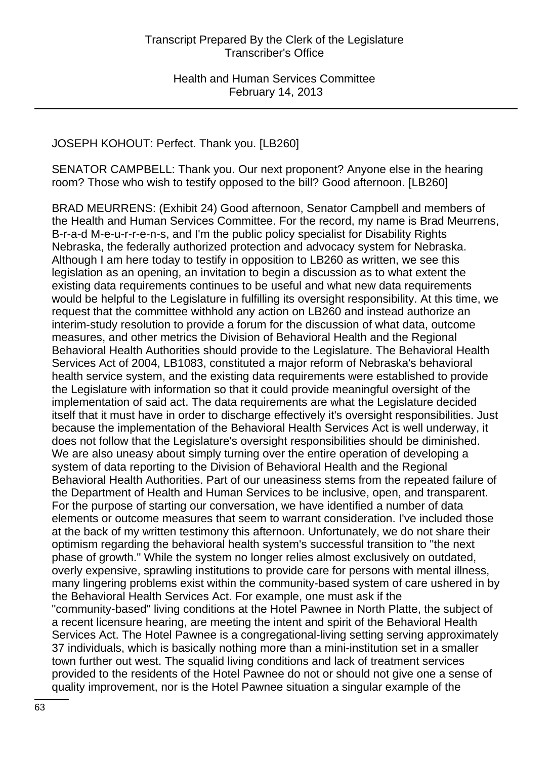JOSEPH KOHOUT: Perfect. Thank you. [LB260]

SENATOR CAMPBELL: Thank you. Our next proponent? Anyone else in the hearing room? Those who wish to testify opposed to the bill? Good afternoon. [LB260]

BRAD MEURRENS: (Exhibit 24) Good afternoon, Senator Campbell and members of the Health and Human Services Committee. For the record, my name is Brad Meurrens, B-r-a-d M-e-u-r-r-e-n-s, and I'm the public policy specialist for Disability Rights Nebraska, the federally authorized protection and advocacy system for Nebraska. Although I am here today to testify in opposition to LB260 as written, we see this legislation as an opening, an invitation to begin a discussion as to what extent the existing data requirements continues to be useful and what new data requirements would be helpful to the Legislature in fulfilling its oversight responsibility. At this time, we request that the committee withhold any action on LB260 and instead authorize an interim-study resolution to provide a forum for the discussion of what data, outcome measures, and other metrics the Division of Behavioral Health and the Regional Behavioral Health Authorities should provide to the Legislature. The Behavioral Health Services Act of 2004, LB1083, constituted a major reform of Nebraska's behavioral health service system, and the existing data requirements were established to provide the Legislature with information so that it could provide meaningful oversight of the implementation of said act. The data requirements are what the Legislature decided itself that it must have in order to discharge effectively it's oversight responsibilities. Just because the implementation of the Behavioral Health Services Act is well underway, it does not follow that the Legislature's oversight responsibilities should be diminished. We are also uneasy about simply turning over the entire operation of developing a system of data reporting to the Division of Behavioral Health and the Regional Behavioral Health Authorities. Part of our uneasiness stems from the repeated failure of the Department of Health and Human Services to be inclusive, open, and transparent. For the purpose of starting our conversation, we have identified a number of data elements or outcome measures that seem to warrant consideration. I've included those at the back of my written testimony this afternoon. Unfortunately, we do not share their optimism regarding the behavioral health system's successful transition to "the next phase of growth." While the system no longer relies almost exclusively on outdated, overly expensive, sprawling institutions to provide care for persons with mental illness, many lingering problems exist within the community-based system of care ushered in by the Behavioral Health Services Act. For example, one must ask if the "community-based" living conditions at the Hotel Pawnee in North Platte, the subject of a recent licensure hearing, are meeting the intent and spirit of the Behavioral Health Services Act. The Hotel Pawnee is a congregational-living setting serving approximately 37 individuals, which is basically nothing more than a mini-institution set in a smaller town further out west. The squalid living conditions and lack of treatment services provided to the residents of the Hotel Pawnee do not or should not give one a sense of quality improvement, nor is the Hotel Pawnee situation a singular example of the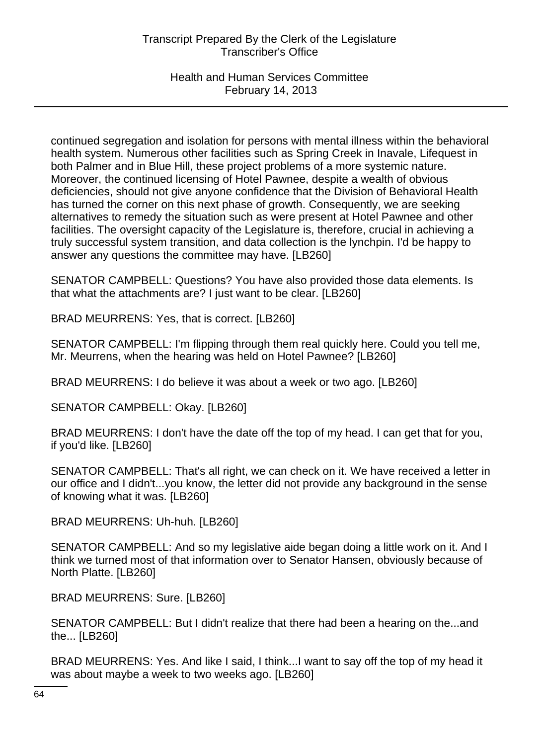continued segregation and isolation for persons with mental illness within the behavioral health system. Numerous other facilities such as Spring Creek in Inavale, Lifequest in both Palmer and in Blue Hill, these project problems of a more systemic nature. Moreover, the continued licensing of Hotel Pawnee, despite a wealth of obvious deficiencies, should not give anyone confidence that the Division of Behavioral Health has turned the corner on this next phase of growth. Consequently, we are seeking alternatives to remedy the situation such as were present at Hotel Pawnee and other facilities. The oversight capacity of the Legislature is, therefore, crucial in achieving a truly successful system transition, and data collection is the lynchpin. I'd be happy to answer any questions the committee may have. [LB260]

SENATOR CAMPBELL: Questions? You have also provided those data elements. Is that what the attachments are? I just want to be clear. [LB260]

BRAD MEURRENS: Yes, that is correct. [LB260]

SENATOR CAMPBELL: I'm flipping through them real quickly here. Could you tell me, Mr. Meurrens, when the hearing was held on Hotel Pawnee? [LB260]

BRAD MEURRENS: I do believe it was about a week or two ago. [LB260]

SENATOR CAMPBELL: Okay. [LB260]

BRAD MEURRENS: I don't have the date off the top of my head. I can get that for you, if you'd like. [LB260]

SENATOR CAMPBELL: That's all right, we can check on it. We have received a letter in our office and I didn't...you know, the letter did not provide any background in the sense of knowing what it was. [LB260]

BRAD MEURRENS: Uh-huh. [LB260]

SENATOR CAMPBELL: And so my legislative aide began doing a little work on it. And I think we turned most of that information over to Senator Hansen, obviously because of North Platte. [LB260]

BRAD MEURRENS: Sure. [LB260]

SENATOR CAMPBELL: But I didn't realize that there had been a hearing on the...and the... [LB260]

BRAD MEURRENS: Yes. And like I said, I think...I want to say off the top of my head it was about maybe a week to two weeks ago. [LB260]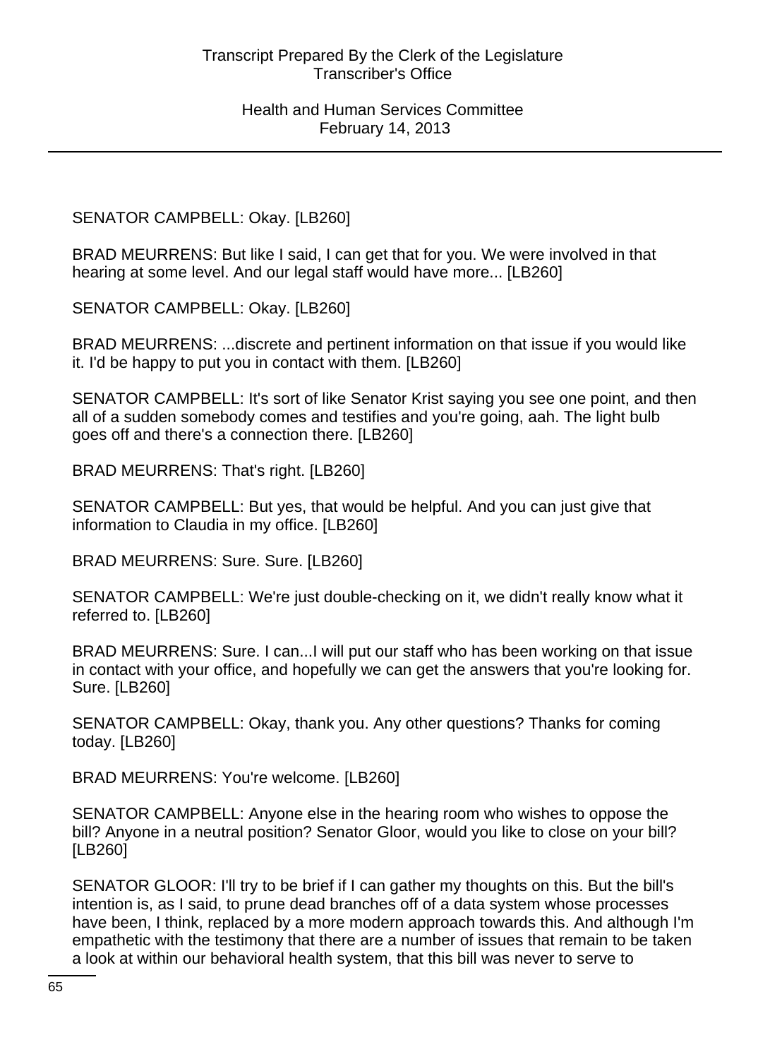SENATOR CAMPBELL: Okay. [LB260]

BRAD MEURRENS: But like I said, I can get that for you. We were involved in that hearing at some level. And our legal staff would have more... [LB260]

SENATOR CAMPBELL: Okay. [LB260]

BRAD MEURRENS: ...discrete and pertinent information on that issue if you would like it. I'd be happy to put you in contact with them. [LB260]

SENATOR CAMPBELL: It's sort of like Senator Krist saying you see one point, and then all of a sudden somebody comes and testifies and you're going, aah. The light bulb goes off and there's a connection there. [LB260]

BRAD MEURRENS: That's right. [LB260]

SENATOR CAMPBELL: But yes, that would be helpful. And you can just give that information to Claudia in my office. [LB260]

BRAD MEURRENS: Sure. Sure. [LB260]

SENATOR CAMPBELL: We're just double-checking on it, we didn't really know what it referred to. [LB260]

BRAD MEURRENS: Sure. I can...I will put our staff who has been working on that issue in contact with your office, and hopefully we can get the answers that you're looking for. Sure. [LB260]

SENATOR CAMPBELL: Okay, thank you. Any other questions? Thanks for coming today. [LB260]

BRAD MEURRENS: You're welcome. [LB260]

SENATOR CAMPBELL: Anyone else in the hearing room who wishes to oppose the bill? Anyone in a neutral position? Senator Gloor, would you like to close on your bill? [LB260]

SENATOR GLOOR: I'll try to be brief if I can gather my thoughts on this. But the bill's intention is, as I said, to prune dead branches off of a data system whose processes have been, I think, replaced by a more modern approach towards this. And although I'm empathetic with the testimony that there are a number of issues that remain to be taken a look at within our behavioral health system, that this bill was never to serve to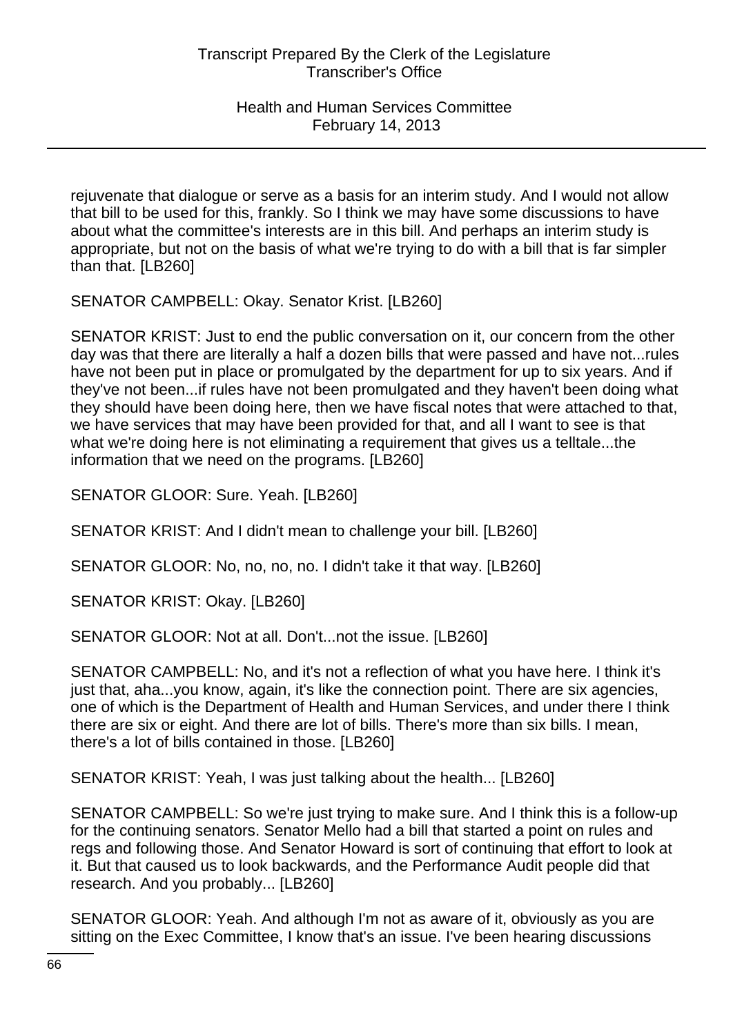rejuvenate that dialogue or serve as a basis for an interim study. And I would not allow that bill to be used for this, frankly. So I think we may have some discussions to have about what the committee's interests are in this bill. And perhaps an interim study is appropriate, but not on the basis of what we're trying to do with a bill that is far simpler than that. [LB260]

SENATOR CAMPBELL: Okay. Senator Krist. [LB260]

SENATOR KRIST: Just to end the public conversation on it, our concern from the other day was that there are literally a half a dozen bills that were passed and have not...rules have not been put in place or promulgated by the department for up to six years. And if they've not been...if rules have not been promulgated and they haven't been doing what they should have been doing here, then we have fiscal notes that were attached to that, we have services that may have been provided for that, and all I want to see is that what we're doing here is not eliminating a requirement that gives us a telltale...the information that we need on the programs. [LB260]

SENATOR GLOOR: Sure. Yeah. [LB260]

SENATOR KRIST: And I didn't mean to challenge your bill. [LB260]

SENATOR GLOOR: No, no, no, no. I didn't take it that way. [LB260]

SENATOR KRIST: Okay. [LB260]

SENATOR GLOOR: Not at all. Don't...not the issue. [LB260]

SENATOR CAMPBELL: No, and it's not a reflection of what you have here. I think it's just that, aha...you know, again, it's like the connection point. There are six agencies, one of which is the Department of Health and Human Services, and under there I think there are six or eight. And there are lot of bills. There's more than six bills. I mean, there's a lot of bills contained in those. [LB260]

SENATOR KRIST: Yeah, I was just talking about the health... [LB260]

SENATOR CAMPBELL: So we're just trying to make sure. And I think this is a follow-up for the continuing senators. Senator Mello had a bill that started a point on rules and regs and following those. And Senator Howard is sort of continuing that effort to look at it. But that caused us to look backwards, and the Performance Audit people did that research. And you probably... [LB260]

SENATOR GLOOR: Yeah. And although I'm not as aware of it, obviously as you are sitting on the Exec Committee, I know that's an issue. I've been hearing discussions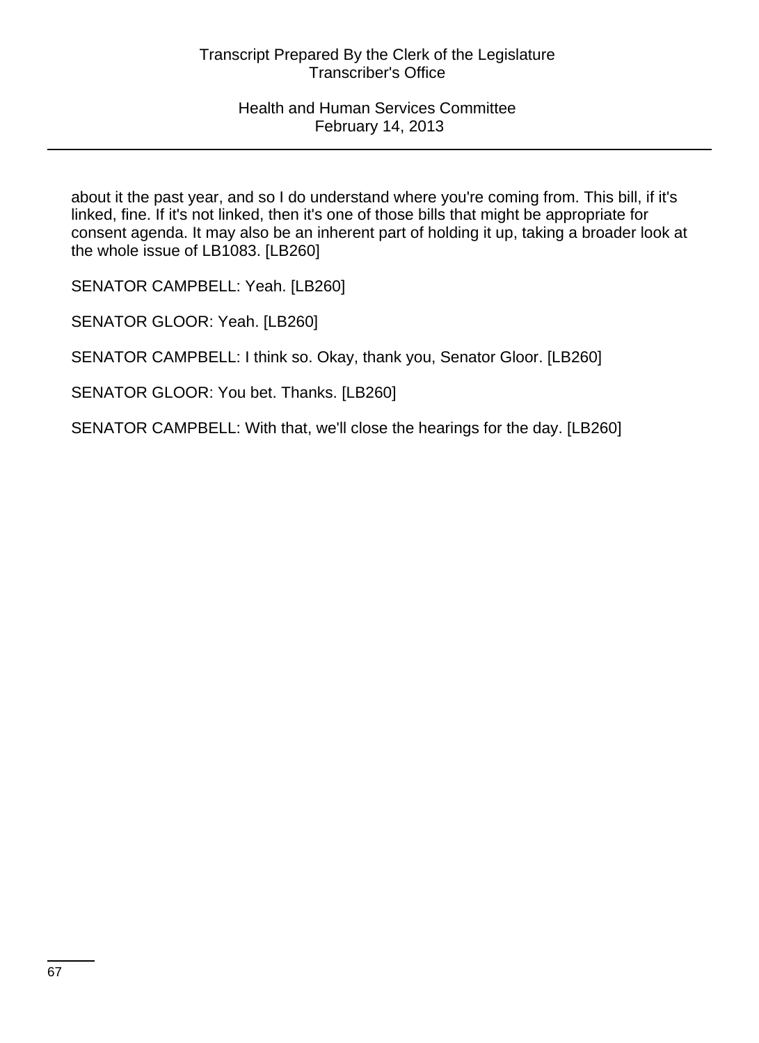about it the past year, and so I do understand where you're coming from. This bill, if it's linked, fine. If it's not linked, then it's one of those bills that might be appropriate for consent agenda. It may also be an inherent part of holding it up, taking a broader look at the whole issue of LB1083. [LB260]

SENATOR CAMPBELL: Yeah. [LB260]

SENATOR GLOOR: Yeah. [LB260]

SENATOR CAMPBELL: I think so. Okay, thank you, Senator Gloor. [LB260]

SENATOR GLOOR: You bet. Thanks. [LB260]

SENATOR CAMPBELL: With that, we'll close the hearings for the day. [LB260]